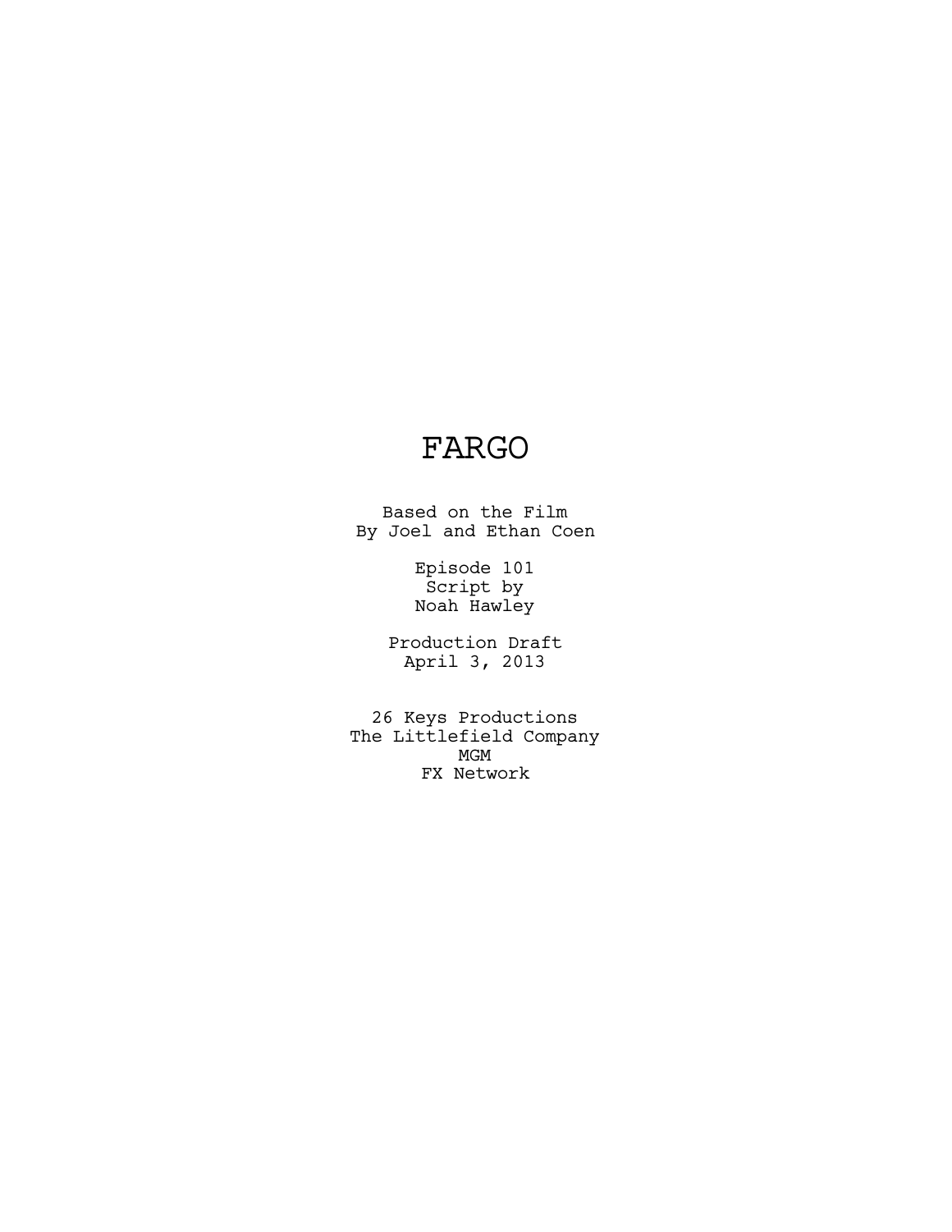# FARGO

Based on the Film
By Joel and Ethan Coen

Episode 101
Script by
Noah Hawley

Production Draft
April 3, 2013

26 Keys Productions
The Littlefield Company
MGM
FX Network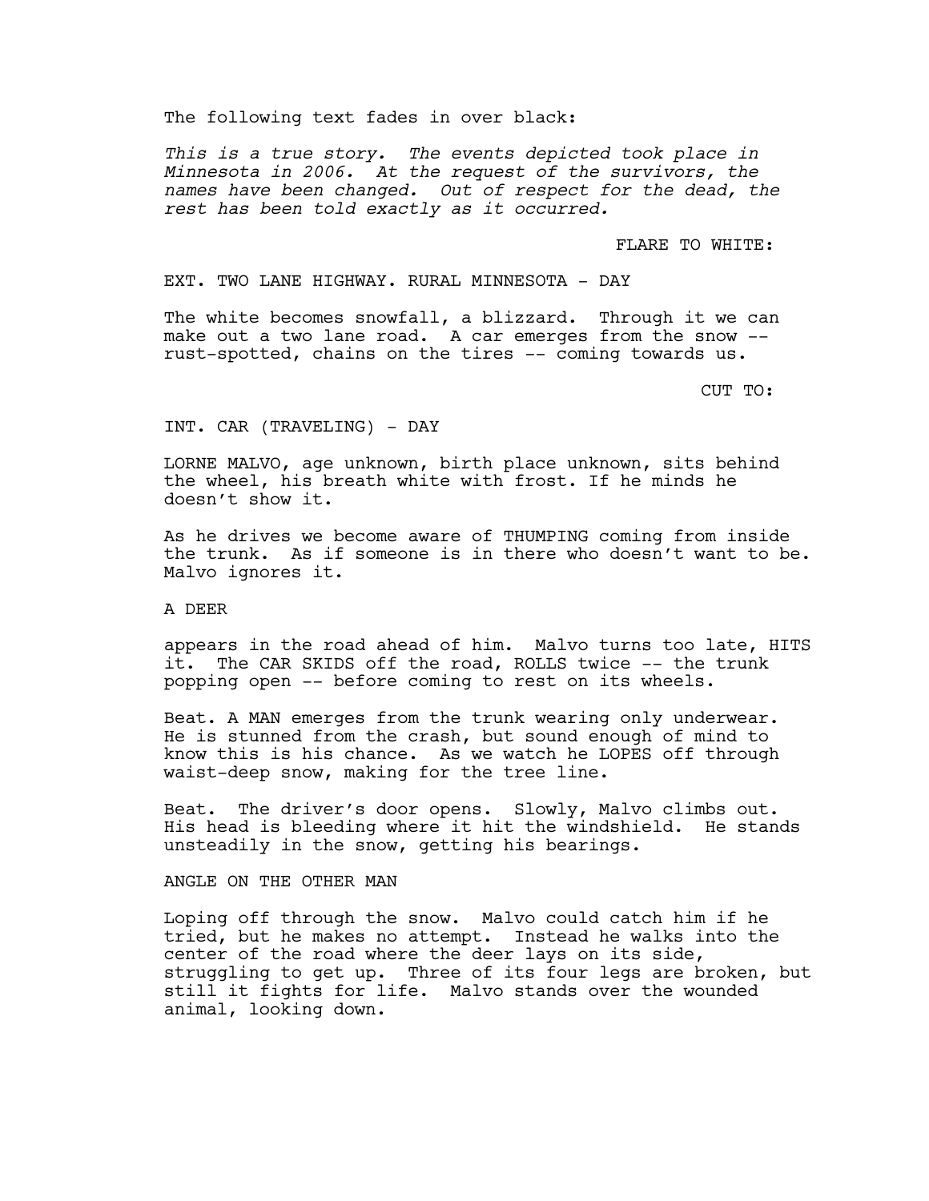The following text fades in over black:

*This is a true story. The events depicted took place in Minnesota in 2006. At the request of the survivors, the names have been changed. Out of respect for the dead, the rest has been told exactly as it occurred.*

FLARE TO WHITE:

EXT. TWO LANE HIGHWAY. RURAL MINNESOTA - DAY

The white becomes snowfall, a blizzard. Through it we can make out a two lane road. A car emerges from the snow -- rust-spotted, chains on the tires -- coming towards us.

CUT TO:

INT. CAR (TRAVELING) - DAY

LORNE MALVO, age unknown, birth place unknown, sits behind the wheel, his breath white with frost. If he minds he doesn't show it.

As he drives we become aware of THUMPING coming from inside the trunk. As if someone is in there who doesn't want to be. Malvo ignores it.

A DEER

appears in the road ahead of him. Malvo turns too late, HITS it. The CAR SKIDS off the road, ROLLS twice -- the trunk popping open -- before coming to rest on its wheels.

Beat. A MAN emerges from the trunk wearing only underwear. He is stunned from the crash, but sound enough of mind to know this is his chance. As we watch he LOPES off through waist-deep snow, making for the tree line.

Beat. The driver's door opens. Slowly, Malvo climbs out. His head is bleeding where it hit the windshield. He stands unsteadily in the snow, getting his bearings.

ANGLE ON THE OTHER MAN

Loping off through the snow. Malvo could catch him if he tried, but he makes no attempt. Instead he walks into the center of the road where the deer lays on its side, struggling to get up. Three of its four legs are broken, but still it fights for life. Malvo stands over the wounded animal, looking down.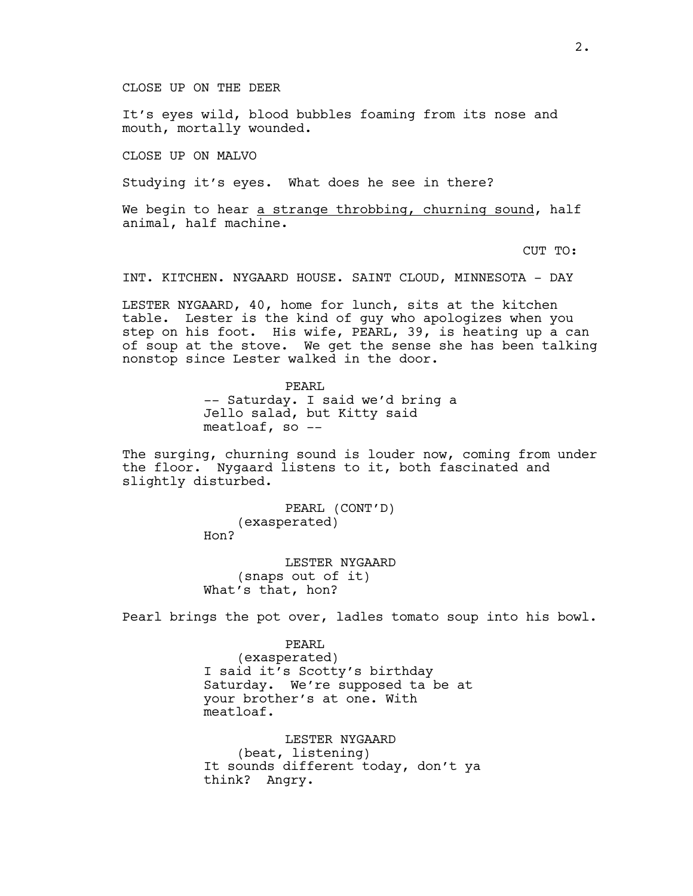CLOSE UP ON THE DEER

It's eyes wild, blood bubbles foaming from its nose and mouth, mortally wounded.

CLOSE UP ON MALVO

Studying it's eyes. What does he see in there?

We begin to hear <u>a strange throbbing, churning sound</u>, half animal, half machine.

CUT TO:

INT. KITCHEN. NYGAARD HOUSE. SAINT CLOUD, MINNESOTA - DAY

LESTER NYGAARD, 40, home for lunch, sits at the kitchen table. Lester is the kind of guy who apologizes when you step on his foot. His wife, PEARL, 39, is heating up a can of soup at the stove. We get the sense she has been talking nonstop since Lester walked in the door.

PEARL
-- Saturday. I said we'd bring a Jello salad, but Kitty said meatloaf, so --

The surging, churning sound is louder now, coming from under the floor. Nygaard listens to it, both fascinated and slightly disturbed.

PEARL (CONT'D)
(exasperated)
Hon?

LESTER NYGAARD
(snaps out of it)
What's that, hon?

Pearl brings the pot over, ladles tomato soup into his bowl.

PEARL
(exasperated)
I said it's Scotty's birthday Saturday. We're supposed ta be at your brother's at one. With meatloaf.

LESTER NYGAARD
(beat, listening)
It sounds different today, don't ya think? Angry.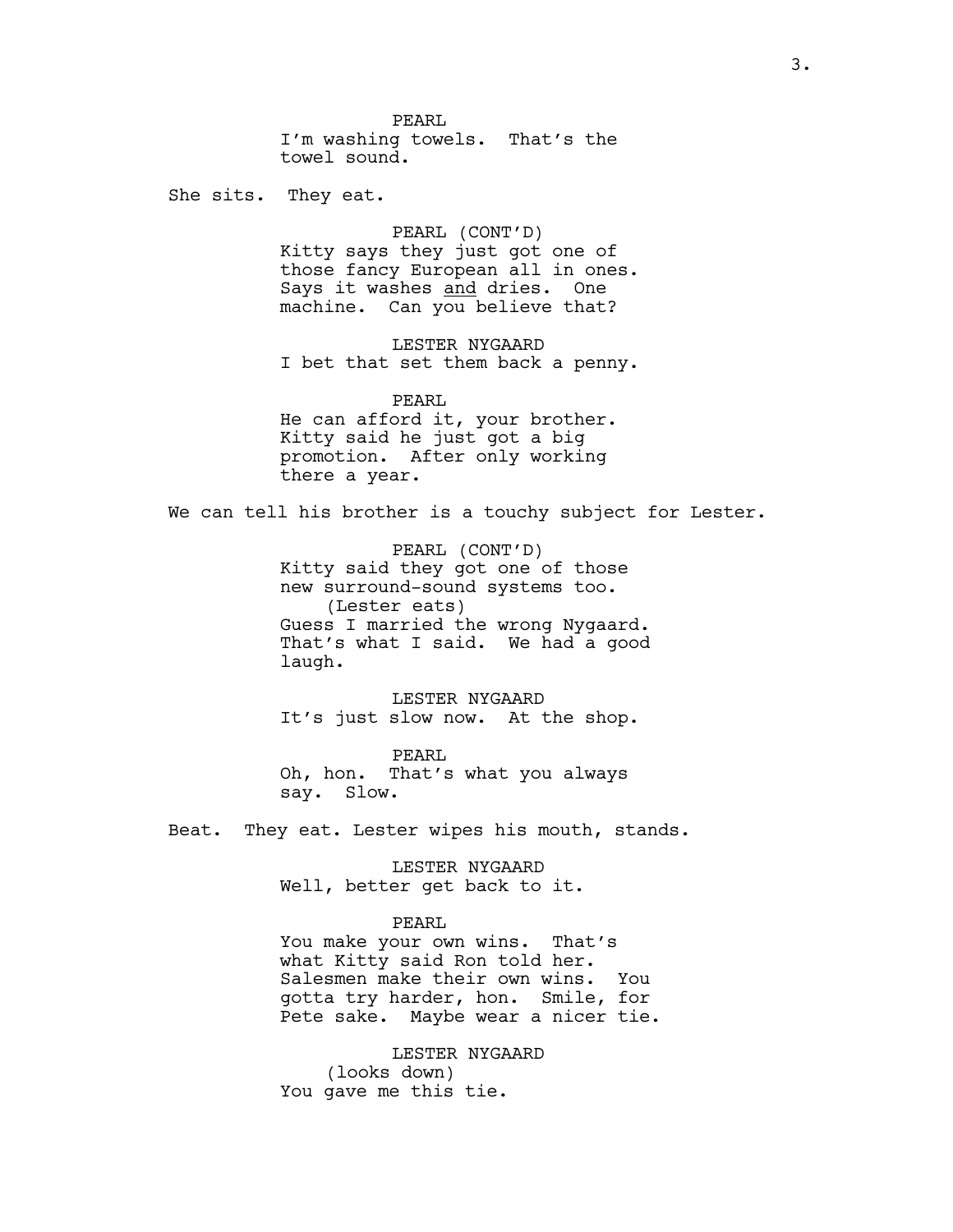PEARL
I'm washing towels. That's the towel sound.

She sits. They eat.

PEARL (CONT'D)
Kitty says they just got one of those fancy European all in ones. Says it washes <u>and</u> dries. One machine. Can you believe that?

LESTER NYGAARD
I bet that set them back a penny.

PEARL
He can afford it, your brother. Kitty said he just got a big promotion. After only working there a year.

We can tell his brother is a touchy subject for Lester.

PEARL (CONT'D)
Kitty said they got one of those new surround-sound systems too.
(Lester eats)
Guess I married the wrong Nygaard. That's what I said. We had a good laugh.

LESTER NYGAARD
It's just slow now. At the shop.

PEARL
Oh, hon. That's what you always say. Slow.

Beat. They eat. Lester wipes his mouth, stands.

LESTER NYGAARD
Well, better get back to it.

PEARL
You make your own wins. That's what Kitty said Ron told her. Salesmen make their own wins. You gotta try harder, hon. Smile, for Pete sake. Maybe wear a nicer tie.

LESTER NYGAARD
(looks down)
You gave me this tie.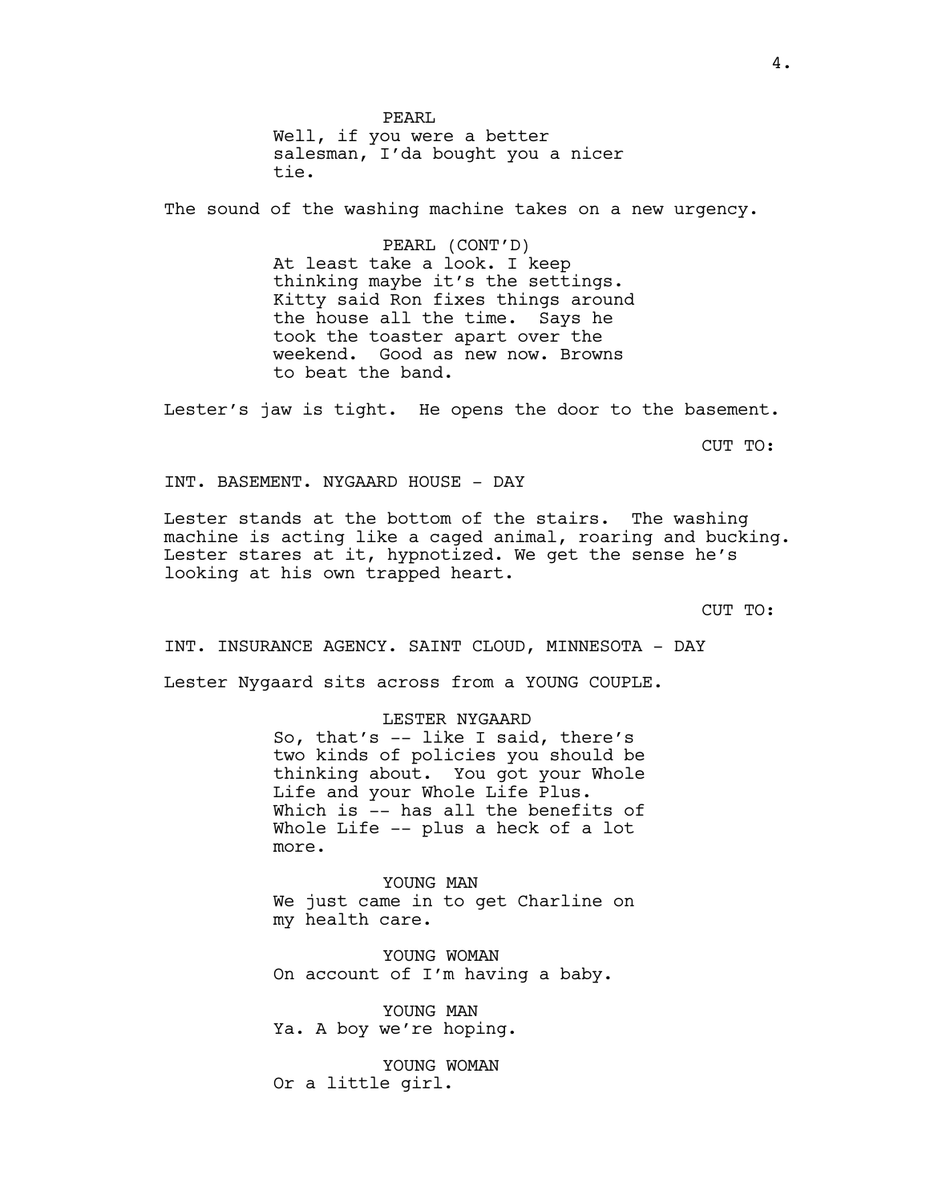PEARL
Well, if you were a better salesman, I'da bought you a nicer tie.

The sound of the washing machine takes on a new urgency.

PEARL (CONT'D)
At least take a look. I keep thinking maybe it's the settings. Kitty said Ron fixes things around the house all the time. Says he took the toaster apart over the weekend. Good as new now. Browns to beat the band.

Lester's jaw is tight. He opens the door to the basement.

CUT TO:

INT. BASEMENT. NYGAARD HOUSE - DAY

Lester stands at the bottom of the stairs. The washing machine is acting like a caged animal, roaring and bucking. Lester stares at it, hypnotized. We get the sense he's looking at his own trapped heart.

CUT TO:

INT. INSURANCE AGENCY. SAINT CLOUD, MINNESOTA - DAY

Lester Nygaard sits across from a YOUNG COUPLE.

LESTER NYGAARD
So, that's -- like I said, there's two kinds of policies you should be thinking about. You got your Whole Life and your Whole Life Plus. Which is -- has all the benefits of Whole Life -- plus a heck of a lot more.

YOUNG MAN
We just came in to get Charline on my health care.

YOUNG WOMAN
On account of I'm having a baby.

YOUNG MAN
Ya. A boy we're hoping.

YOUNG WOMAN
Or a little girl.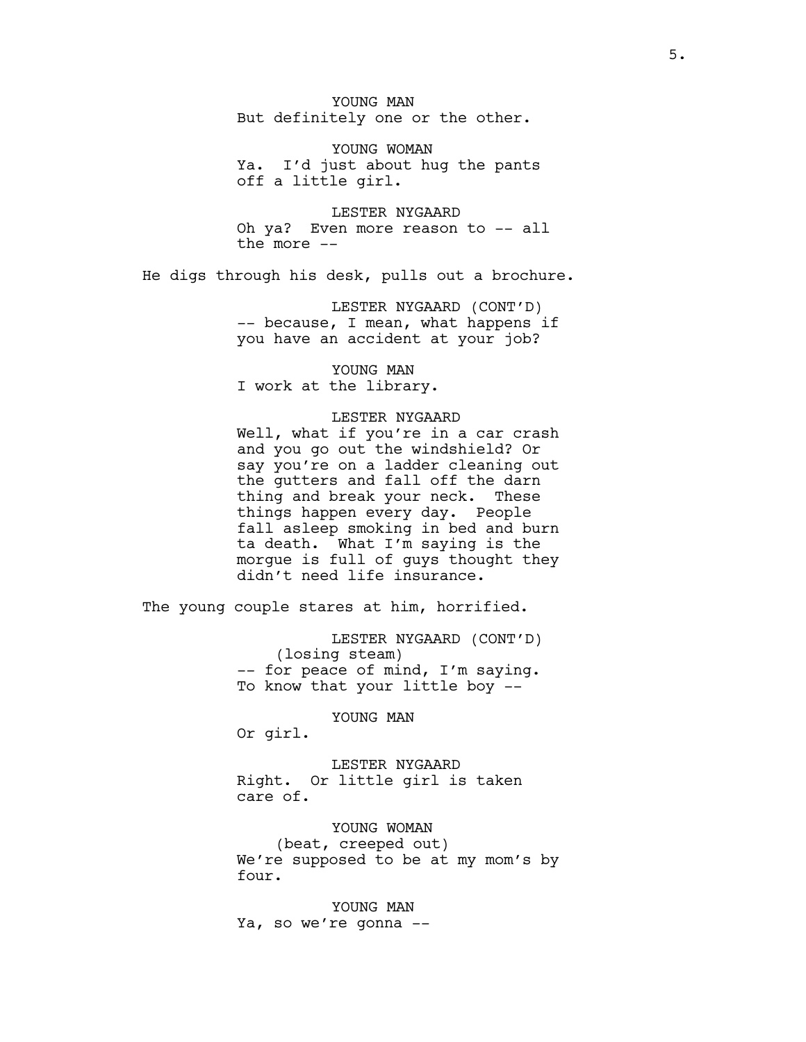YOUNG MAN
But definitely one or the other.

YOUNG WOMAN
Ya. I'd just about hug the pants off a little girl.

LESTER NYGAARD
Oh ya? Even more reason to -- all the more --

He digs through his desk, pulls out a brochure.

LESTER NYGAARD (CONT'D)
-- because, I mean, what happens if you have an accident at your job?

YOUNG MAN
I work at the library.

LESTER NYGAARD
Well, what if you're in a car crash and you go out the windshield? Or say you're on a ladder cleaning out the gutters and fall off the darn thing and break your neck. These things happen every day. People fall asleep smoking in bed and burn ta death. What I'm saying is the morgue is full of guys thought they didn't need life insurance.

The young couple stares at him, horrified.

LESTER NYGAARD (CONT'D)
(losing steam)
-- for peace of mind, I'm saying. To know that your little boy --

YOUNG MAN
Or girl.

LESTER NYGAARD
Right. Or little girl is taken care of.

YOUNG WOMAN
(beat, creeped out)
We're supposed to be at my mom's by four.

YOUNG MAN
Ya, so we're gonna --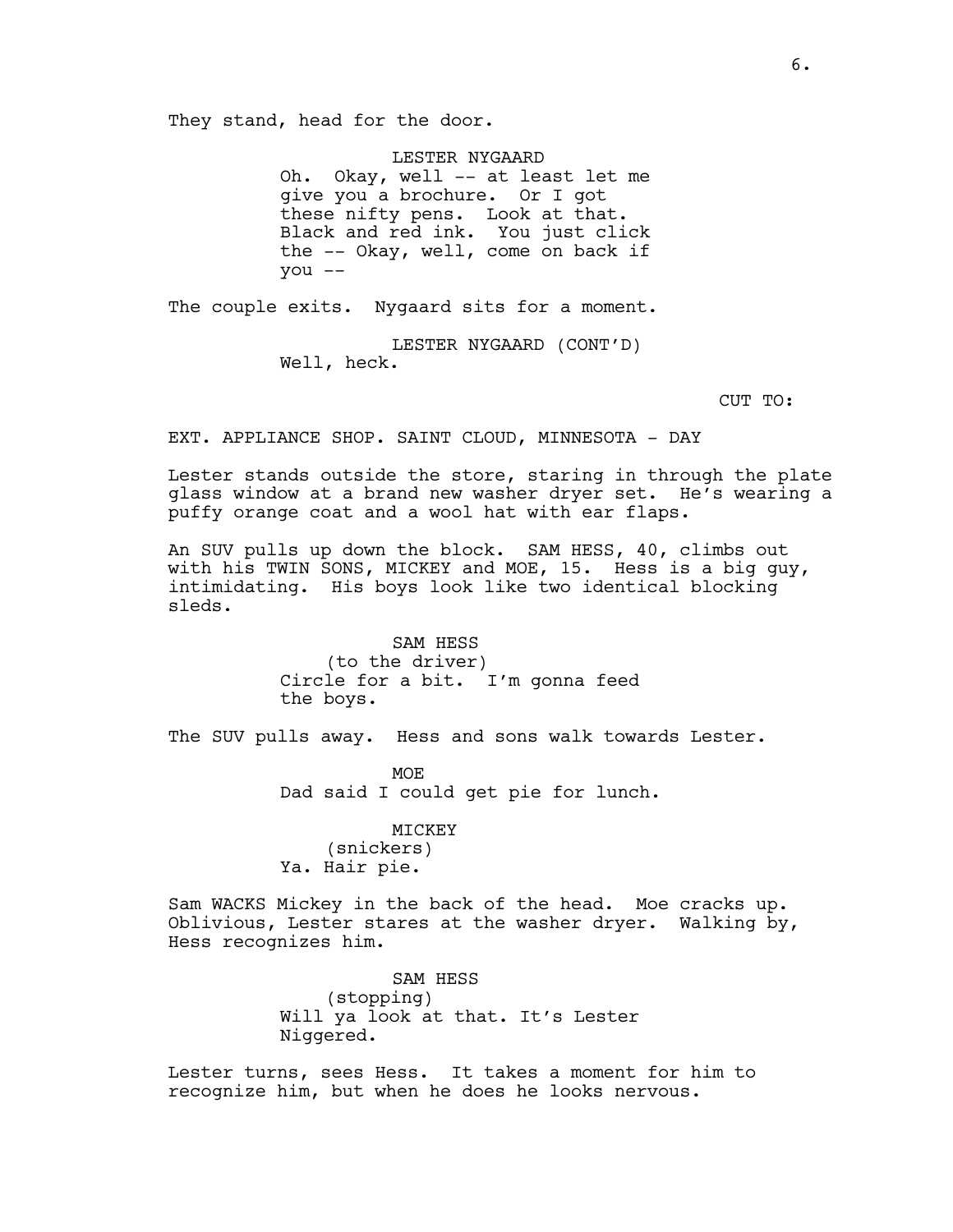They stand, head for the door.

LESTER NYGAARD
Oh. Okay, well -- at least let me give you a brochure. Or I got these nifty pens. Look at that. Black and red ink. You just click the -- Okay, well, come on back if you --

The couple exits. Nygaard sits for a moment.

LESTER NYGAARD (CONT'D)
Well, heck.

CUT TO:

EXT. APPLIANCE SHOP. SAINT CLOUD, MINNESOTA - DAY

Lester stands outside the store, staring in through the plate glass window at a brand new washer dryer set. He's wearing a puffy orange coat and a wool hat with ear flaps.

An SUV pulls up down the block. SAM HESS, 40, climbs out with his TWIN SONS, MICKEY and MOE, 15. Hess is a big guy, intimidating. His boys look like two identical blocking sleds.

SAM HESS
(to the driver)
Circle for a bit. I'm gonna feed the boys.

The SUV pulls away. Hess and sons walk towards Lester.

MOE
Dad said I could get pie for lunch.

MICKEY
(snickers)
Ya. Hair pie.

Sam WACKS Mickey in the back of the head. Moe cracks up. Oblivious, Lester stares at the washer dryer. Walking by, Hess recognizes him.

SAM HESS
(stopping)
Will ya look at that. It's Lester Niggered.

Lester turns, sees Hess. It takes a moment for him to recognize him, but when he does he looks nervous.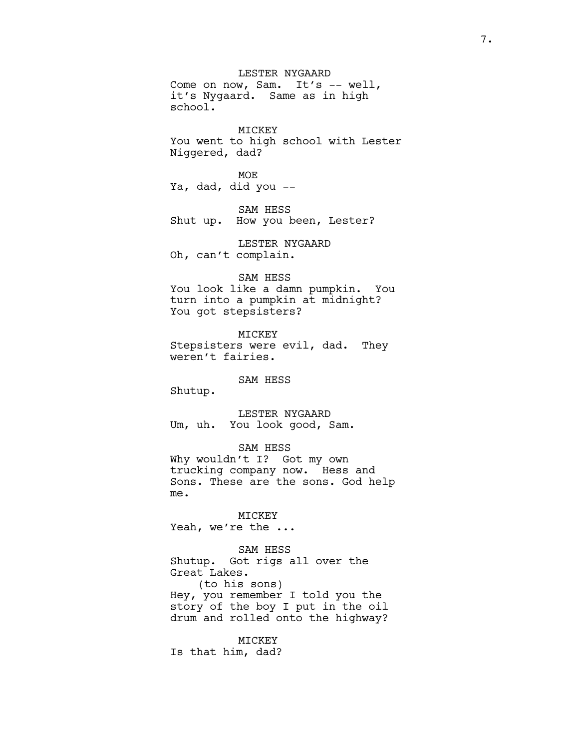LESTER NYGAARD
Come on now, Sam. It's -- well, it's Nygaard. Same as in high school.

MICKEY
You went to high school with Lester Niggered, dad?

MOE
Ya, dad, did you --

SAM HESS
Shut up. How you been, Lester?

LESTER NYGAARD
Oh, can't complain.

SAM HESS
You look like a damn pumpkin. You turn into a pumpkin at midnight? You got stepsisters?

MICKEY
Stepsisters were evil, dad. They weren't fairies.

SAM HESS
Shutup.

LESTER NYGAARD
Um, uh. You look good, Sam.

SAM HESS
Why wouldn't I? Got my own trucking company now. Hess and Sons. These are the sons. God help me.

MICKEY
Yeah, we're the ...

SAM HESS
Shutup. Got rigs all over the Great Lakes.
(to his sons)
Hey, you remember I told you the story of the boy I put in the oil drum and rolled onto the highway?

MICKEY
Is that him, dad?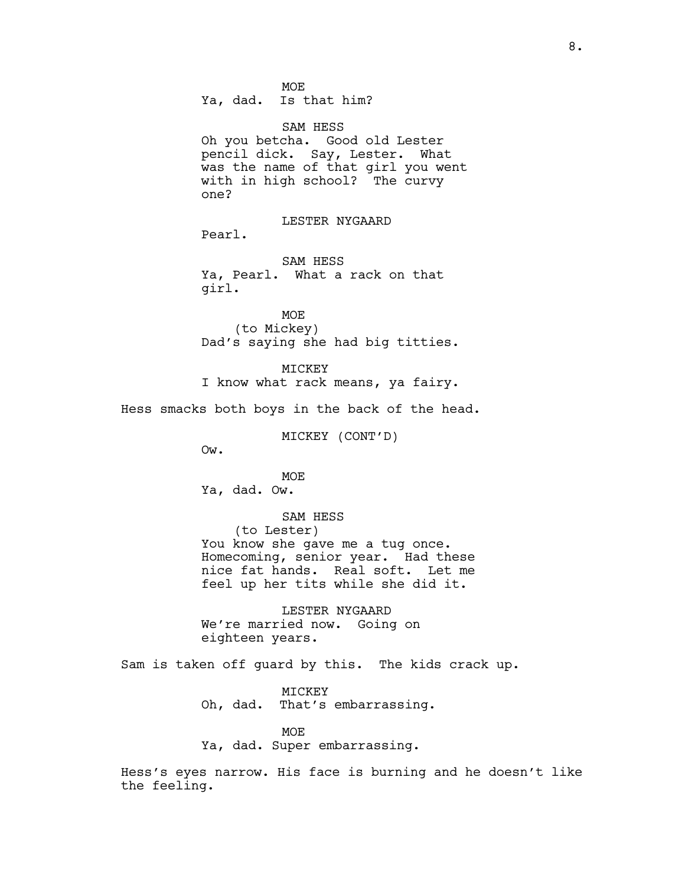MOE
Ya, dad. Is that him?

SAM HESS
Oh you betcha. Good old Lester pencil dick. Say, Lester. What was the name of that girl you went with in high school? The curvy one?

LESTER NYGAARD
Pearl.

SAM HESS
Ya, Pearl. What a rack on that girl.

MOE
(to Mickey)
Dad's saying she had big titties.

MICKEY
I know what rack means, ya fairy.

Hess smacks both boys in the back of the head.

MICKEY (CONT'D)
Ow.

MOE
Ya, dad. Ow.

SAM HESS
(to Lester)
You know she gave me a tug once. Homecoming, senior year. Had these nice fat hands. Real soft. Let me feel up her tits while she did it.

LESTER NYGAARD
We're married now. Going on eighteen years.

Sam is taken off guard by this. The kids crack up.

MICKEY
Oh, dad. That's embarrassing.

MOE
Ya, dad. Super embarrassing.

Hess's eyes narrow. His face is burning and he doesn't like the feeling.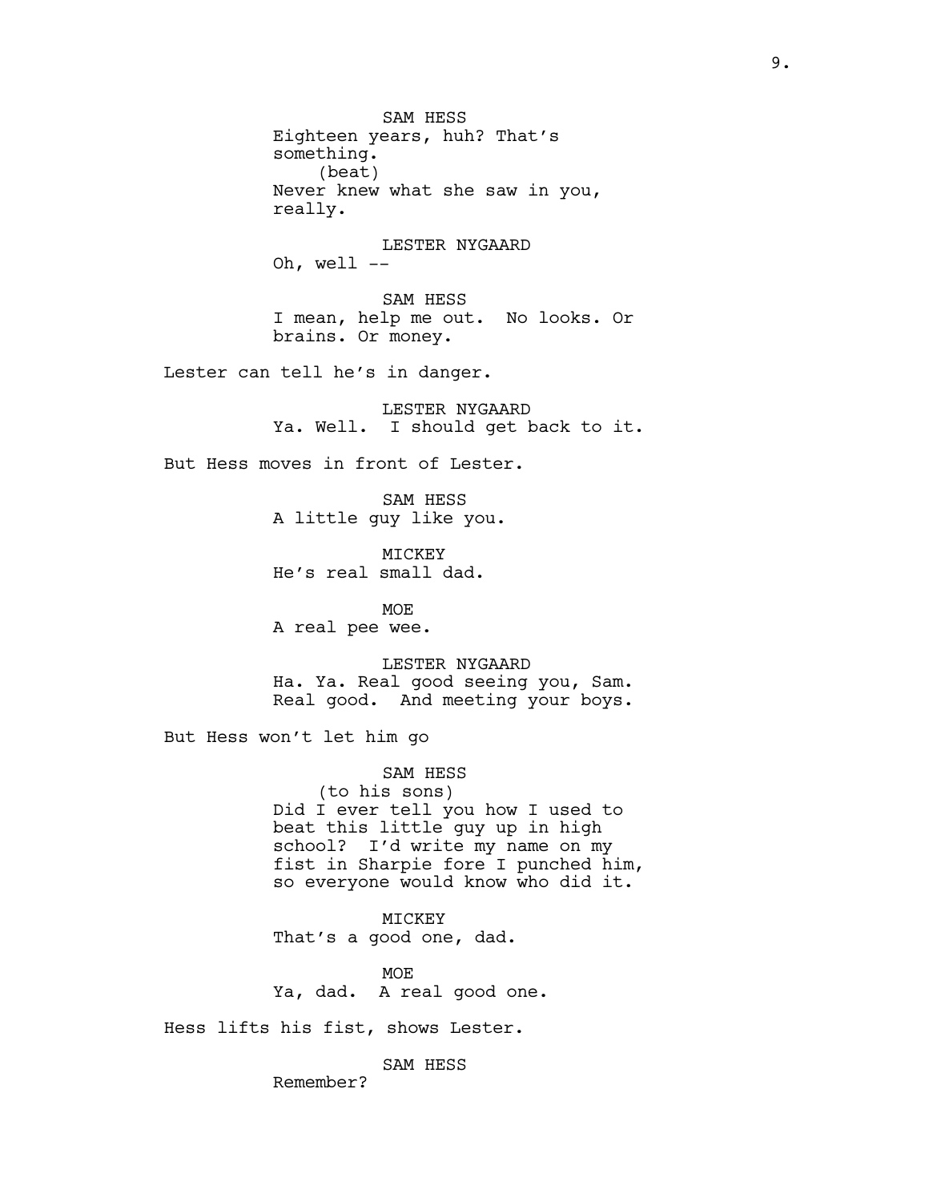SAM HESS
Eighteen years, huh? That's something.
(beat)
Never knew what she saw in you, really.

LESTER NYGAARD
Oh, well --

SAM HESS
I mean, help me out. No looks. Or brains. Or money.

Lester can tell he's in danger.

LESTER NYGAARD
Ya. Well. I should get back to it.

But Hess moves in front of Lester.

SAM HESS
A little guy like you.

MICKEY
He's real small dad.

MOE
A real pee wee.

LESTER NYGAARD
Ha. Ya. Real good seeing you, Sam. Real good. And meeting your boys.

But Hess won't let him go

SAM HESS
(to his sons)
Did I ever tell you how I used to beat this little guy up in high school? I'd write my name on my fist in Sharpie fore I punched him, so everyone would know who did it.

MICKEY
That's a good one, dad.

MOE
Ya, dad. A real good one.

Hess lifts his fist, shows Lester.

SAM HESS
Remember?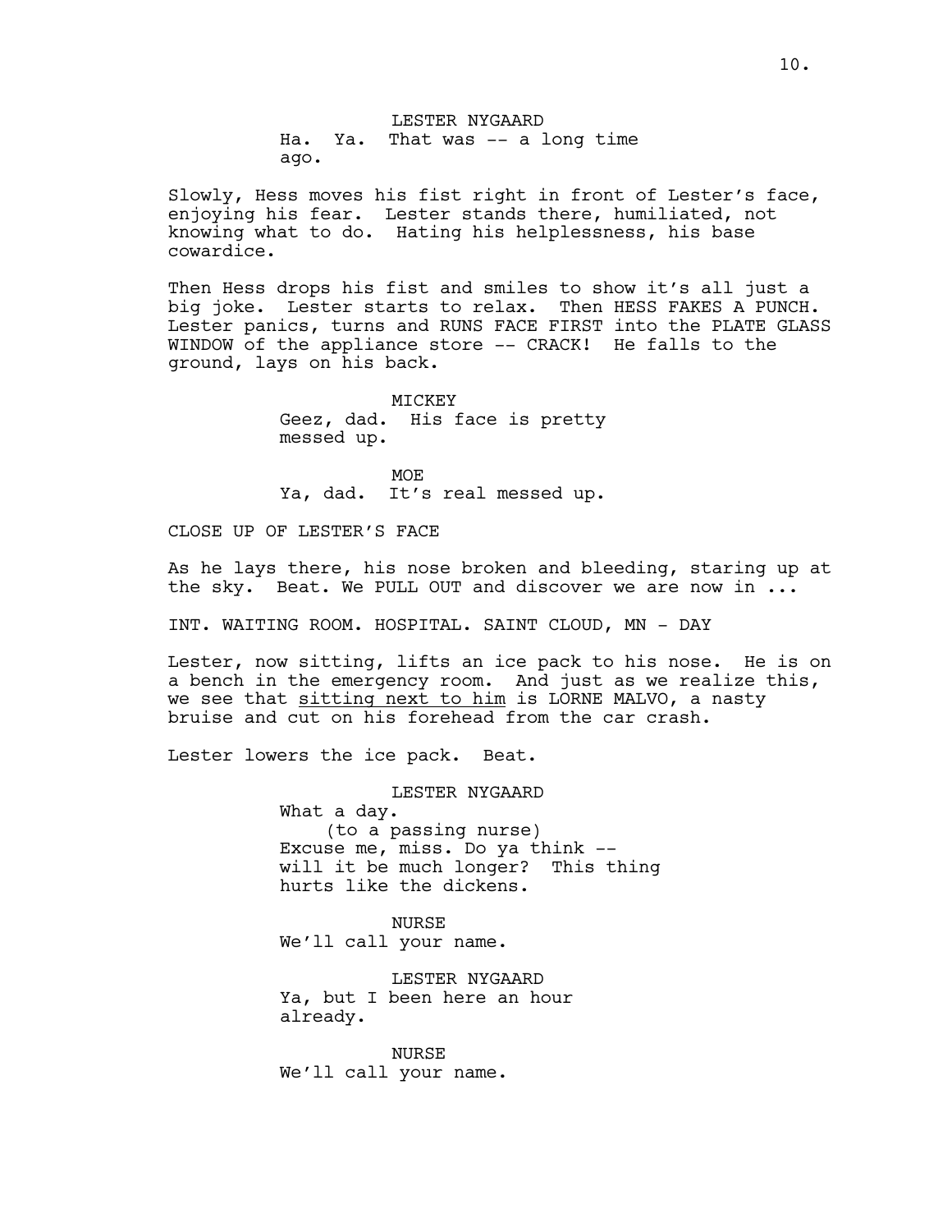LESTER NYGAARD
Ha. Ya. That was -- a long time ago.

Slowly, Hess moves his fist right in front of Lester's face, enjoying his fear. Lester stands there, humiliated, not knowing what to do. Hating his helplessness, his base cowardice.

Then Hess drops his fist and smiles to show it's all just a big joke. Lester starts to relax. Then HESS FAKES A PUNCH. Lester panics, turns and RUNS FACE FIRST into the PLATE GLASS WINDOW of the appliance store -- CRACK! He falls to the ground, lays on his back.

MICKEY
Geez, dad. His face is pretty messed up.

MOE
Ya, dad. It's real messed up.

CLOSE UP OF LESTER'S FACE

As he lays there, his nose broken and bleeding, staring up at the sky. Beat. We PULL OUT and discover we are now in ...

INT. WAITING ROOM. HOSPITAL. SAINT CLOUD, MN - DAY

Lester, now sitting, lifts an ice pack to his nose. He is on a bench in the emergency room. And just as we realize this, we see that <u>sitting next to him</u> is LORNE MALVO, a nasty bruise and cut on his forehead from the car crash.

Lester lowers the ice pack. Beat.

LESTER NYGAARD
What a day.
(to a passing nurse)
Excuse me, miss. Do ya think -- will it be much longer? This thing hurts like the dickens.

NURSE
We'll call your name.

LESTER NYGAARD
Ya, but I been here an hour already.

NURSE
We'll call your name.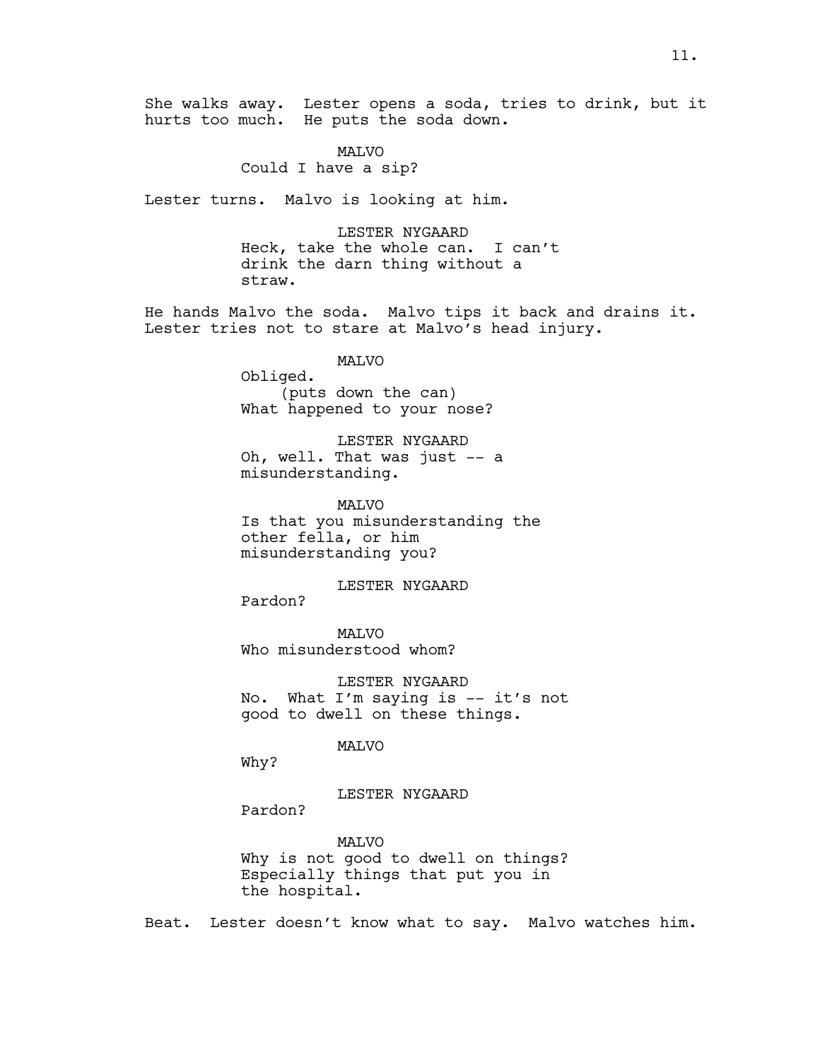She walks away. Lester opens a soda, tries to drink, but it hurts too much. He puts the soda down.

MALVO
Could I have a sip?

Lester turns. Malvo is looking at him.

LESTER NYGAARD
Heck, take the whole can. I can't drink the darn thing without a straw.

He hands Malvo the soda. Malvo tips it back and drains it. Lester tries not to stare at Malvo's head injury.

MALVO
Obliged.
(puts down the can)
What happened to your nose?

LESTER NYGAARD
Oh, well. That was just -- a misunderstanding.

MALVO
Is that you misunderstanding the other fella, or him misunderstanding you?

LESTER NYGAARD
Pardon?

MALVO
Who misunderstood whom?

LESTER NYGAARD
No. What I'm saying is -- it's not good to dwell on these things.

MALVO
Why?

LESTER NYGAARD
Pardon?

MALVO
Why is not good to dwell on things? Especially things that put you in the hospital.

Beat. Lester doesn't know what to say. Malvo watches him.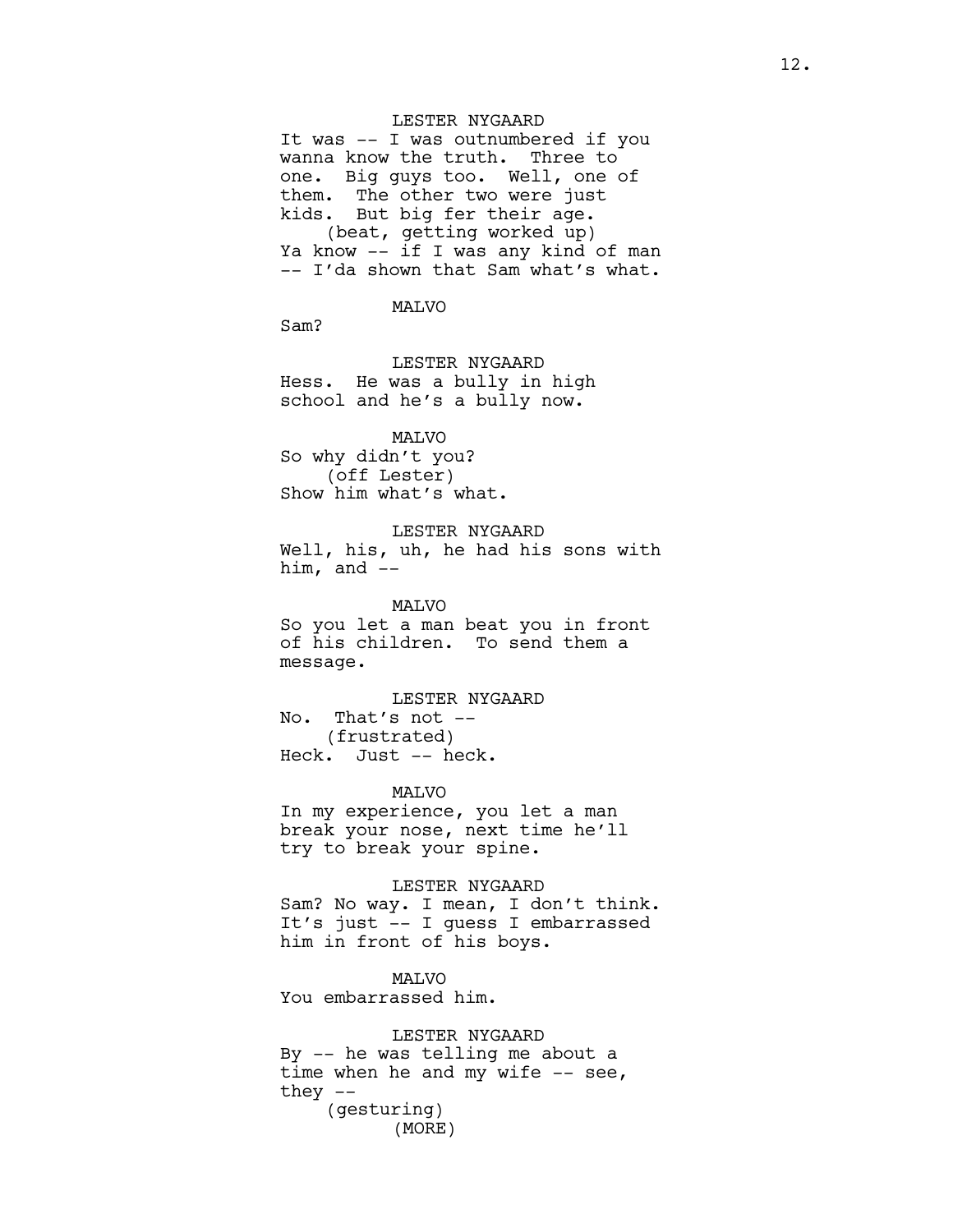LESTER NYGAARD
It was -- I was outnumbered if you wanna know the truth. Three to one. Big guys too. Well, one of them. The other two were just kids. But big fer their age.
(beat, getting worked up)
Ya know -- if I was any kind of man -- I'da shown that Sam what's what.

MALVO
Sam?

LESTER NYGAARD
Hess. He was a bully in high school and he's a bully now.

MALVO
So why didn't you?
(off Lester)
Show him what's what.

LESTER NYGAARD
Well, his, uh, he had his sons with him, and --

MALVO
So you let a man beat you in front of his children. To send them a message.

LESTER NYGAARD
No. That's not --
(frustrated)
Heck. Just -- heck.

MALVO
In my experience, you let a man break your nose, next time he'll try to break your spine.

LESTER NYGAARD
Sam? No way. I mean, I don't think. It's just -- I guess I embarrassed him in front of his boys.

MALVO
You embarrassed him.

LESTER NYGAARD
By -- he was telling me about a time when he and my wife -- see, they --
(gesturing)
(MORE)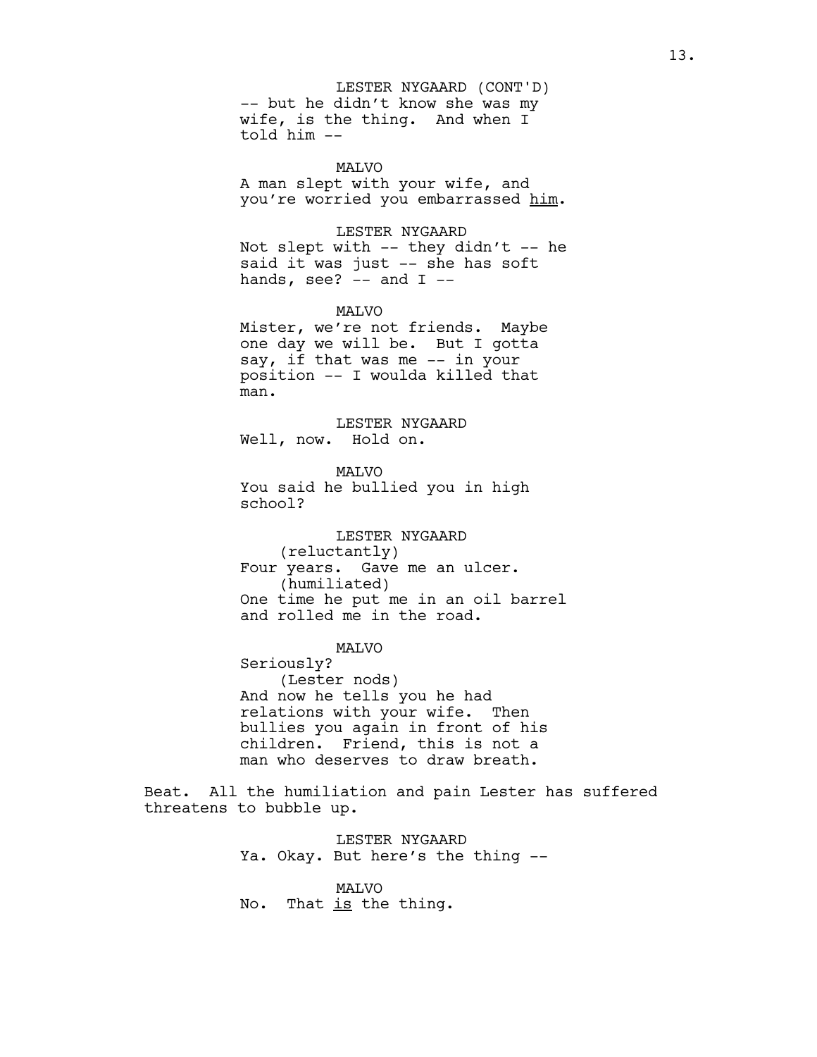LESTER NYGAARD (CONT'D)
-- but he didn't know she was my wife, is the thing. And when I told him --

MALVO
A man slept with your wife, and you're worried you embarrassed <u>him</u>.

LESTER NYGAARD
Not slept with -- they didn't -- he said it was just -- she has soft hands, see? -- and I --

MALVO
Mister, we're not friends. Maybe one day we will be. But I gotta say, if that was me -- in your position -- I woulda killed that man.

LESTER NYGAARD
Well, now. Hold on.

MALVO
You said he bullied you in high school?

LESTER NYGAARD
(reluctantly)
Four years. Gave me an ulcer.
(humiliated)
One time he put me in an oil barrel and rolled me in the road.

MALVO
Seriously?
(Lester nods)
And now he tells you he had relations with your wife. Then bullies you again in front of his children. Friend, this is not a man who deserves to draw breath.

Beat. All the humiliation and pain Lester has suffered threatens to bubble up.

LESTER NYGAARD
Ya. Okay. But here's the thing --

MALVO
No. That <u>is</u> the thing.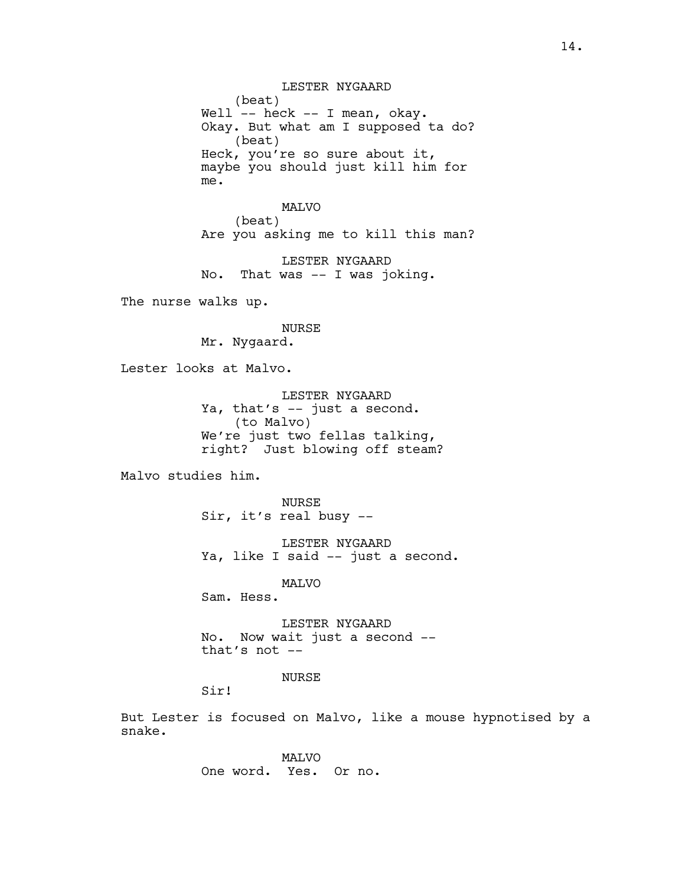LESTER NYGAARD
(beat)
Well -- heck -- I mean, okay.
Okay. But what am I supposed ta do?
(beat)
Heck, you're so sure about it,
maybe you should just kill him for
me.

MALVO
(beat)
Are you asking me to kill this man?

LESTER NYGAARD
No. That was -- I was joking.

The nurse walks up.

NURSE
Mr. Nygaard.

Lester looks at Malvo.

LESTER NYGAARD
Ya, that's -- just a second.
(to Malvo)
We're just two fellas talking,
right? Just blowing off steam?

Malvo studies him.

NURSE
Sir, it's real busy --

LESTER NYGAARD
Ya, like I said -- just a second.

MALVO
Sam. Hess.

LESTER NYGAARD
No. Now wait just a second --
that's not --

NURSE
Sir!

But Lester is focused on Malvo, like a mouse hypnotised by a snake.

MALVO
One word. Yes. Or no.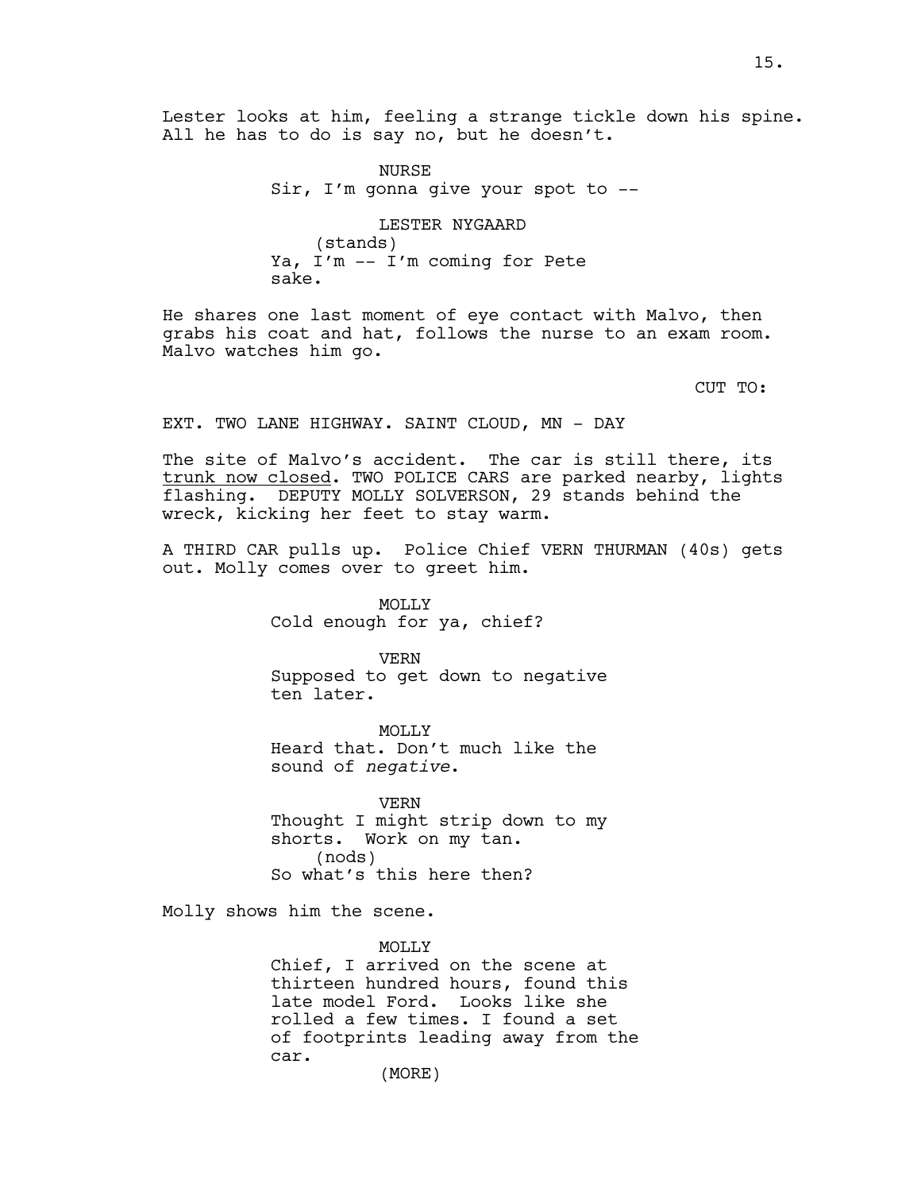Lester looks at him, feeling a strange tickle down his spine. All he has to do is say no, but he doesn't.

NURSE
Sir, I'm gonna give your spot to --

LESTER NYGAARD
(stands)
Ya, I'm -- I'm coming for Pete sake.

He shares one last moment of eye contact with Malvo, then grabs his coat and hat, follows the nurse to an exam room. Malvo watches him go.

CUT TO:

EXT. TWO LANE HIGHWAY. SAINT CLOUD, MN - DAY

The site of Malvo's accident. The car is still there, its <u>trunk now closed</u>. TWO POLICE CARS are parked nearby, lights flashing. DEPUTY MOLLY SOLVERSON, 29 stands behind the wreck, kicking her feet to stay warm.

A THIRD CAR pulls up. Police Chief VERN THURMAN (40s) gets out. Molly comes over to greet him.

MOLLY
Cold enough for ya, chief?

VERN
Supposed to get down to negative ten later.

MOLLY
Heard that. Don't much like the sound of *negative*.

VERN
Thought I might strip down to my shorts. Work on my tan.
(nods)
So what's this here then?

Molly shows him the scene.

MOLLY
Chief, I arrived on the scene at thirteen hundred hours, found this late model Ford. Looks like she rolled a few times. I found a set of footprints leading away from the car.
(MORE)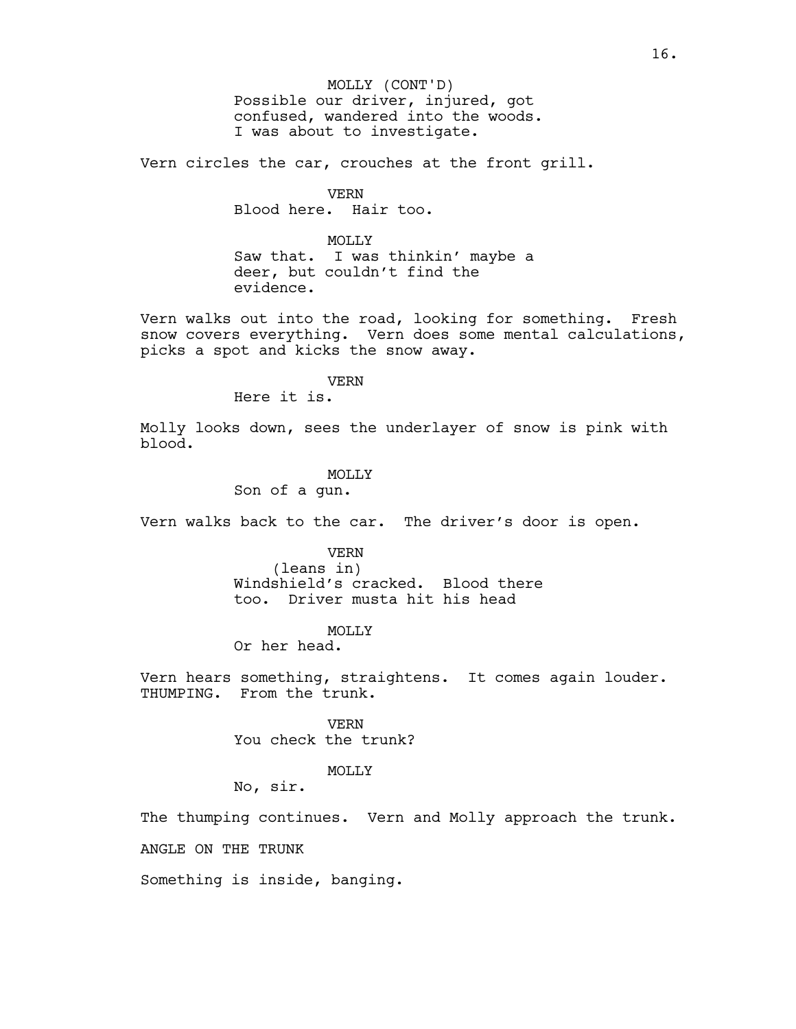MOLLY (CONT'D)
Possible our driver, injured, got confused, wandered into the woods. I was about to investigate.

Vern circles the car, crouches at the front grill.

VERN
Blood here. Hair too.

MOLLY
Saw that. I was thinkin' maybe a deer, but couldn't find the evidence.

Vern walks out into the road, looking for something. Fresh snow covers everything. Vern does some mental calculations, picks a spot and kicks the snow away.

VERN
Here it is.

Molly looks down, sees the underlayer of snow is pink with blood.

MOLLY
Son of a gun.

Vern walks back to the car. The driver's door is open.

VERN
(leans in)
Windshield's cracked. Blood there too. Driver musta hit his head

MOLLY
Or her head.

Vern hears something, straightens. It comes again louder. THUMPING. From the trunk.

VERN
You check the trunk?

MOLLY
No, sir.

The thumping continues. Vern and Molly approach the trunk.

ANGLE ON THE TRUNK

Something is inside, banging.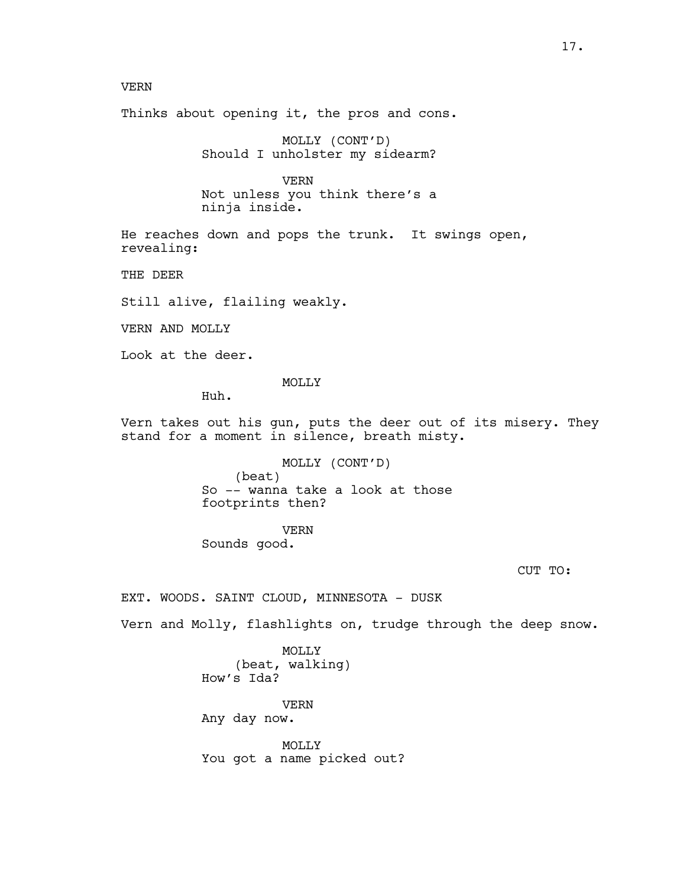VERN

Thinks about opening it, the pros and cons.

MOLLY (CONT'D)
Should I unholster my sidearm?

VERN
Not unless you think there's a ninja inside.

He reaches down and pops the trunk. It swings open, revealing:

THE DEER

Still alive, flailing weakly.

VERN AND MOLLY

Look at the deer.

MOLLY
Huh.

Vern takes out his gun, puts the deer out of its misery. They stand for a moment in silence, breath misty.

MOLLY (CONT'D)
(beat)
So -- wanna take a look at those footprints then?

VERN
Sounds good.

CUT TO:

EXT. WOODS. SAINT CLOUD, MINNESOTA - DUSK

Vern and Molly, flashlights on, trudge through the deep snow.

MOLLY
(beat, walking)
How's Ida?

VERN
Any day now.

MOLLY
You got a name picked out?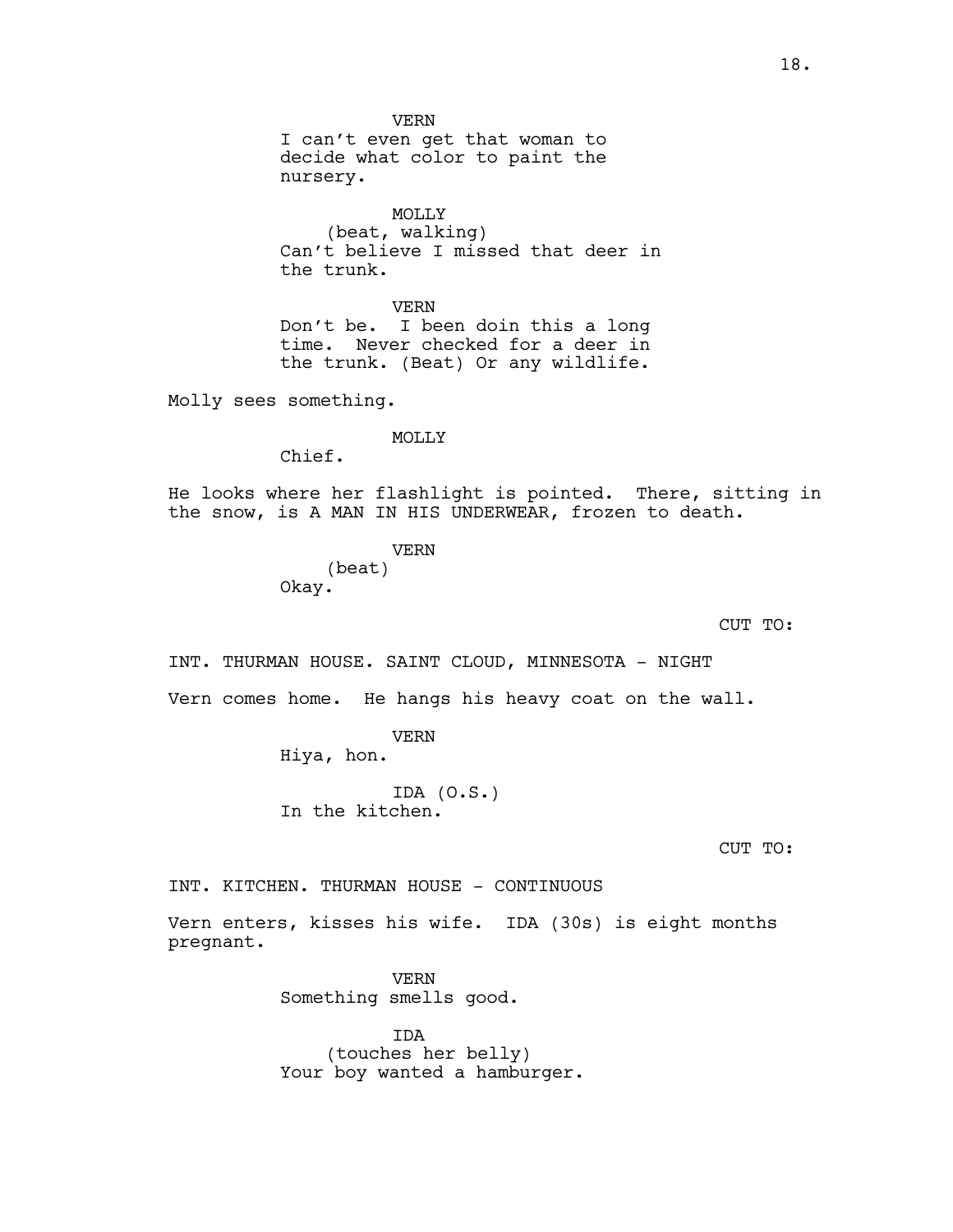VERN
I can't even get that woman to decide what color to paint the nursery.

MOLLY
(beat, walking)
Can't believe I missed that deer in the trunk.

VERN
Don't be. I been doin this a long time. Never checked for a deer in the trunk. (Beat) Or any wildlife.

Molly sees something.

MOLLY
Chief.

He looks where her flashlight is pointed. There, sitting in the snow, is A MAN IN HIS UNDERWEAR, frozen to death.

VERN
(beat)
Okay.

CUT TO:

INT. THURMAN HOUSE. SAINT CLOUD, MINNESOTA - NIGHT

Vern comes home. He hangs his heavy coat on the wall.

VERN
Hiya, hon.

IDA (O.S.)
In the kitchen.

CUT TO:

INT. KITCHEN. THURMAN HOUSE - CONTINUOUS

Vern enters, kisses his wife. IDA (30s) is eight months pregnant.

VERN
Something smells good.

IDA
(touches her belly)
Your boy wanted a hamburger.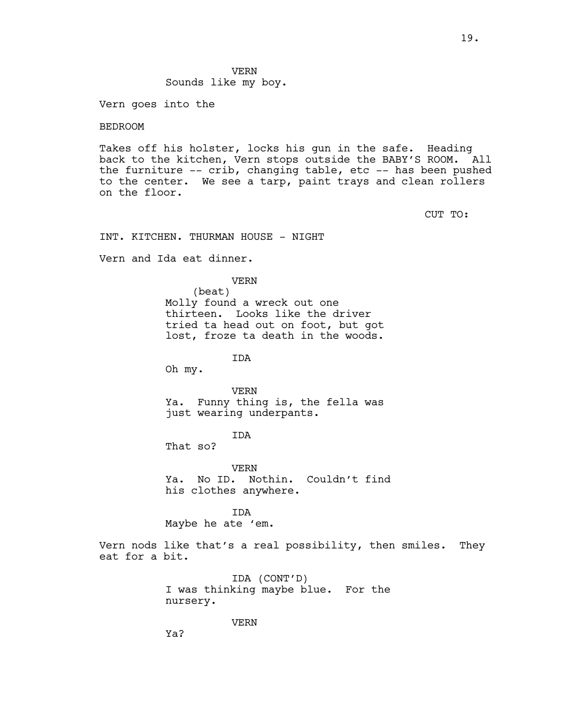VERN
Sounds like my boy.

Vern goes into the

BEDROOM

Takes off his holster, locks his gun in the safe. Heading back to the kitchen, Vern stops outside the BABY'S ROOM. All the furniture -- crib, changing table, etc -- has been pushed to the center. We see a tarp, paint trays and clean rollers on the floor.

CUT TO:

INT. KITCHEN. THURMAN HOUSE - NIGHT

Vern and Ida eat dinner.

VERN
(beat)
Molly found a wreck out one thirteen. Looks like the driver tried ta head out on foot, but got lost, froze ta death in the woods.

IDA
Oh my.

VERN
Ya. Funny thing is, the fella was just wearing underpants.

IDA
That so?

VERN
Ya. No ID. Nothin. Couldn't find his clothes anywhere.

IDA
Maybe he ate 'em.

Vern nods like that's a real possibility, then smiles. They eat for a bit.

IDA (CONT'D)
I was thinking maybe blue. For the nursery.

VERN
Ya?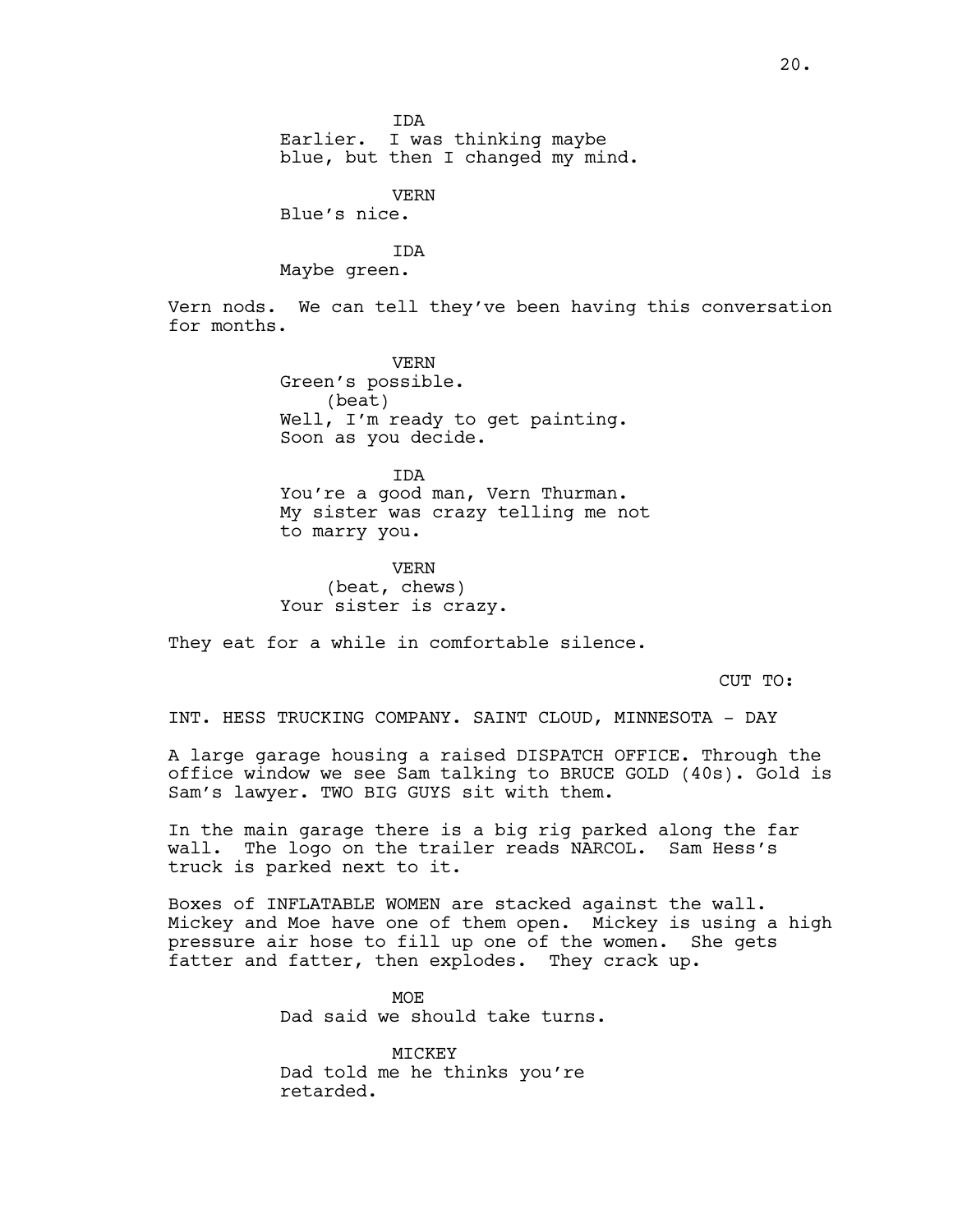IDA
Earlier. I was thinking maybe blue, but then I changed my mind.

VERN
Blue's nice.

IDA
Maybe green.

Vern nods. We can tell they've been having this conversation for months.

VERN
Green's possible.
(beat)
Well, I'm ready to get painting. Soon as you decide.

IDA
You're a good man, Vern Thurman. My sister was crazy telling me not to marry you.

VERN
(beat, chews)
Your sister is crazy.

They eat for a while in comfortable silence.

CUT TO:

INT. HESS TRUCKING COMPANY. SAINT CLOUD, MINNESOTA - DAY

A large garage housing a raised DISPATCH OFFICE. Through the office window we see Sam talking to BRUCE GOLD (40s). Gold is Sam's lawyer. TWO BIG GUYS sit with them.

In the main garage there is a big rig parked along the far wall. The logo on the trailer reads NARCOL. Sam Hess's truck is parked next to it.

Boxes of INFLATABLE WOMEN are stacked against the wall. Mickey and Moe have one of them open. Mickey is using a high pressure air hose to fill up one of the women. She gets fatter and fatter, then explodes. They crack up.

MOE
Dad said we should take turns.

MICKEY
Dad told me he thinks you're retarded.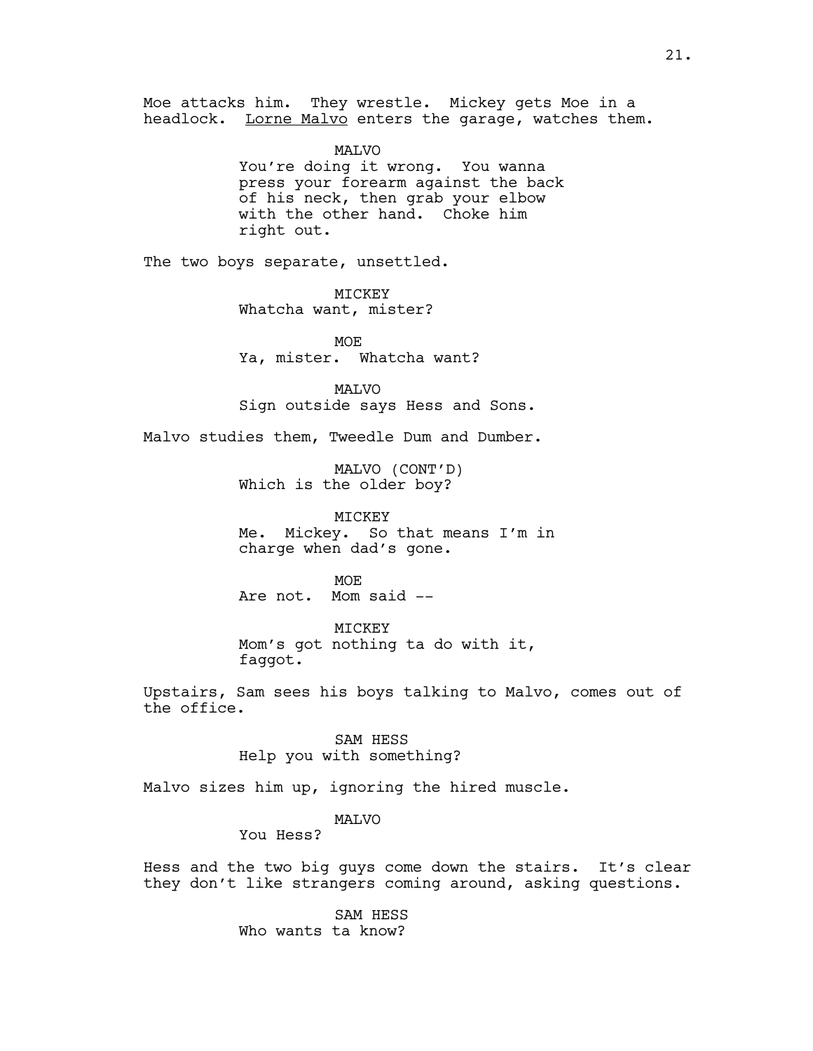Moe attacks him. They wrestle. Mickey gets Moe in a headlock. Lorne Malvo enters the garage, watches them.

MALVO
You're doing it wrong. You wanna press your forearm against the back of his neck, then grab your elbow with the other hand. Choke him right out.

The two boys separate, unsettled.

MICKEY
Whatcha want, mister?

MOE
Ya, mister. Whatcha want?

MALVO
Sign outside says Hess and Sons.

Malvo studies them, Tweedle Dum and Dumber.

MALVO (CONT'D)
Which is the older boy?

MICKEY
Me. Mickey. So that means I'm in charge when dad's gone.

MOE
Are not. Mom said --

MICKEY
Mom's got nothing ta do with it, faggot.

Upstairs, Sam sees his boys talking to Malvo, comes out of the office.

SAM HESS
Help you with something?

Malvo sizes him up, ignoring the hired muscle.

MALVO
You Hess?

Hess and the two big guys come down the stairs. It's clear they don't like strangers coming around, asking questions.

SAM HESS
Who wants ta know?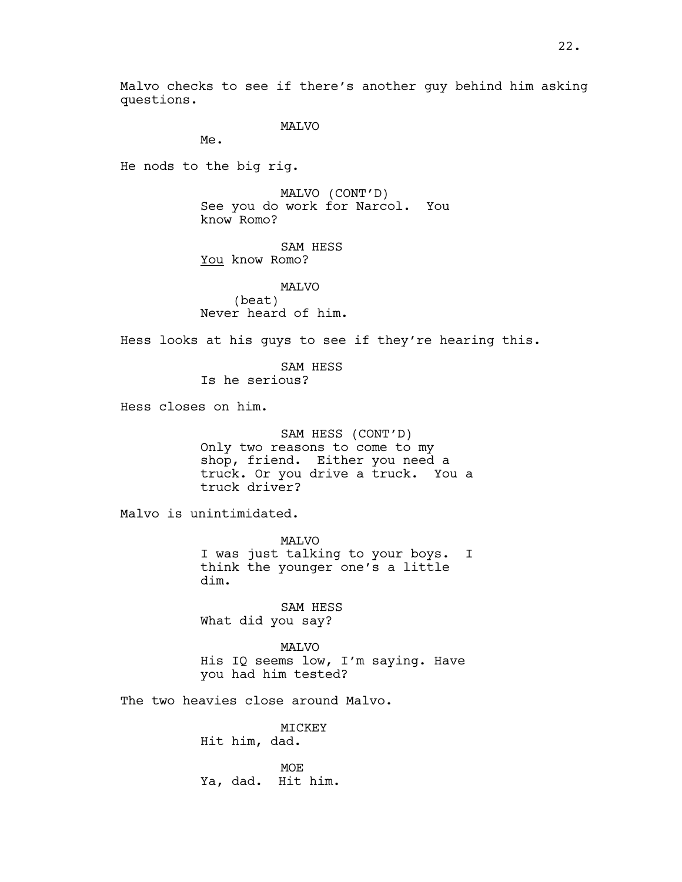Malvo checks to see if there's another guy behind him asking questions.

MALVO
Me.

He nods to the big rig.

MALVO (CONT'D)
See you do work for Narcol. You know Romo?

SAM HESS
You know Romo?

MALVO
(beat)
Never heard of him.

Hess looks at his guys to see if they're hearing this.

SAM HESS
Is he serious?

Hess closes on him.

SAM HESS (CONT'D)
Only two reasons to come to my shop, friend. Either you need a truck. Or you drive a truck. You a truck driver?

Malvo is unintimidated.

MALVO
I was just talking to your boys. I think the younger one's a little dim.

SAM HESS
What did you say?

MALVO
His IQ seems low, I'm saying. Have you had him tested?

The two heavies close around Malvo.

MICKEY
Hit him, dad.

MOE
Ya, dad. Hit him.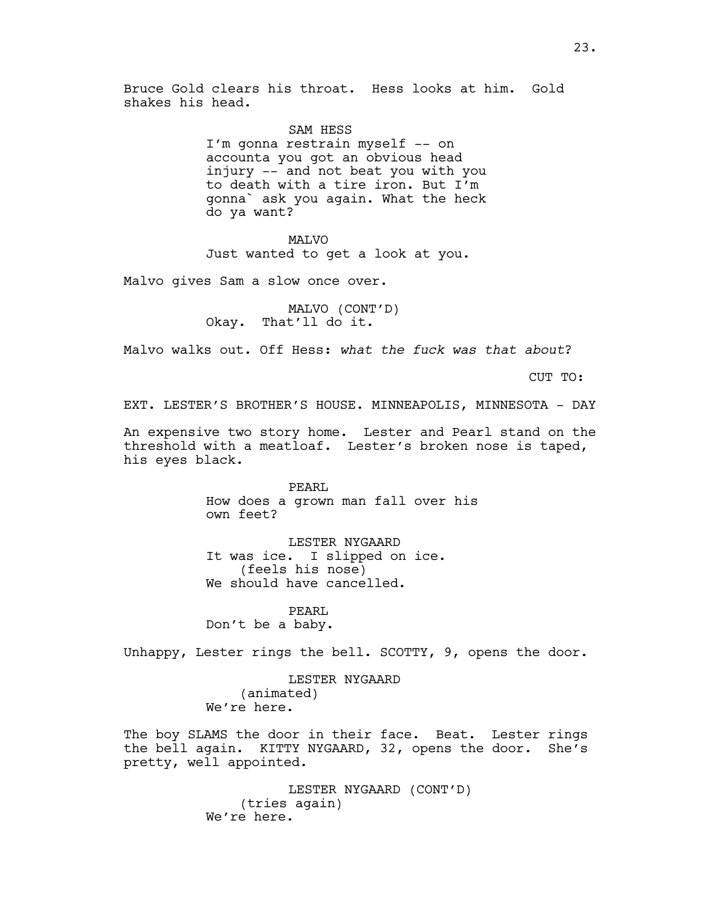Bruce Gold clears his throat. Hess looks at him. Gold shakes his head.

SAM HESS
I'm gonna restrain myself -- on accounta you got an obvious head injury -- and not beat you with you to death with a tire iron. But I'm gonna` ask you again. What the heck do ya want?

MALVO
Just wanted to get a look at you.

Malvo gives Sam a slow once over.

MALVO (CONT'D)
Okay. That'll do it.

Malvo walks out. Off Hess: *what the fuck was that about*?

CUT TO:

EXT. LESTER'S BROTHER'S HOUSE. MINNEAPOLIS, MINNESOTA - DAY

An expensive two story home. Lester and Pearl stand on the threshold with a meatloaf. Lester's broken nose is taped, his eyes black.

PEARL
How does a grown man fall over his own feet?

LESTER NYGAARD
It was ice. I slipped on ice.
(feels his nose)
We should have cancelled.

PEARL
Don't be a baby.

Unhappy, Lester rings the bell. SCOTTY, 9, opens the door.

LESTER NYGAARD
(animated)
We're here.

The boy SLAMS the door in their face. Beat. Lester rings the bell again. KITTY NYGAARD, 32, opens the door. She's pretty, well appointed.

LESTER NYGAARD (CONT'D)
(tries again)
We're here.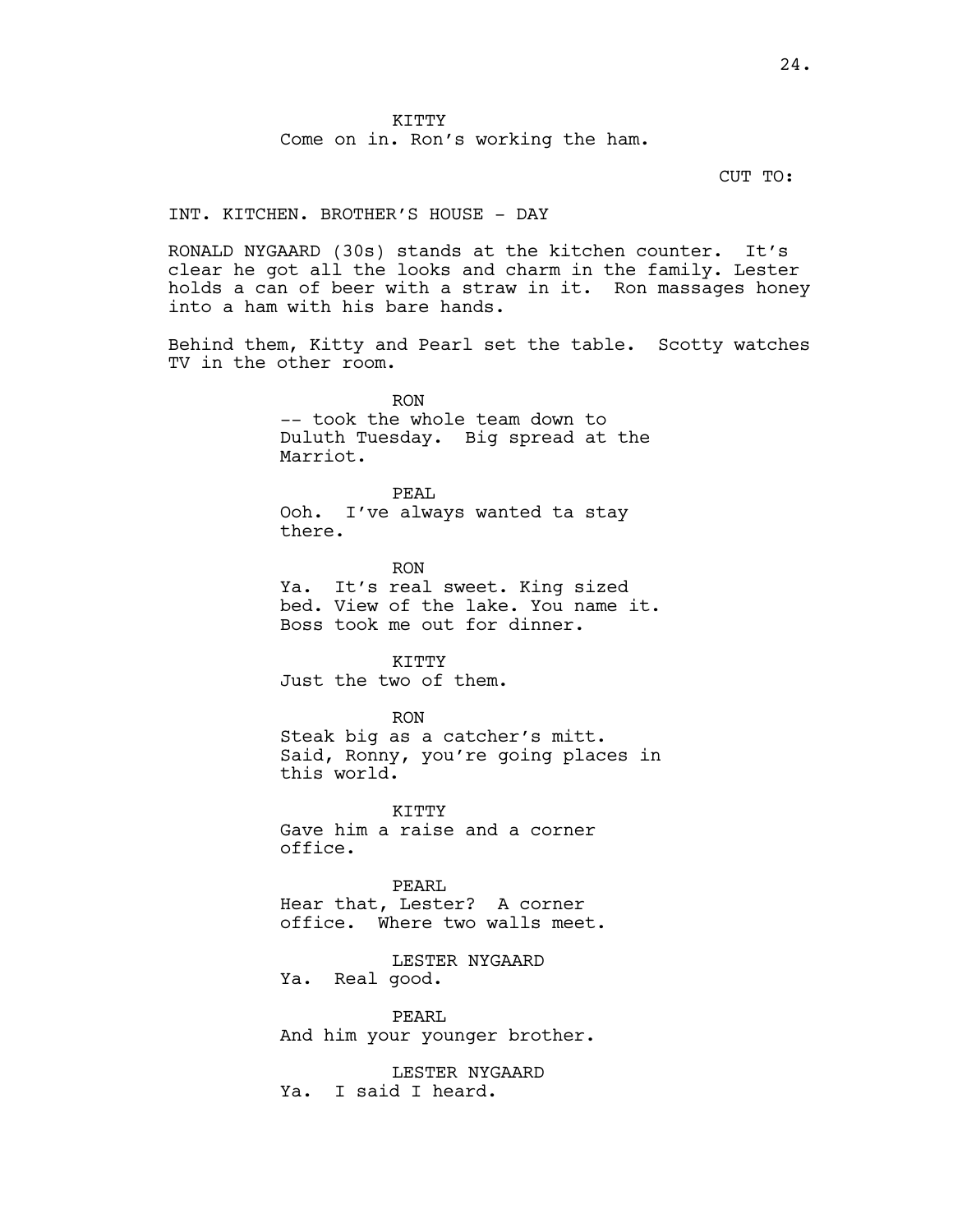KITTY
Come on in. Ron's working the ham.

CUT TO:

INT. KITCHEN. BROTHER'S HOUSE - DAY

RONALD NYGAARD (30s) stands at the kitchen counter. It's clear he got all the looks and charm in the family. Lester holds a can of beer with a straw in it. Ron massages honey into a ham with his bare hands.

Behind them, Kitty and Pearl set the table. Scotty watches TV in the other room.

RON
-- took the whole team down to Duluth Tuesday. Big spread at the Marriot.

PEAL
Ooh. I've always wanted ta stay there.

RON
Ya. It's real sweet. King sized bed. View of the lake. You name it. Boss took me out for dinner.

KITTY
Just the two of them.

RON
Steak big as a catcher's mitt. Said, Ronny, you're going places in this world.

KITTY
Gave him a raise and a corner office.

PEARL
Hear that, Lester? A corner office. Where two walls meet.

LESTER NYGAARD
Ya. Real good.

PEARL
And him your younger brother.

LESTER NYGAARD
Ya. I said I heard.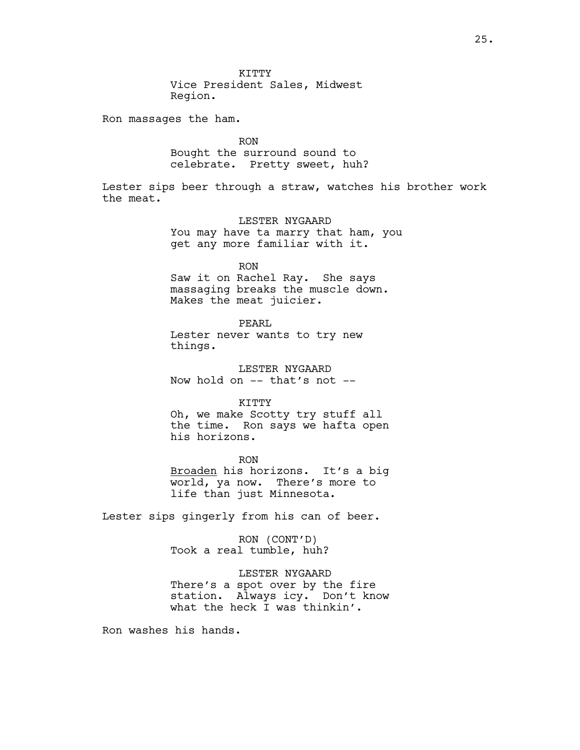KITTY
Vice President Sales, Midwest Region.

Ron massages the ham.

RON
Bought the surround sound to celebrate. Pretty sweet, huh?

Lester sips beer through a straw, watches his brother work the meat.

LESTER NYGAARD
You may have ta marry that ham, you get any more familiar with it.

RON
Saw it on Rachel Ray. She says massaging breaks the muscle down. Makes the meat juicier.

PEARL
Lester never wants to try new things.

LESTER NYGAARD
Now hold on -- that's not --

KITTY
Oh, we make Scotty try stuff all the time. Ron says we hafta open his horizons.

RON
<u>Broaden</u> his horizons. It's a big world, ya now. There's more to life than just Minnesota.

Lester sips gingerly from his can of beer.

RON (CONT'D)
Took a real tumble, huh?

LESTER NYGAARD
There's a spot over by the fire station. Always icy. Don't know what the heck I was thinkin'.

Ron washes his hands.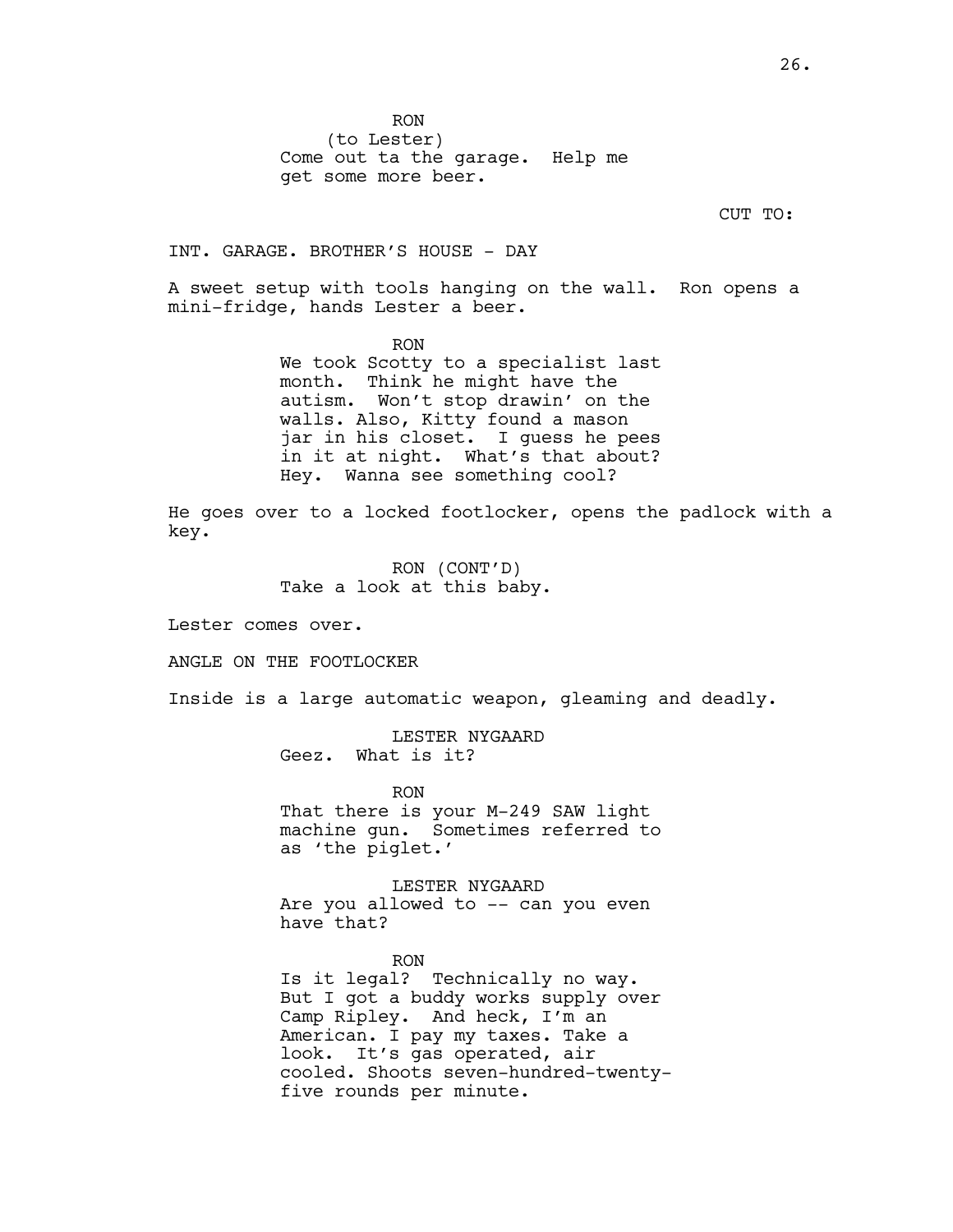RON
(to Lester)
Come out ta the garage. Help me get some more beer.

CUT TO:

INT. GARAGE. BROTHER'S HOUSE - DAY

A sweet setup with tools hanging on the wall. Ron opens a mini-fridge, hands Lester a beer.

RON
We took Scotty to a specialist last month. Think he might have the autism. Won't stop drawin' on the walls. Also, Kitty found a mason jar in his closet. I guess he pees in it at night. What's that about? Hey. Wanna see something cool?

He goes over to a locked footlocker, opens the padlock with a key.

RON (CONT'D)
Take a look at this baby.

Lester comes over.

ANGLE ON THE FOOTLOCKER

Inside is a large automatic weapon, gleaming and deadly.

LESTER NYGAARD
Geez. What is it?

RON
That there is your M-249 SAW light machine gun. Sometimes referred to as 'the piglet.'

LESTER NYGAARD
Are you allowed to -- can you even have that?

RON
Is it legal? Technically no way. But I got a buddy works supply over Camp Ripley. And heck, I'm an American. I pay my taxes. Take a look. It's gas operated, air cooled. Shoots seven-hundred-twenty-five rounds per minute.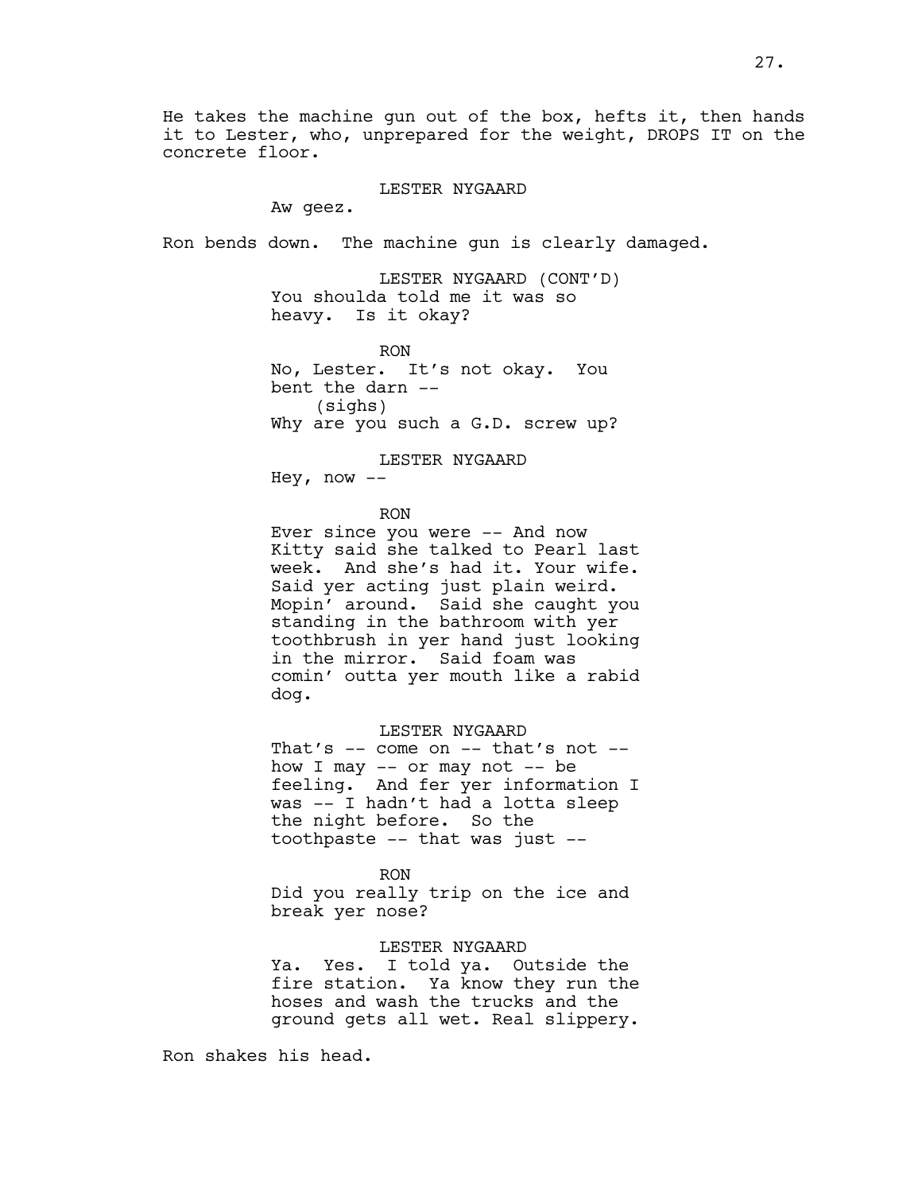He takes the machine gun out of the box, hefts it, then hands it to Lester, who, unprepared for the weight, DROPS IT on the concrete floor.

LESTER NYGAARD
Aw geez.

Ron bends down. The machine gun is clearly damaged.

LESTER NYGAARD (CONT'D)
You shoulda told me it was so heavy. Is it okay?

RON
No, Lester. It's not okay. You bent the darn --
(sighs)
Why are you such a G.D. screw up?

LESTER NYGAARD
Hey, now --

RON
Ever since you were -- And now Kitty said she talked to Pearl last week. And she's had it. Your wife. Said yer acting just plain weird. Mopin' around. Said she caught you standing in the bathroom with yer toothbrush in yer hand just looking in the mirror. Said foam was comin' outta yer mouth like a rabid dog.

LESTER NYGAARD
That's -- come on -- that's not -- how I may -- or may not -- be feeling. And fer yer information I was -- I hadn't had a lotta sleep the night before. So the toothpaste -- that was just --

RON
Did you really trip on the ice and break yer nose?

LESTER NYGAARD
Ya. Yes. I told ya. Outside the fire station. Ya know they run the hoses and wash the trucks and the ground gets all wet. Real slippery.

Ron shakes his head.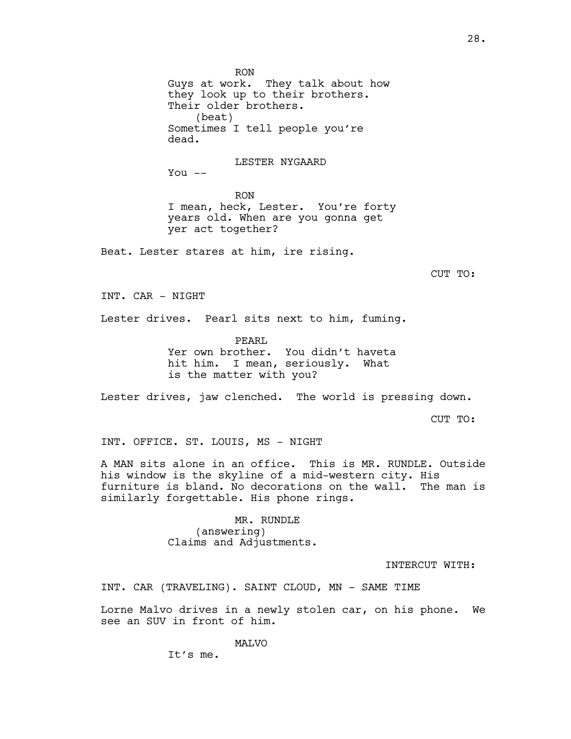RON
Guys at work. They talk about how they look up to their brothers. Their older brothers.
(beat)
Sometimes I tell people you're dead.

LESTER NYGAARD
You --

RON
I mean, heck, Lester. You're forty years old. When are you gonna get yer act together?

Beat. Lester stares at him, ire rising.

CUT TO:

INT. CAR - NIGHT

Lester drives. Pearl sits next to him, fuming.

PEARL
Yer own brother. You didn't haveta hit him. I mean, seriously. What is the matter with you?

Lester drives, jaw clenched. The world is pressing down.

CUT TO:

INT. OFFICE. ST. LOUIS, MS - NIGHT

A MAN sits alone in an office. This is MR. RUNDLE. Outside his window is the skyline of a mid-western city. His furniture is bland. No decorations on the wall. The man is similarly forgettable. His phone rings.

MR. RUNDLE
(answering)
Claims and Adjustments.

INTERCUT WITH:

INT. CAR (TRAVELING). SAINT CLOUD, MN - SAME TIME

Lorne Malvo drives in a newly stolen car, on his phone. We see an SUV in front of him.

MALVO
It's me.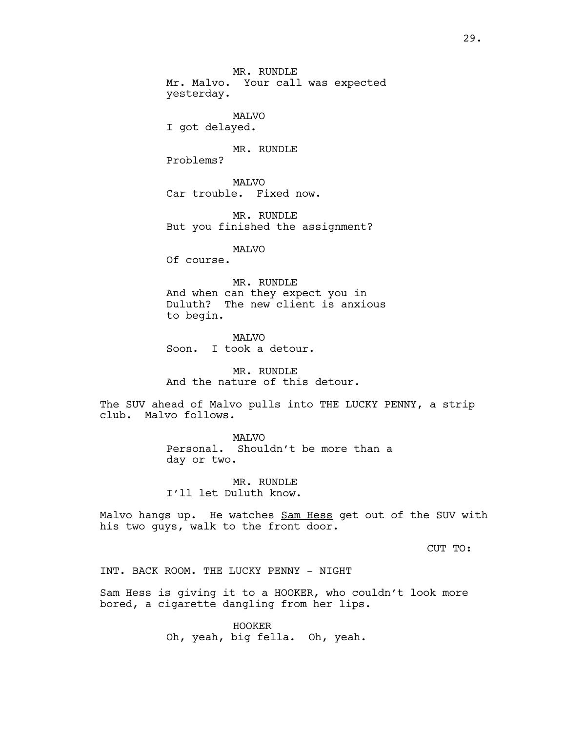MR. RUNDLE
Mr. Malvo. Your call was expected yesterday.

MALVO
I got delayed.

MR. RUNDLE
Problems?

MALVO
Car trouble. Fixed now.

MR. RUNDLE
But you finished the assignment?

MALVO
Of course.

MR. RUNDLE
And when can they expect you in Duluth? The new client is anxious to begin.

MALVO
Soon. I took a detour.

MR. RUNDLE
And the nature of this detour.

The SUV ahead of Malvo pulls into THE LUCKY PENNY, a strip club. Malvo follows.

MALVO
Personal. Shouldn't be more than a day or two.

MR. RUNDLE
I'll let Duluth know.

Malvo hangs up. He watches Sam Hess get out of the SUV with his two guys, walk to the front door.

CUT TO:

INT. BACK ROOM. THE LUCKY PENNY - NIGHT

Sam Hess is giving it to a HOOKER, who couldn't look more bored, a cigarette dangling from her lips.

HOOKER
Oh, yeah, big fella. Oh, yeah.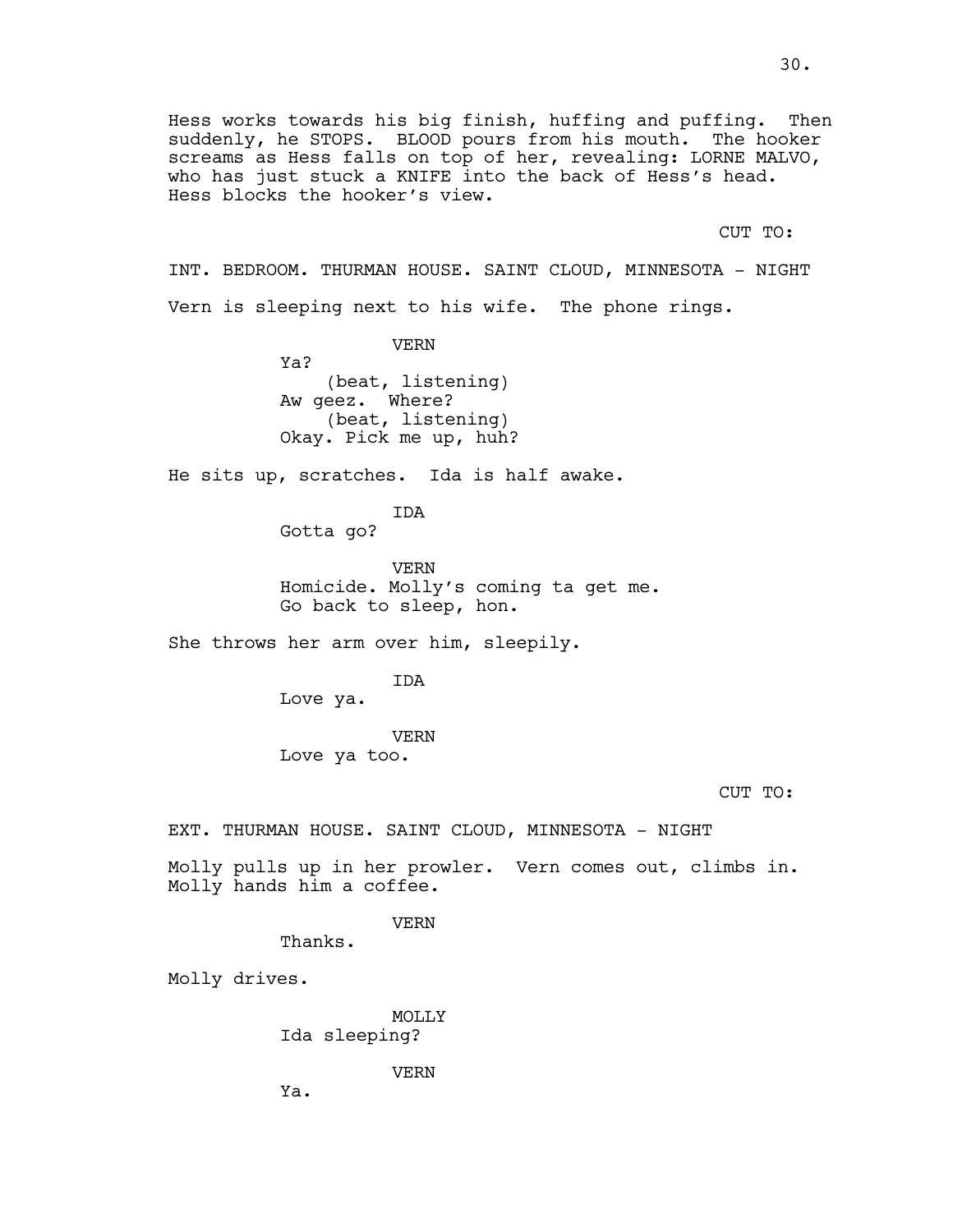Hess works towards his big finish, huffing and puffing. Then suddenly, he STOPS. BLOOD pours from his mouth. The hooker screams as Hess falls on top of her, revealing: LORNE MALVO, who has just stuck a KNIFE into the back of Hess's head. Hess blocks the hooker's view.

CUT TO:

INT. BEDROOM. THURMAN HOUSE. SAINT CLOUD, MINNESOTA - NIGHT

Vern is sleeping next to his wife. The phone rings.

VERN
Ya?
(beat, listening)
Aw geez. Where?
(beat, listening)
Okay. Pick me up, huh?

He sits up, scratches. Ida is half awake.

IDA
Gotta go?

VERN
Homicide. Molly's coming ta get me.
Go back to sleep, hon.

She throws her arm over him, sleepily.

IDA
Love ya.

VERN
Love ya too.

CUT TO:

EXT. THURMAN HOUSE. SAINT CLOUD, MINNESOTA - NIGHT

Molly pulls up in her prowler. Vern comes out, climbs in. Molly hands him a coffee.

VERN
Thanks.

Molly drives.

MOLLY
Ida sleeping?

VERN
Ya.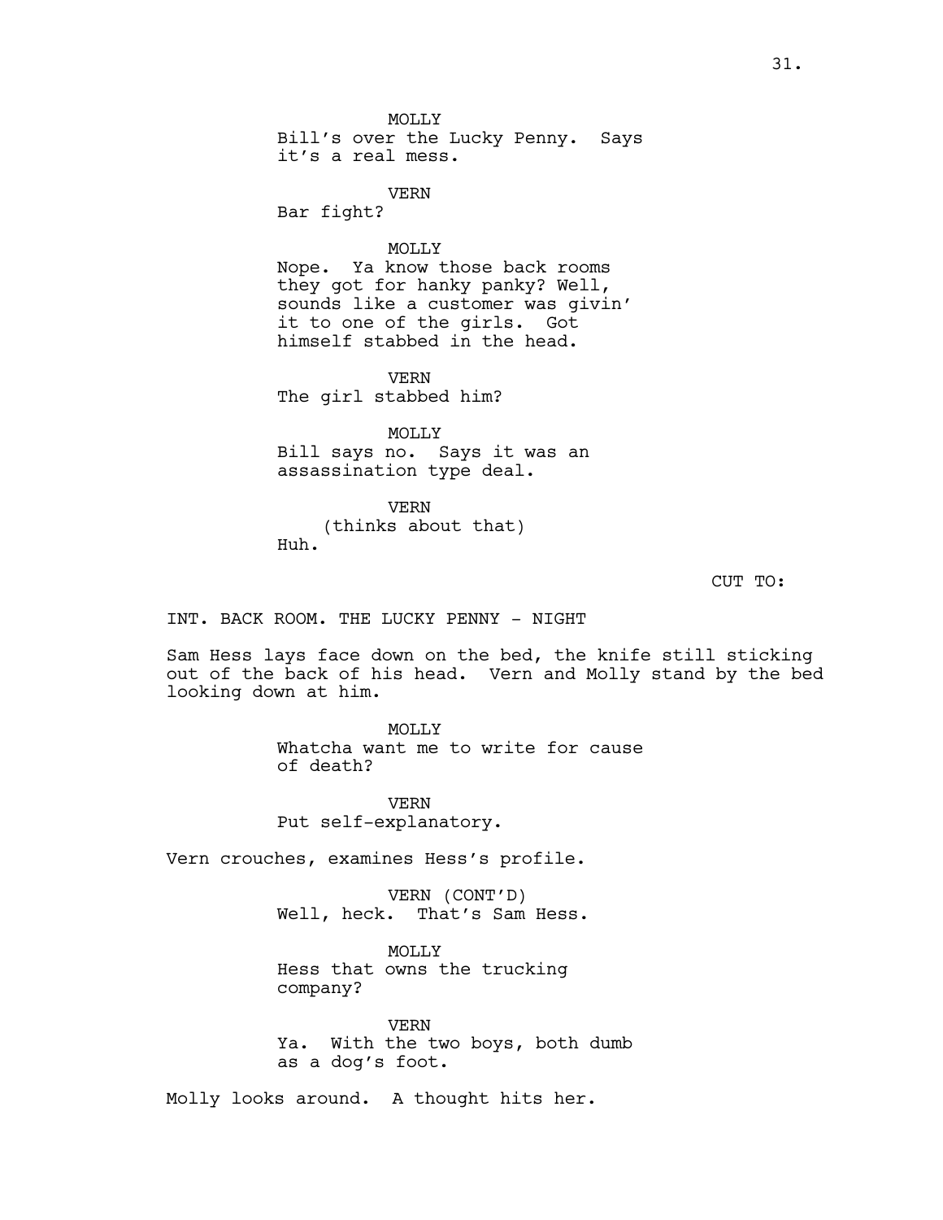MOLLY
Bill's over the Lucky Penny. Says it's a real mess.

VERN
Bar fight?

MOLLY
Nope. Ya know those back rooms they got for hanky panky? Well, sounds like a customer was givin' it to one of the girls. Got himself stabbed in the head.

VERN
The girl stabbed him?

MOLLY
Bill says no. Says it was an assassination type deal.

VERN
(thinks about that)
Huh.

CUT TO:

INT. BACK ROOM. THE LUCKY PENNY - NIGHT

Sam Hess lays face down on the bed, the knife still sticking out of the back of his head. Vern and Molly stand by the bed looking down at him.

MOLLY
Whatcha want me to write for cause of death?

VERN
Put self-explanatory.

Vern crouches, examines Hess's profile.

VERN (CONT'D)
Well, heck. That's Sam Hess.

MOLLY
Hess that owns the trucking company?

VERN
Ya. With the two boys, both dumb as a dog's foot.

Molly looks around. A thought hits her.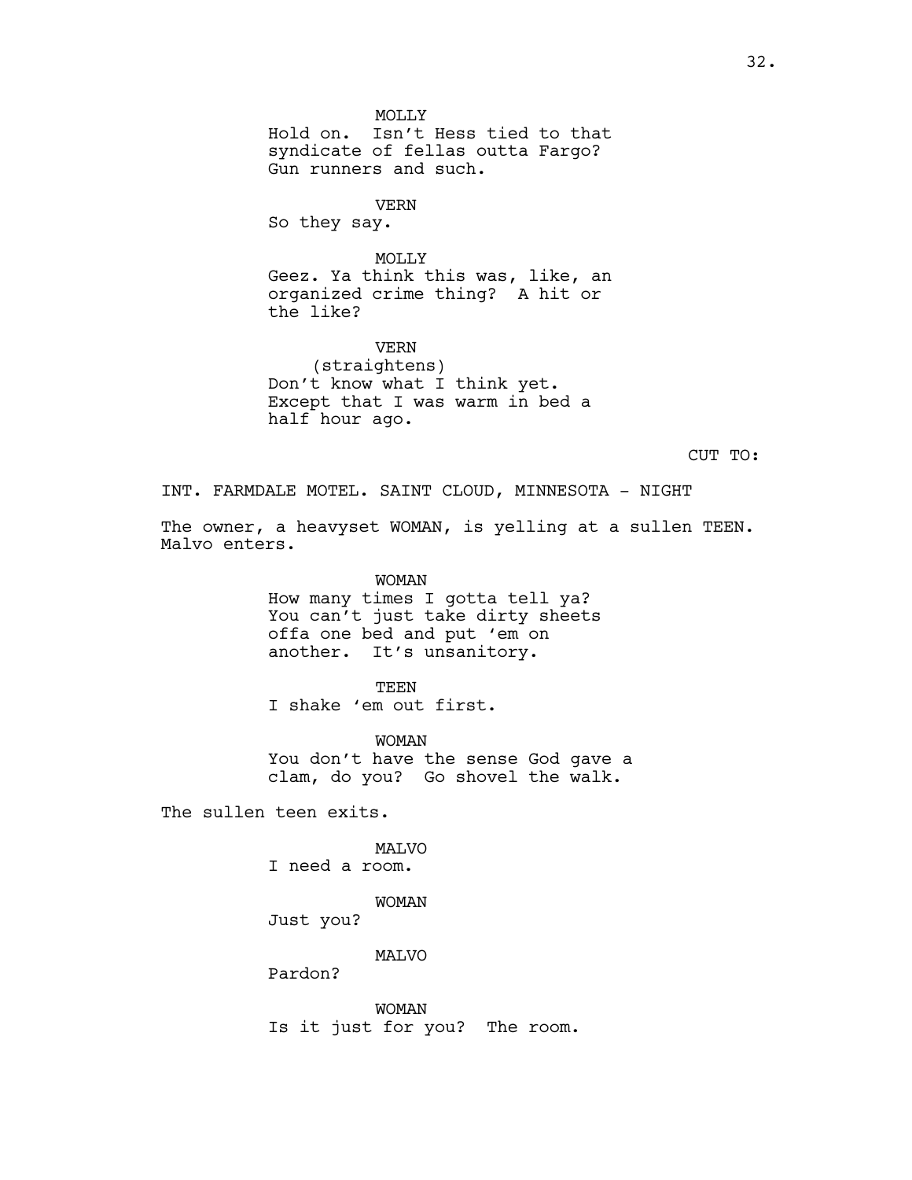MOLLY
Hold on. Isn't Hess tied to that syndicate of fellas outta Fargo? Gun runners and such.

VERN
So they say.

MOLLY
Geez. Ya think this was, like, an organized crime thing? A hit or the like?

VERN
(straightens)
Don't know what I think yet. Except that I was warm in bed a half hour ago.

CUT TO:

INT. FARMDALE MOTEL. SAINT CLOUD, MINNESOTA - NIGHT

The owner, a heavyset WOMAN, is yelling at a sullen TEEN. Malvo enters.

WOMAN
How many times I gotta tell ya? You can't just take dirty sheets offa one bed and put 'em on another. It's unsanitory.

TEEN
I shake 'em out first.

WOMAN
You don't have the sense God gave a clam, do you? Go shovel the walk.

The sullen teen exits.

MALVO
I need a room.

WOMAN
Just you?

MALVO
Pardon?

WOMAN
Is it just for you? The room.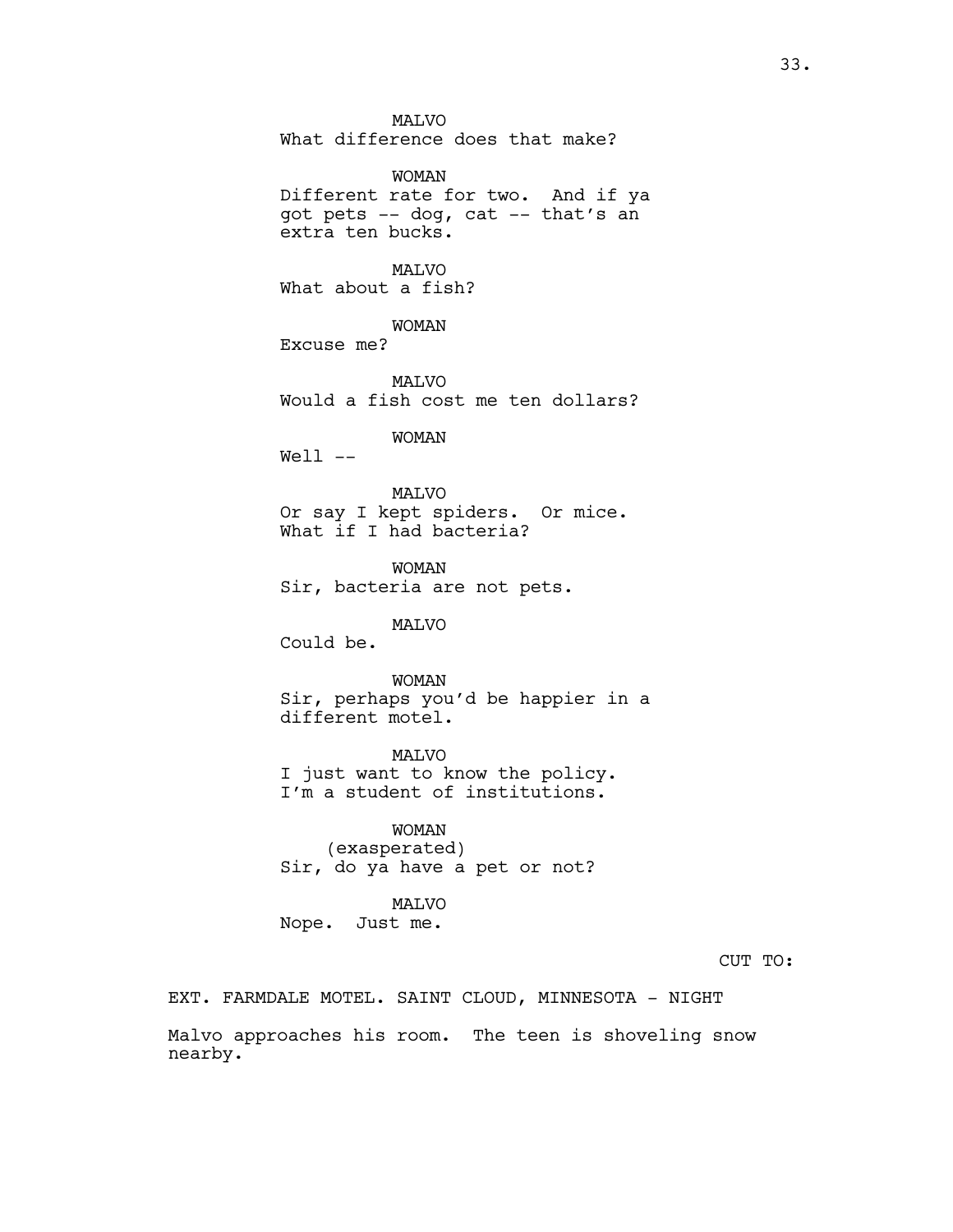MALVO
What difference does that make?

WOMAN
Different rate for two. And if ya got pets -- dog, cat -- that's an extra ten bucks.

MALVO
What about a fish?

WOMAN
Excuse me?

MALVO
Would a fish cost me ten dollars?

WOMAN
Well --

MALVO
Or say I kept spiders. Or mice. What if I had bacteria?

WOMAN
Sir, bacteria are not pets.

MALVO
Could be.

WOMAN
Sir, perhaps you'd be happier in a different motel.

MALVO
I just want to know the policy. I'm a student of institutions.

WOMAN
(exasperated)
Sir, do ya have a pet or not?

MALVO
Nope. Just me.

CUT TO:

EXT. FARMDALE MOTEL. SAINT CLOUD, MINNESOTA - NIGHT

Malvo approaches his room. The teen is shoveling snow nearby.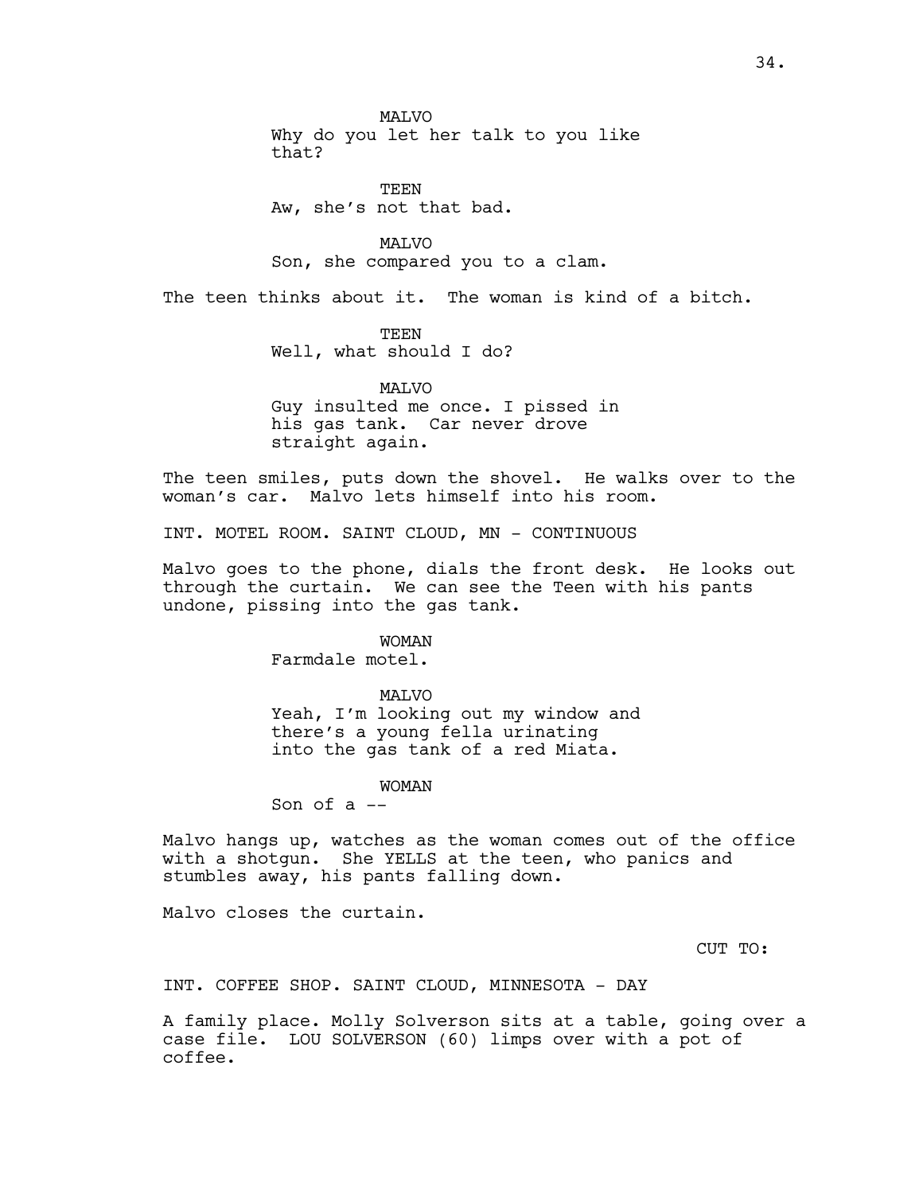MALVO
Why do you let her talk to you like that?

TEEN
Aw, she's not that bad.

MALVO
Son, she compared you to a clam.

The teen thinks about it. The woman is kind of a bitch.

TEEN
Well, what should I do?

MALVO
Guy insulted me once. I pissed in his gas tank. Car never drove straight again.

The teen smiles, puts down the shovel. He walks over to the woman's car. Malvo lets himself into his room.

INT. MOTEL ROOM. SAINT CLOUD, MN - CONTINUOUS

Malvo goes to the phone, dials the front desk. He looks out through the curtain. We can see the Teen with his pants undone, pissing into the gas tank.

WOMAN
Farmdale motel.

MALVO
Yeah, I'm looking out my window and there's a young fella urinating into the gas tank of a red Miata.

WOMAN
Son of a --

Malvo hangs up, watches as the woman comes out of the office with a shotgun. She YELLS at the teen, who panics and stumbles away, his pants falling down.

Malvo closes the curtain.

CUT TO:

INT. COFFEE SHOP. SAINT CLOUD, MINNESOTA - DAY

A family place. Molly Solverson sits at a table, going over a case file. LOU SOLVERSON (60) limps over with a pot of coffee.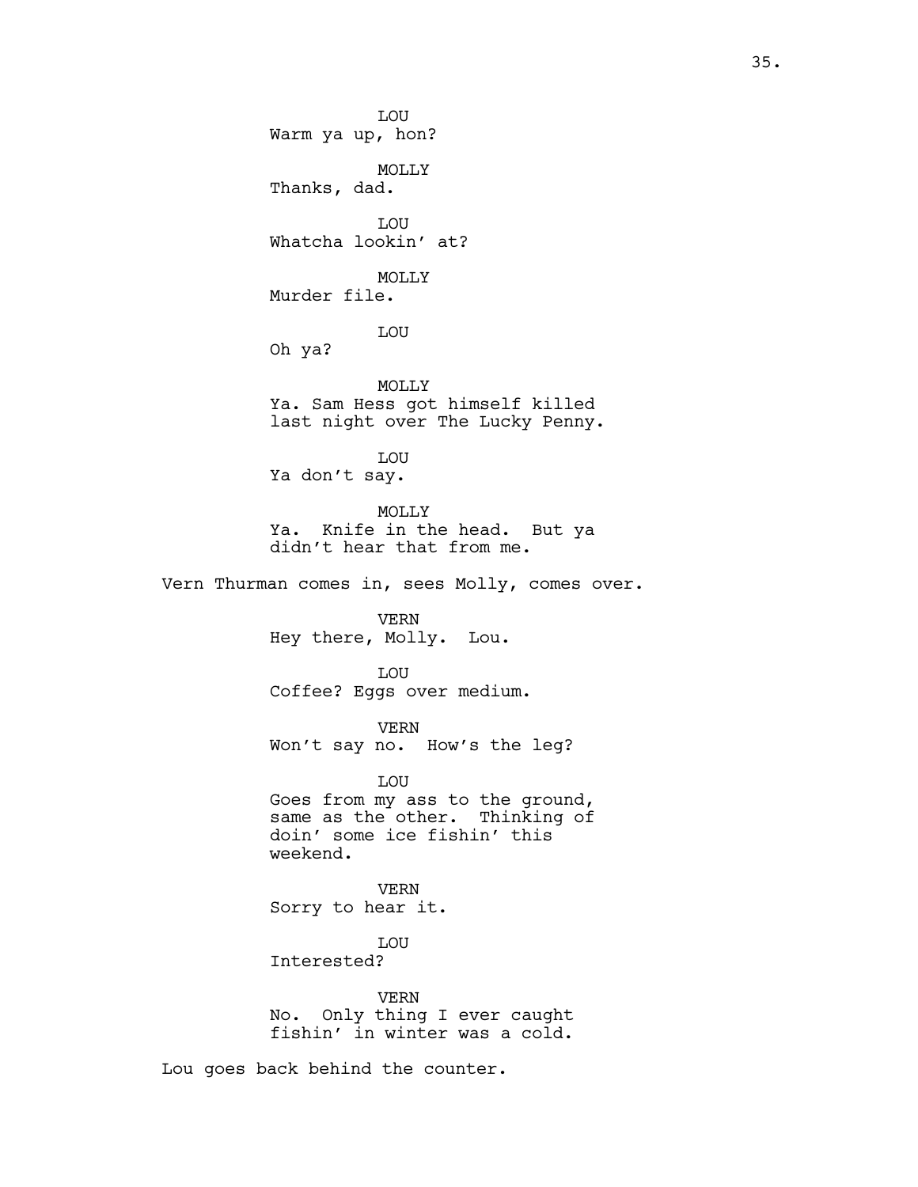LOU
Warm ya up, hon?

MOLLY
Thanks, dad.

LOU
Whatcha lookin' at?

MOLLY
Murder file.

LOU
Oh ya?

MOLLY
Ya. Sam Hess got himself killed last night over The Lucky Penny.

LOU
Ya don't say.

MOLLY
Ya. Knife in the head. But ya didn't hear that from me.

Vern Thurman comes in, sees Molly, comes over.

VERN
Hey there, Molly. Lou.

LOU
Coffee? Eggs over medium.

VERN
Won't say no. How's the leg?

LOU
Goes from my ass to the ground, same as the other. Thinking of doin' some ice fishin' this weekend.

VERN
Sorry to hear it.

LOU
Interested?

VERN
No. Only thing I ever caught fishin' in winter was a cold.

Lou goes back behind the counter.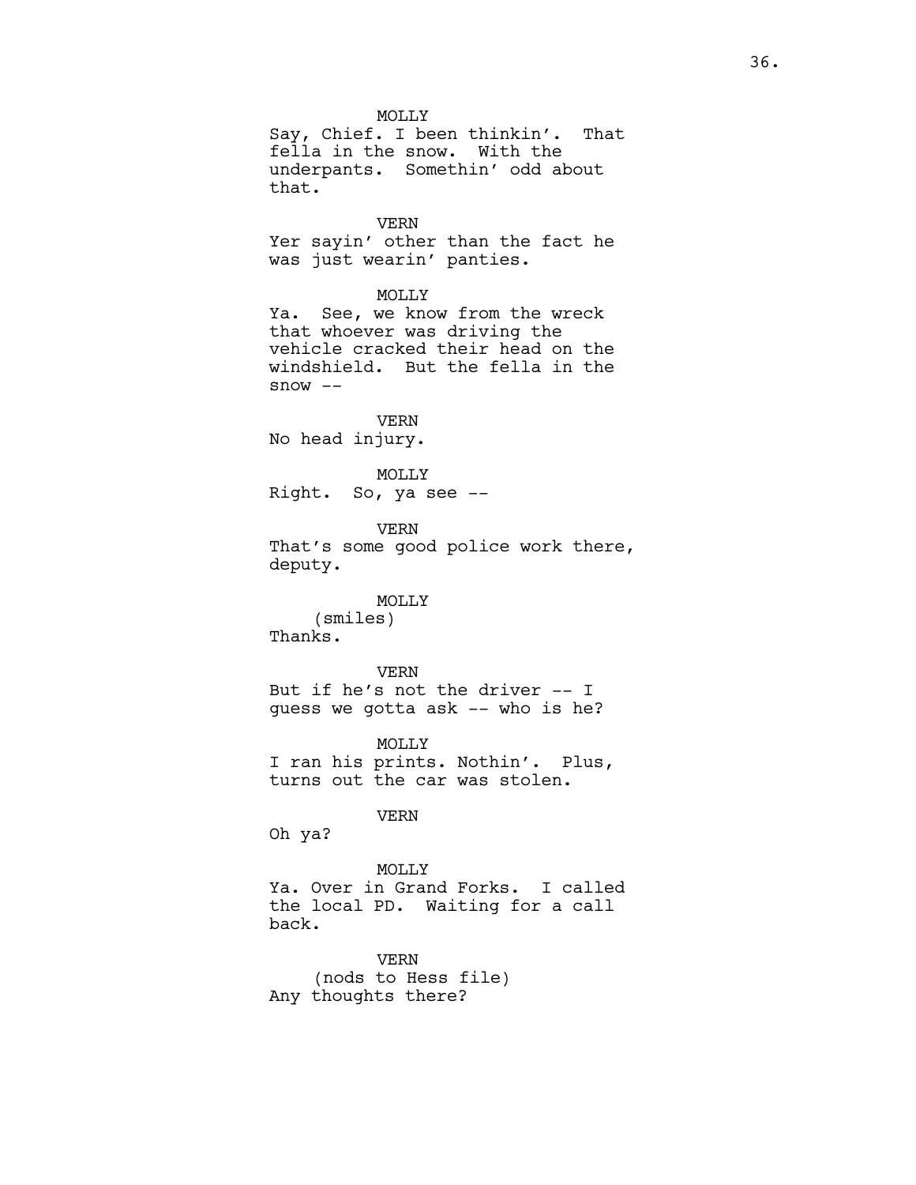MOLLY
Say, Chief. I been thinkin'. That fella in the snow. With the underpants. Somethin' odd about that.

VERN
Yer sayin' other than the fact he was just wearin' panties.

MOLLY
Ya. See, we know from the wreck that whoever was driving the vehicle cracked their head on the windshield. But the fella in the snow --

VERN
No head injury.

MOLLY
Right. So, ya see --

VERN
That's some good police work there, deputy.

MOLLY
(smiles)
Thanks.

VERN
But if he's not the driver -- I guess we gotta ask -- who is he?

MOLLY
I ran his prints. Nothin'. Plus, turns out the car was stolen.

VERN
Oh ya?

MOLLY
Ya. Over in Grand Forks. I called the local PD. Waiting for a call back.

VERN
(nods to Hess file)
Any thoughts there?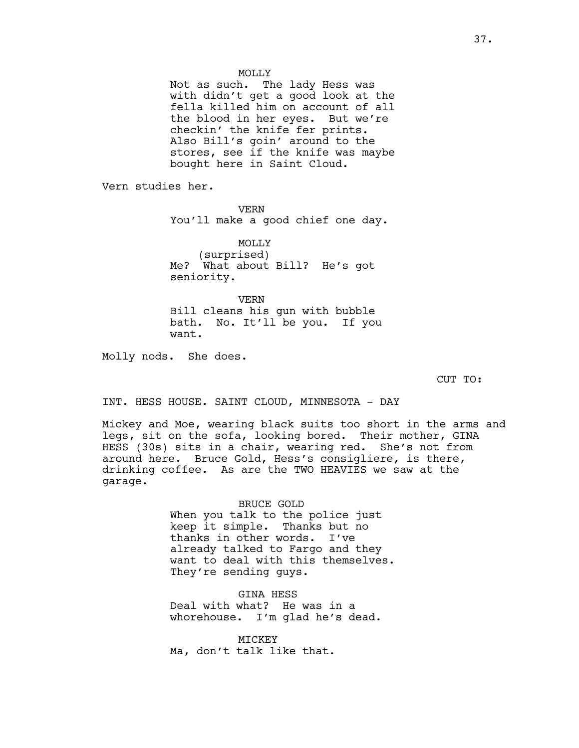MOLLY
Not as such. The lady Hess was with didn't get a good look at the fella killed him on account of all the blood in her eyes. But we're checkin' the knife fer prints. Also Bill's goin' around to the stores, see if the knife was maybe bought here in Saint Cloud.

Vern studies her.

VERN
You'll make a good chief one day.

MOLLY
(surprised)
Me? What about Bill? He's got seniority.

VERN
Bill cleans his gun with bubble bath. No. It'll be you. If you want.

Molly nods. She does.

CUT TO:

INT. HESS HOUSE. SAINT CLOUD, MINNESOTA - DAY

Mickey and Moe, wearing black suits too short in the arms and legs, sit on the sofa, looking bored. Their mother, GINA HESS (30s) sits in a chair, wearing red. She's not from around here. Bruce Gold, Hess's consigliere, is there, drinking coffee. As are the TWO HEAVIES we saw at the garage.

BRUCE GOLD
When you talk to the police just keep it simple. Thanks but no thanks in other words. I've already talked to Fargo and they want to deal with this themselves. They're sending guys.

GINA HESS
Deal with what? He was in a whorehouse. I'm glad he's dead.

MICKEY
Ma, don't talk like that.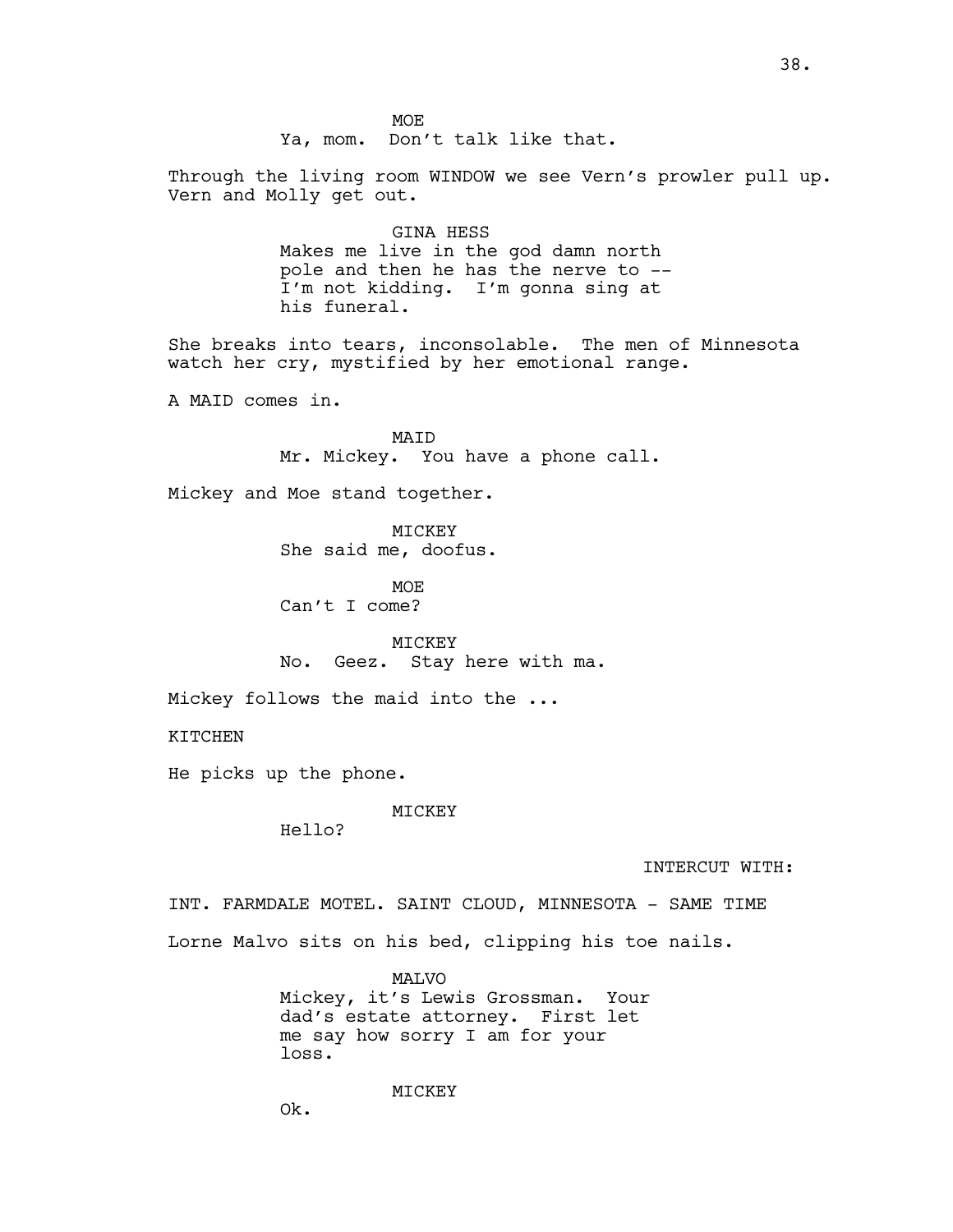MOE

Ya, mom. Don't talk like that.

Through the living room WINDOW we see Vern's prowler pull up. Vern and Molly get out.

GINA HESS

Makes me live in the god damn north pole and then he has the nerve to -- I'm not kidding. I'm gonna sing at his funeral.

She breaks into tears, inconsolable. The men of Minnesota watch her cry, mystified by her emotional range.

A MAID comes in.

MAID

Mr. Mickey. You have a phone call.

Mickey and Moe stand together.

MICKEY

She said me, doofus.

MOE

Can't I come?

MICKEY

No. Geez. Stay here with ma.

Mickey follows the maid into the ...

KITCHEN

He picks up the phone.

MICKEY

Hello?

INTERCUT WITH:

INT. FARMDALE MOTEL. SAINT CLOUD, MINNESOTA - SAME TIME

Lorne Malvo sits on his bed, clipping his toe nails.

MALVO

Mickey, it's Lewis Grossman. Your dad's estate attorney. First let me say how sorry I am for your loss.

MICKEY

Ok.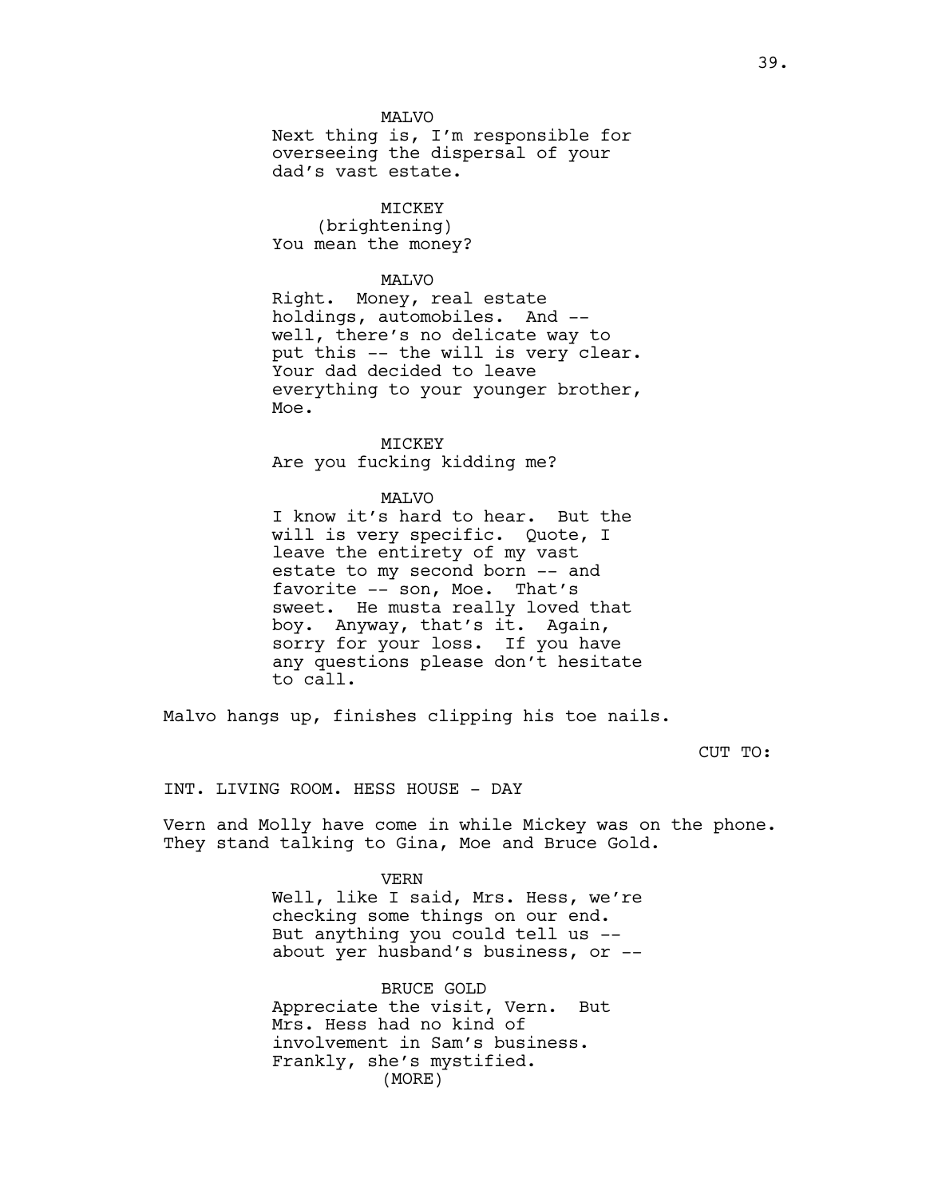MALVO
Next thing is, I'm responsible for overseeing the dispersal of your dad's vast estate.

MICKEY
(brightening)
You mean the money?

MALVO
Right. Money, real estate holdings, automobiles. And -- well, there's no delicate way to put this -- the will is very clear. Your dad decided to leave everything to your younger brother, Moe.

MICKEY
Are you fucking kidding me?

MALVO
I know it's hard to hear. But the will is very specific. Quote, I leave the entirety of my vast estate to my second born -- and favorite -- son, Moe. That's sweet. He musta really loved that boy. Anyway, that's it. Again, sorry for your loss. If you have any questions please don't hesitate to call.

Malvo hangs up, finishes clipping his toe nails.

CUT TO:

INT. LIVING ROOM. HESS HOUSE - DAY

Vern and Molly have come in while Mickey was on the phone. They stand talking to Gina, Moe and Bruce Gold.

VERN
Well, like I said, Mrs. Hess, we're checking some things on our end. But anything you could tell us -- about yer husband's business, or --

BRUCE GOLD
Appreciate the visit, Vern. But Mrs. Hess had no kind of involvement in Sam's business. Frankly, she's mystified.
(MORE)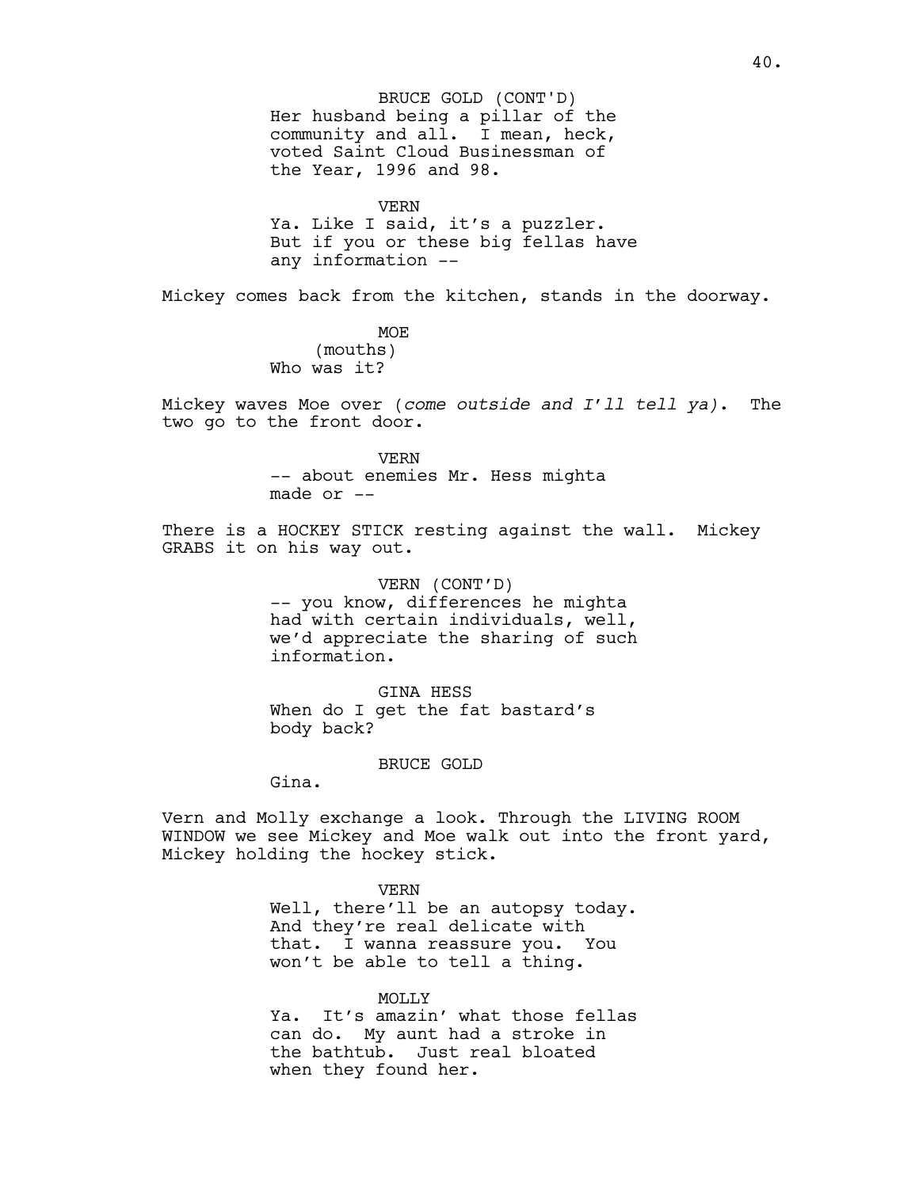BRUCE GOLD (CONT'D)
Her husband being a pillar of the community and all. I mean, heck, voted Saint Cloud Businessman of the Year, 1996 and 98.

VERN
Ya. Like I said, it's a puzzler. But if you or these big fellas have any information --

Mickey comes back from the kitchen, stands in the doorway.

MOE
(mouths)
Who was it?

Mickey waves Moe over (*come outside and I'll tell ya).* The two go to the front door.

VERN
-- about enemies Mr. Hess mighta made or --

There is a HOCKEY STICK resting against the wall. Mickey GRABS it on his way out.

VERN (CONT'D)
-- you know, differences he mighta had with certain individuals, well, we'd appreciate the sharing of such information.

GINA HESS
When do I get the fat bastard's body back?

BRUCE GOLD
Gina.

Vern and Molly exchange a look. Through the LIVING ROOM WINDOW we see Mickey and Moe walk out into the front yard, Mickey holding the hockey stick.

VERN
Well, there'll be an autopsy today. And they're real delicate with that. I wanna reassure you. You won't be able to tell a thing.

MOLLY
Ya. It's amazin' what those fellas can do. My aunt had a stroke in the bathtub. Just real bloated when they found her.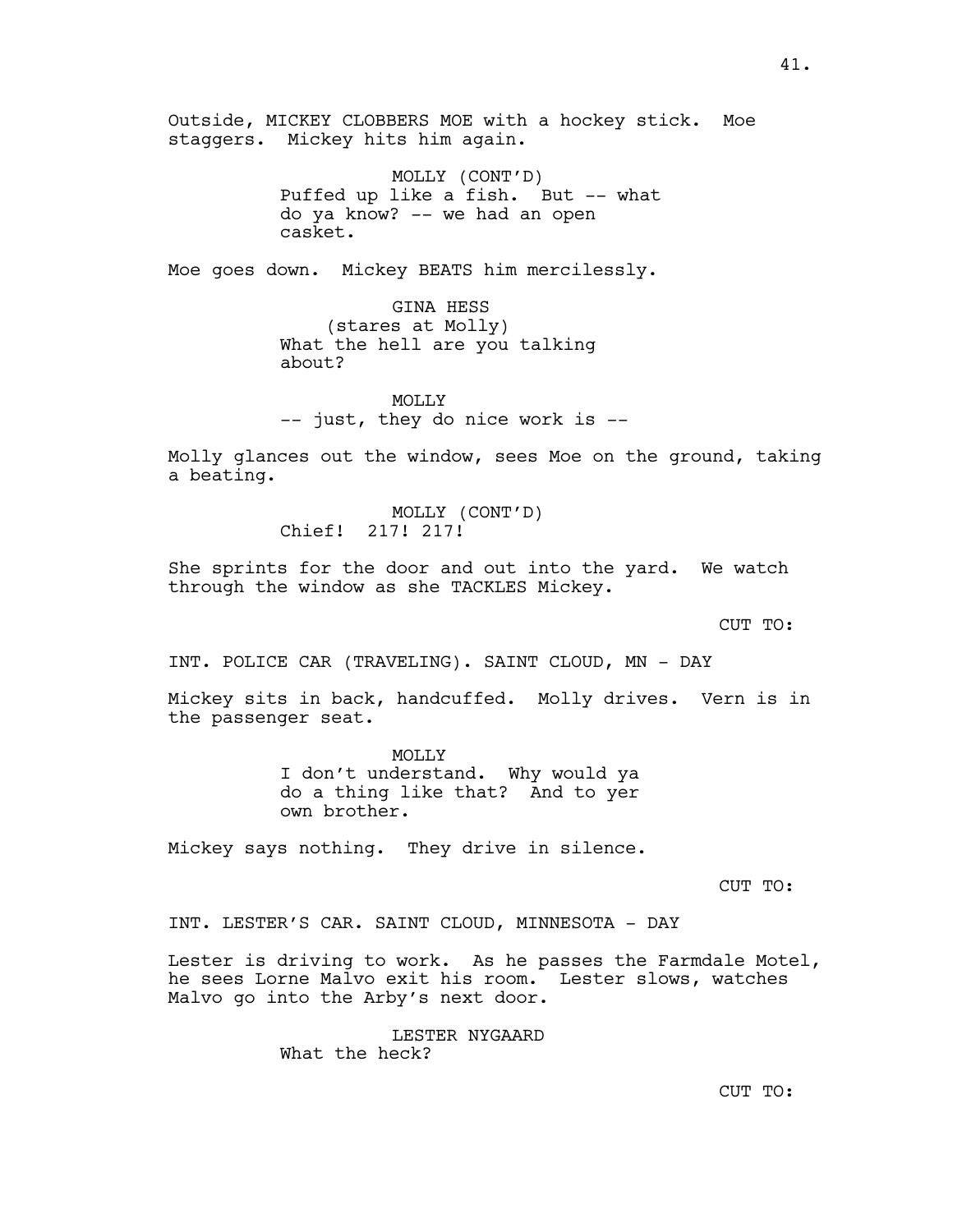Outside, MICKEY CLOBBERS MOE with a hockey stick. Moe staggers. Mickey hits him again.

MOLLY (CONT'D)
Puffed up like a fish. But -- what do ya know? -- we had an open casket.

Moe goes down. Mickey BEATS him mercilessly.

GINA HESS
(stares at Molly)
What the hell are you talking about?

MOLLY
-- just, they do nice work is --

Molly glances out the window, sees Moe on the ground, taking a beating.

MOLLY (CONT'D)
Chief! 217! 217!

She sprints for the door and out into the yard. We watch through the window as she TACKLES Mickey.

CUT TO:

INT. POLICE CAR (TRAVELING). SAINT CLOUD, MN - DAY

Mickey sits in back, handcuffed. Molly drives. Vern is in the passenger seat.

MOLLY
I don't understand. Why would ya do a thing like that? And to yer own brother.

Mickey says nothing. They drive in silence.

CUT TO:

INT. LESTER'S CAR. SAINT CLOUD, MINNESOTA - DAY

Lester is driving to work. As he passes the Farmdale Motel, he sees Lorne Malvo exit his room. Lester slows, watches Malvo go into the Arby's next door.

LESTER NYGAARD
What the heck?

CUT TO: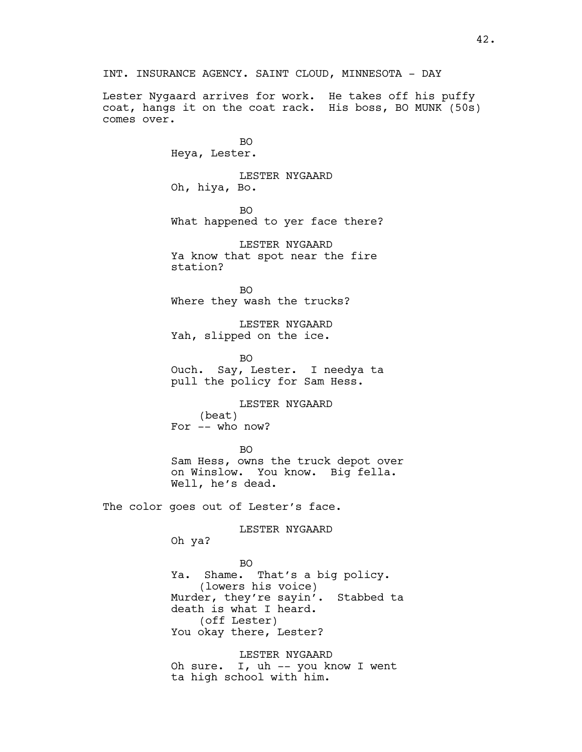INT. INSURANCE AGENCY. SAINT CLOUD, MINNESOTA - DAY

Lester Nygaard arrives for work. He takes off his puffy coat, hangs it on the coat rack. His boss, BO MUNK (50s) comes over.

BO
Heya, Lester.

LESTER NYGAARD
Oh, hiya, Bo.

BO
What happened to yer face there?

LESTER NYGAARD
Ya know that spot near the fire station?

BO
Where they wash the trucks?

LESTER NYGAARD
Yah, slipped on the ice.

BO
Ouch. Say, Lester. I needya ta pull the policy for Sam Hess.

LESTER NYGAARD
(beat)
For -- who now?

BO
Sam Hess, owns the truck depot over on Winslow. You know. Big fella. Well, he's dead.

The color goes out of Lester's face.

LESTER NYGAARD
Oh ya?

BO
Ya. Shame. That's a big policy.
(lowers his voice)
Murder, they're sayin'. Stabbed ta death is what I heard.
(off Lester)
You okay there, Lester?

LESTER NYGAARD
Oh sure. I, uh -- you know I went ta high school with him.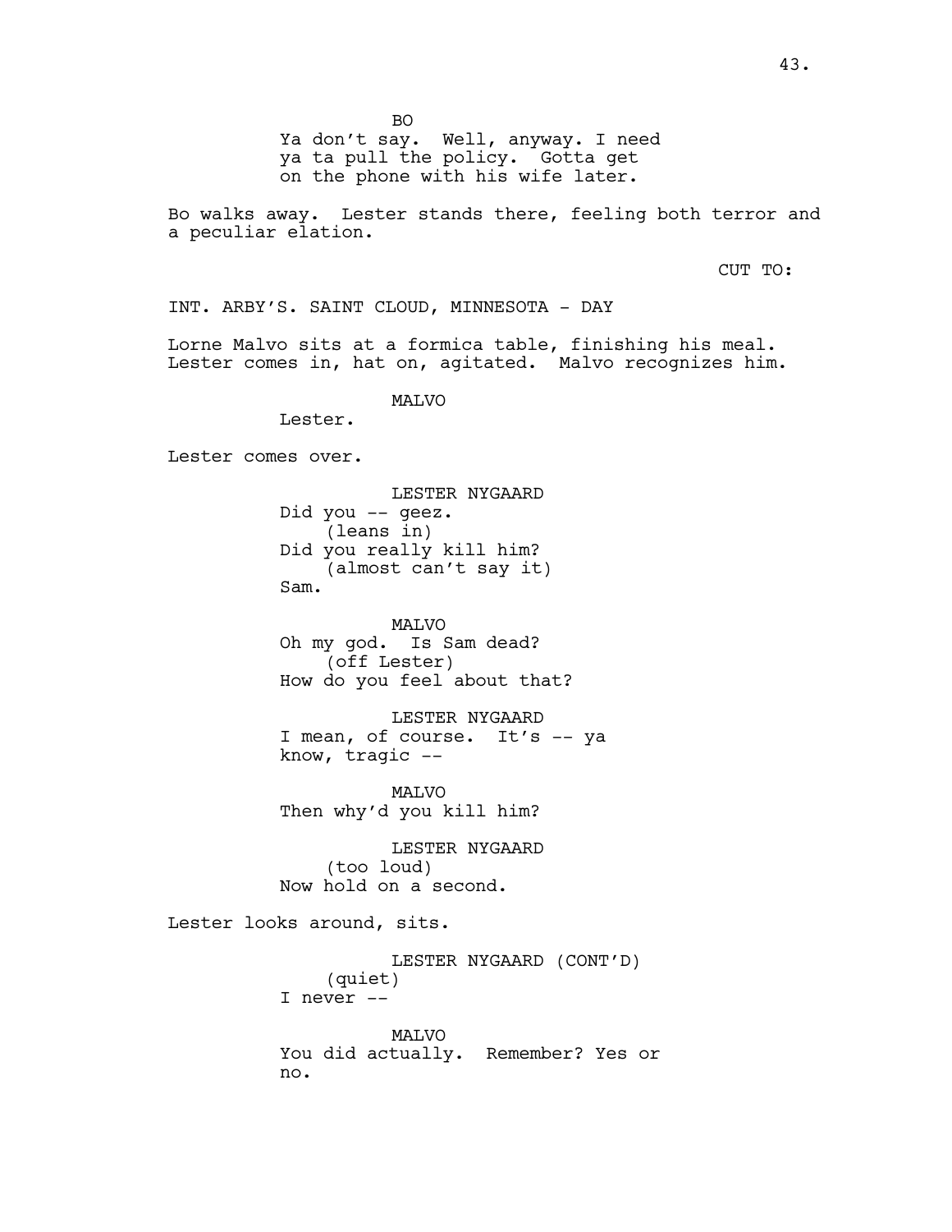BO
Ya don't say. Well, anyway. I need ya ta pull the policy. Gotta get on the phone with his wife later.

Bo walks away. Lester stands there, feeling both terror and a peculiar elation.

CUT TO:

INT. ARBY'S. SAINT CLOUD, MINNESOTA - DAY

Lorne Malvo sits at a formica table, finishing his meal. Lester comes in, hat on, agitated. Malvo recognizes him.

MALVO
Lester.

Lester comes over.

LESTER NYGAARD
Did you -- geez.
(leans in)
Did you really kill him?
(almost can't say it)
Sam.

MALVO
Oh my god. Is Sam dead?
(off Lester)
How do you feel about that?

LESTER NYGAARD
I mean, of course. It's -- ya know, tragic --

MALVO
Then why'd you kill him?

LESTER NYGAARD
(too loud)
Now hold on a second.

Lester looks around, sits.

LESTER NYGAARD (CONT'D)
(quiet)
I never --

MALVO
You did actually. Remember? Yes or no.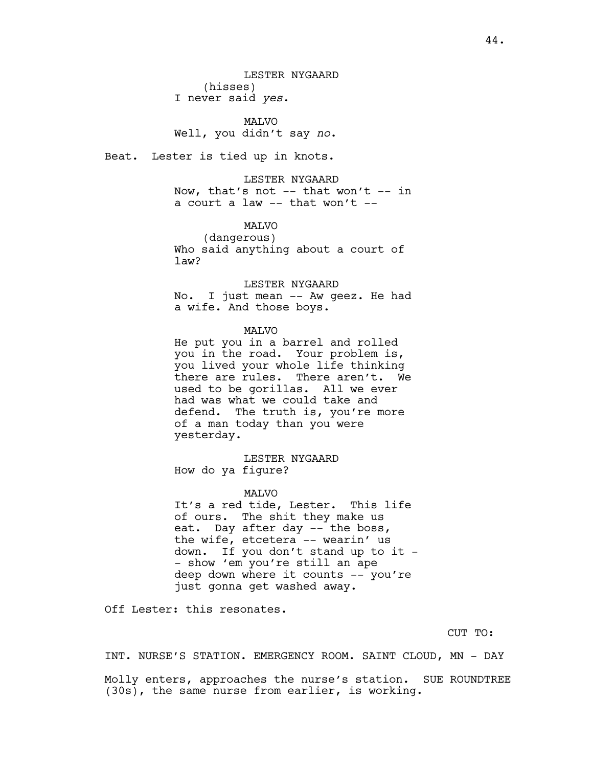LESTER NYGAARD
(hisses)
I never said *yes*.

MALVO
Well, you didn't say *no*.

Beat. Lester is tied up in knots.

LESTER NYGAARD
Now, that's not -- that won't -- in a court a law -- that won't --

MALVO
(dangerous)
Who said anything about a court of law?

LESTER NYGAARD
No. I just mean -- Aw geez. He had a wife. And those boys.

MALVO
He put you in a barrel and rolled you in the road. Your problem is, you lived your whole life thinking there are rules. There aren't. We used to be gorillas. All we ever had was what we could take and defend. The truth is, you're more of a man today than you were yesterday.

LESTER NYGAARD
How do ya figure?

MALVO
It's a red tide, Lester. This life of ours. The shit they make us eat. Day after day -- the boss, the wife, etcetera -- wearin' us down. If you don't stand up to it -- show 'em you're still an ape deep down where it counts -- you're just gonna get washed away.

Off Lester: this resonates.

CUT TO:

INT. NURSE'S STATION. EMERGENCY ROOM. SAINT CLOUD, MN - DAY

Molly enters, approaches the nurse's station. SUE ROUNDTREE (30s), the same nurse from earlier, is working.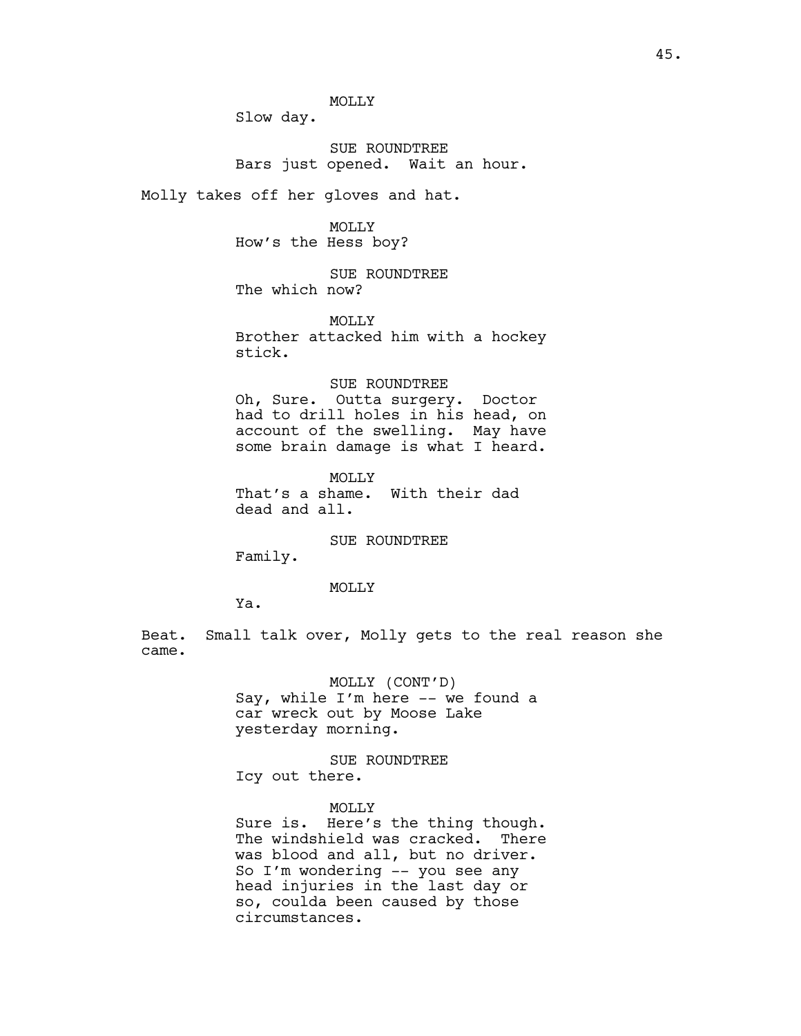MOLLY

Slow day.

SUE ROUNDTREE

Bars just opened. Wait an hour.

Molly takes off her gloves and hat.

MOLLY

How's the Hess boy?

SUE ROUNDTREE

The which now?

MOLLY

Brother attacked him with a hockey stick.

SUE ROUNDTREE

Oh, Sure. Outta surgery. Doctor had to drill holes in his head, on account of the swelling. May have some brain damage is what I heard.

MOLLY

That's a shame. With their dad dead and all.

SUE ROUNDTREE

Family.

MOLLY

Ya.

Beat. Small talk over, Molly gets to the real reason she came.

MOLLY (CONT'D)

Say, while I'm here -- we found a car wreck out by Moose Lake yesterday morning.

SUE ROUNDTREE

Icy out there.

MOLLY

Sure is. Here's the thing though. The windshield was cracked. There was blood and all, but no driver. So I'm wondering -- you see any head injuries in the last day or so, coulda been caused by those circumstances.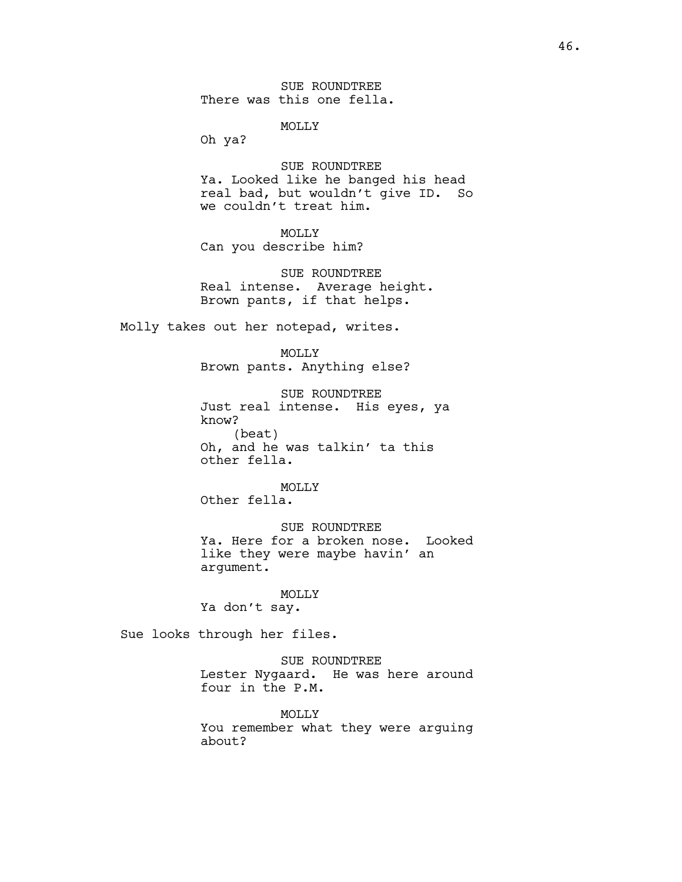SUE ROUNDTREE
There was this one fella.

MOLLY
Oh ya?

SUE ROUNDTREE
Ya. Looked like he banged his head real bad, but wouldn't give ID.  So we couldn't treat him.

MOLLY
Can you describe him?

SUE ROUNDTREE
Real intense.  Average height. Brown pants, if that helps.

Molly takes out her notepad, writes.

MOLLY
Brown pants. Anything else?

SUE ROUNDTREE
Just real intense.  His eyes, ya know?
(beat)
Oh, and he was talkin' ta this other fella.

MOLLY
Other fella.

SUE ROUNDTREE
Ya. Here for a broken nose.  Looked like they were maybe havin' an argument.

MOLLY
Ya don't say.

Sue looks through her files.

SUE ROUNDTREE
Lester Nygaard.  He was here around four in the P.M.

MOLLY
You remember what they were arguing about?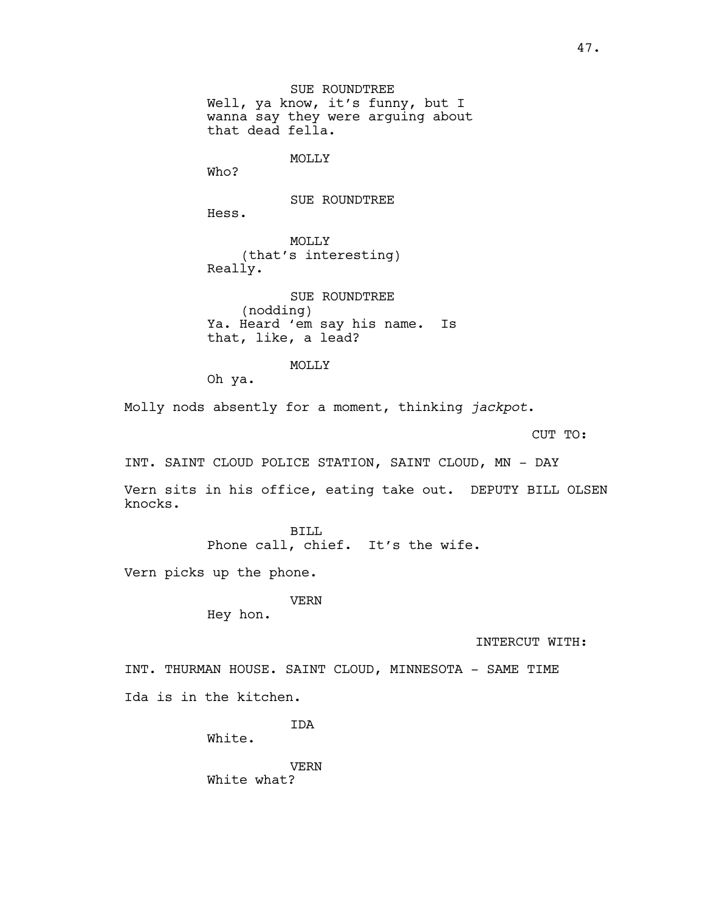SUE ROUNDTREE
Well, ya know, it's funny, but I wanna say they were arguing about that dead fella.

MOLLY
Who?

SUE ROUNDTREE
Hess.

MOLLY
(that's interesting)
Really.

SUE ROUNDTREE
(nodding)
Ya. Heard 'em say his name. Is that, like, a lead?

MOLLY
Oh ya.

Molly nods absently for a moment, thinking *jackpot*.

CUT TO:

INT. SAINT CLOUD POLICE STATION, SAINT CLOUD, MN - DAY

Vern sits in his office, eating take out. DEPUTY BILL OLSEN knocks.

BILL
Phone call, chief. It's the wife.

Vern picks up the phone.

VERN
Hey hon.

INTERCUT WITH:

INT. THURMAN HOUSE. SAINT CLOUD, MINNESOTA - SAME TIME

Ida is in the kitchen.

IDA
White.

VERN
White what?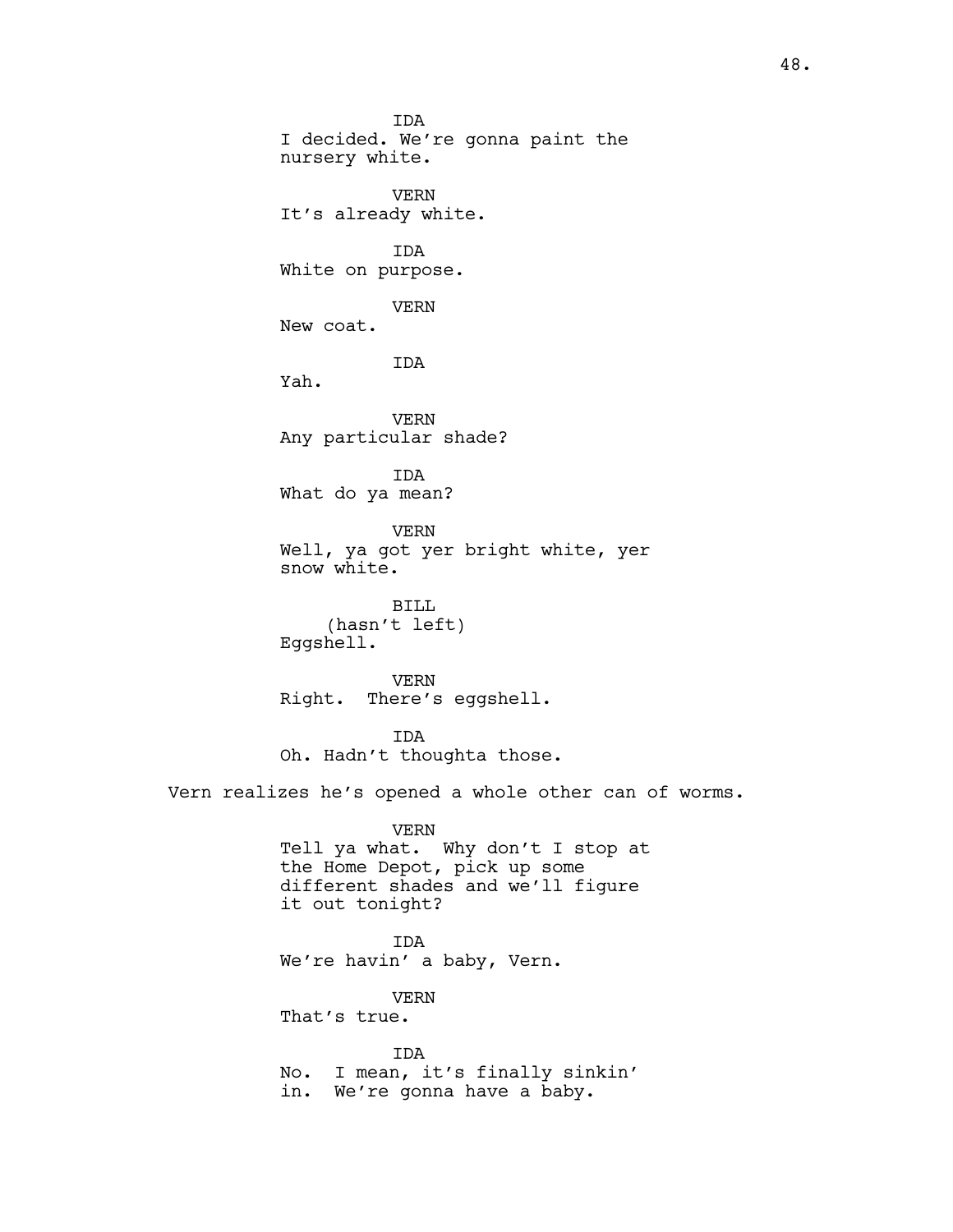IDA
I decided. We're gonna paint the nursery white.

VERN
It's already white.

IDA
White on purpose.

VERN
New coat.

IDA
Yah.

VERN
Any particular shade?

IDA
What do ya mean?

VERN
Well, ya got yer bright white, yer snow white.

BILL
(hasn't left)
Eggshell.

VERN
Right.  There's eggshell.

IDA
Oh. Hadn't thoughta those.

Vern realizes he's opened a whole other can of worms.

VERN
Tell ya what.  Why don't I stop at the Home Depot, pick up some different shades and we'll figure it out tonight?

IDA
We're havin' a baby, Vern.

VERN
That's true.

IDA
No.  I mean, it's finally sinkin' in.  We're gonna have a baby.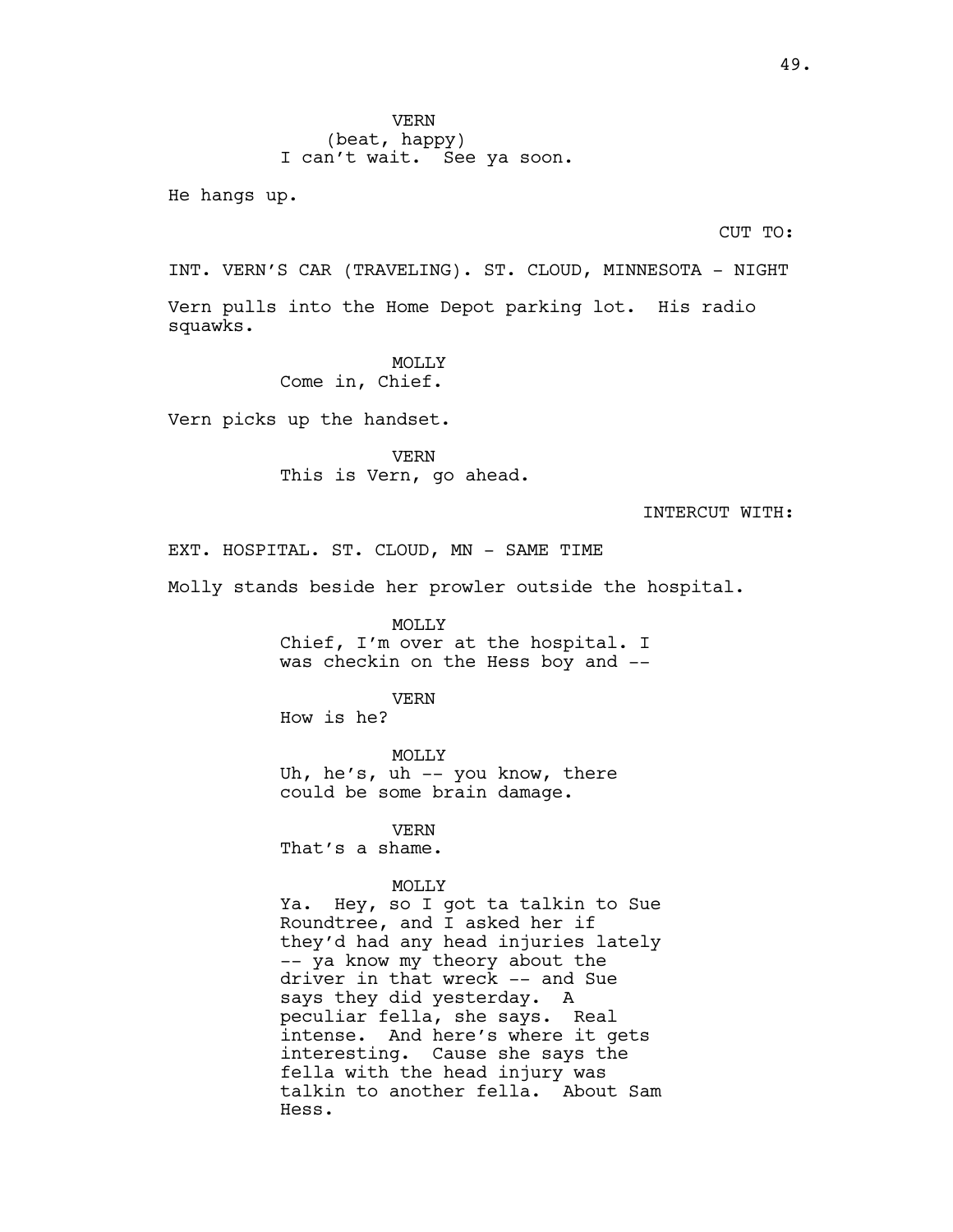VERN
(beat, happy)
I can't wait. See ya soon.

He hangs up.

CUT TO:

INT. VERN'S CAR (TRAVELING). ST. CLOUD, MINNESOTA - NIGHT

Vern pulls into the Home Depot parking lot. His radio squawks.

MOLLY
Come in, Chief.

Vern picks up the handset.

VERN
This is Vern, go ahead.

INTERCUT WITH:

EXT. HOSPITAL. ST. CLOUD, MN - SAME TIME

Molly stands beside her prowler outside the hospital.

MOLLY
Chief, I'm over at the hospital. I was checkin on the Hess boy and --

VERN
How is he?

MOLLY
Uh, he's, uh -- you know, there could be some brain damage.

VERN
That's a shame.

MOLLY
Ya. Hey, so I got ta talkin to Sue Roundtree, and I asked her if they'd had any head injuries lately -- ya know my theory about the driver in that wreck -- and Sue says they did yesterday. A peculiar fella, she says. Real intense. And here's where it gets interesting. Cause she says the fella with the head injury was talkin to another fella. About Sam Hess.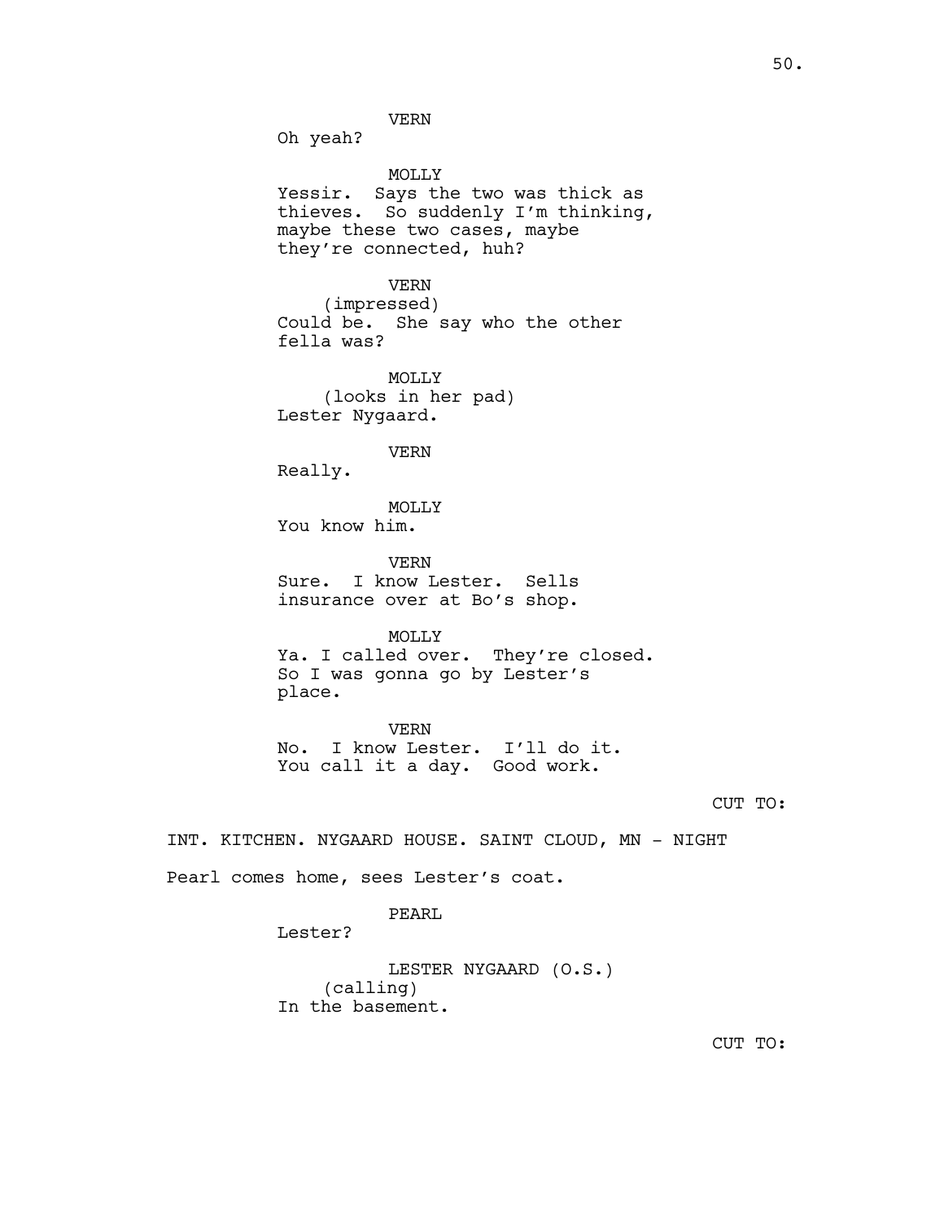VERN
Oh yeah?

MOLLY
Yessir. Says the two was thick as thieves. So suddenly I'm thinking, maybe these two cases, maybe they're connected, huh?

VERN
(impressed)
Could be. She say who the other fella was?

MOLLY
(looks in her pad)
Lester Nygaard.

VERN
Really.

MOLLY
You know him.

VERN
Sure. I know Lester. Sells insurance over at Bo's shop.

MOLLY
Ya. I called over. They're closed. So I was gonna go by Lester's place.

VERN
No. I know Lester. I'll do it. You call it a day. Good work.

CUT TO:

INT. KITCHEN. NYGAARD HOUSE. SAINT CLOUD, MN - NIGHT

Pearl comes home, sees Lester's coat.

PEARL
Lester?

LESTER NYGAARD (O.S.)
(calling)
In the basement.

CUT TO: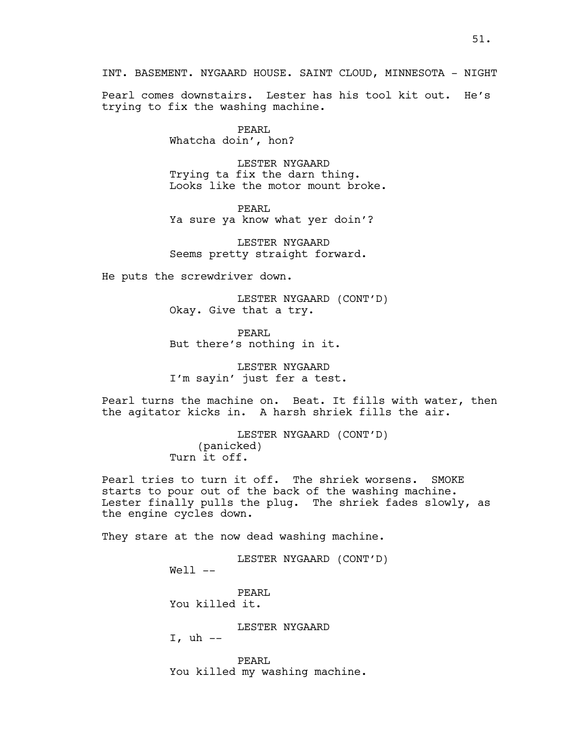INT. BASEMENT. NYGAARD HOUSE. SAINT CLOUD, MINNESOTA - NIGHT

Pearl comes downstairs. Lester has his tool kit out. He's trying to fix the washing machine.

PEARL
Whatcha doin', hon?

LESTER NYGAARD
Trying ta fix the darn thing. Looks like the motor mount broke.

PEARL
Ya sure ya know what yer doin'?

LESTER NYGAARD
Seems pretty straight forward.

He puts the screwdriver down.

LESTER NYGAARD (CONT'D)
Okay. Give that a try.

PEARL
But there's nothing in it.

LESTER NYGAARD
I'm sayin' just fer a test.

Pearl turns the machine on. Beat. It fills with water, then the agitator kicks in. A harsh shriek fills the air.

LESTER NYGAARD (CONT'D)
(panicked)
Turn it off.

Pearl tries to turn it off. The shriek worsens. SMOKE starts to pour out of the back of the washing machine. Lester finally pulls the plug. The shriek fades slowly, as the engine cycles down.

They stare at the now dead washing machine.

LESTER NYGAARD (CONT'D)
Well --

PEARL
You killed it.

LESTER NYGAARD
I, uh --

PEARL
You killed my washing machine.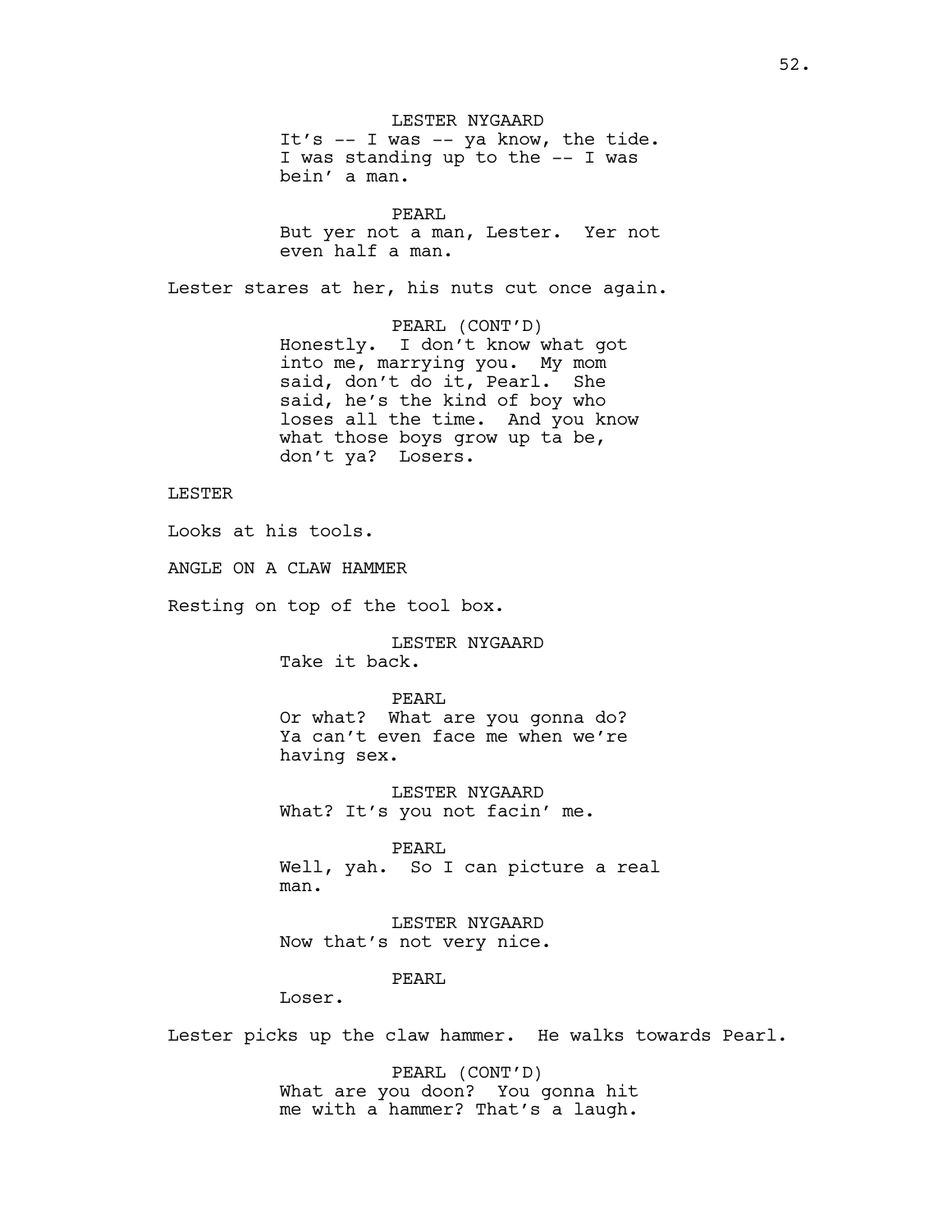LESTER NYGAARD
It's -- I was -- ya know, the tide. I was standing up to the -- I was bein' a man.

PEARL
But yer not a man, Lester. Yer not even half a man.

Lester stares at her, his nuts cut once again.

PEARL (CONT'D)
Honestly. I don't know what got into me, marrying you. My mom said, don't do it, Pearl. She said, he's the kind of boy who loses all the time. And you know what those boys grow up ta be, don't ya? Losers.

LESTER

Looks at his tools.

ANGLE ON A CLAW HAMMER

Resting on top of the tool box.

LESTER NYGAARD
Take it back.

PEARL
Or what? What are you gonna do? Ya can't even face me when we're having sex.

LESTER NYGAARD
What? It's you not facin' me.

PEARL
Well, yah. So I can picture a real man.

LESTER NYGAARD
Now that's not very nice.

PEARL
Loser.

Lester picks up the claw hammer. He walks towards Pearl.

PEARL (CONT'D)
What are you doon? You gonna hit me with a hammer? That's a laugh.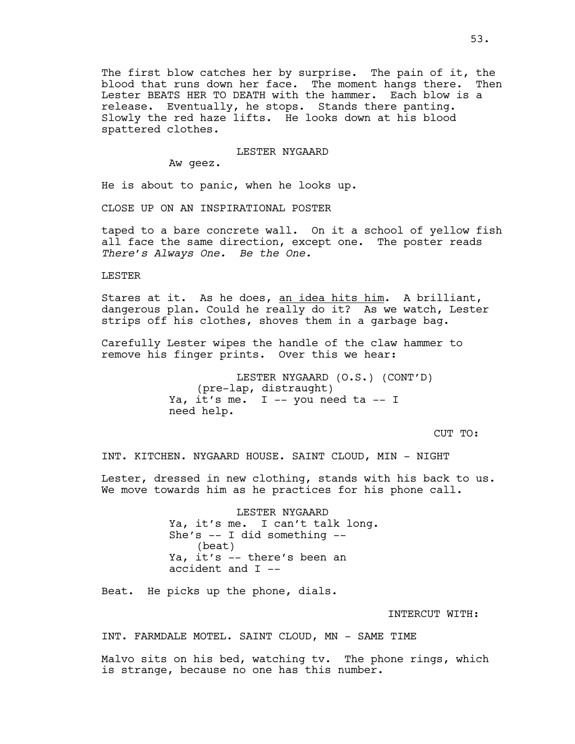The first blow catches her by surprise. The pain of it, the blood that runs down her face. The moment hangs there. Then Lester BEATS HER TO DEATH with the hammer. Each blow is a release. Eventually, he stops. Stands there panting. Slowly the red haze lifts. He looks down at his blood spattered clothes.

LESTER NYGAARD

Aw geez.

He is about to panic, when he looks up.

CLOSE UP ON AN INSPIRATIONAL POSTER

taped to a bare concrete wall. On it a school of yellow fish all face the same direction, except one. The poster reads *There's Always One. Be the One.*

LESTER

Stares at it. As he does, <u>an idea hits him</u>. A brilliant, dangerous plan. Could he really do it? As we watch, Lester strips off his clothes, shoves them in a garbage bag.

Carefully Lester wipes the handle of the claw hammer to remove his finger prints. Over this we hear:

LESTER NYGAARD (O.S.) (CONT'D)
(pre-lap, distraught)
Ya, it's me. I -- you need ta -- I need help.

CUT TO:

INT. KITCHEN. NYGAARD HOUSE. SAINT CLOUD, MIN - NIGHT

Lester, dressed in new clothing, stands with his back to us. We move towards him as he practices for his phone call.

LESTER NYGAARD
Ya, it's me. I can't talk long. She's -- I did something --
(beat)
Ya, it's -- there's been an accident and I --

Beat. He picks up the phone, dials.

INTERCUT WITH:

INT. FARMDALE MOTEL. SAINT CLOUD, MN - SAME TIME

Malvo sits on his bed, watching tv. The phone rings, which is strange, because no one has this number.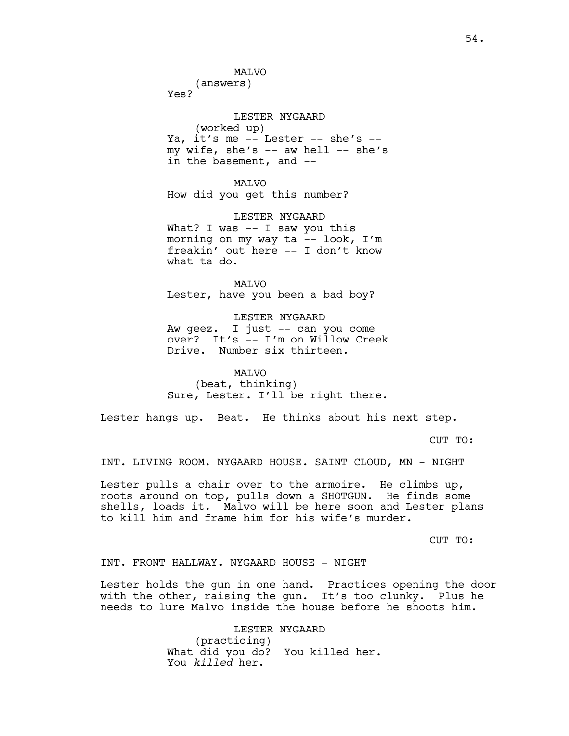MALVO
(answers)
Yes?

LESTER NYGAARD
(worked up)
Ya, it's me -- Lester -- she's -- my wife, she's -- aw hell -- she's in the basement, and --

MALVO
How did you get this number?

LESTER NYGAARD
What? I was -- I saw you this morning on my way ta -- look, I'm freakin' out here -- I don't know what ta do.

MALVO
Lester, have you been a bad boy?

LESTER NYGAARD
Aw geez. I just -- can you come over? It's -- I'm on Willow Creek Drive. Number six thirteen.

MALVO
(beat, thinking)
Sure, Lester. I'll be right there.

Lester hangs up. Beat. He thinks about his next step.

CUT TO:

INT. LIVING ROOM. NYGAARD HOUSE. SAINT CLOUD, MN - NIGHT

Lester pulls a chair over to the armoire. He climbs up, roots around on top, pulls down a SHOTGUN. He finds some shells, loads it. Malvo will be here soon and Lester plans to kill him and frame him for his wife's murder.

CUT TO:

INT. FRONT HALLWAY. NYGAARD HOUSE - NIGHT

Lester holds the gun in one hand. Practices opening the door with the other, raising the gun. It's too clunky. Plus he needs to lure Malvo inside the house before he shoots him.

LESTER NYGAARD
(practicing)
What did you do? You killed her. You *killed* her.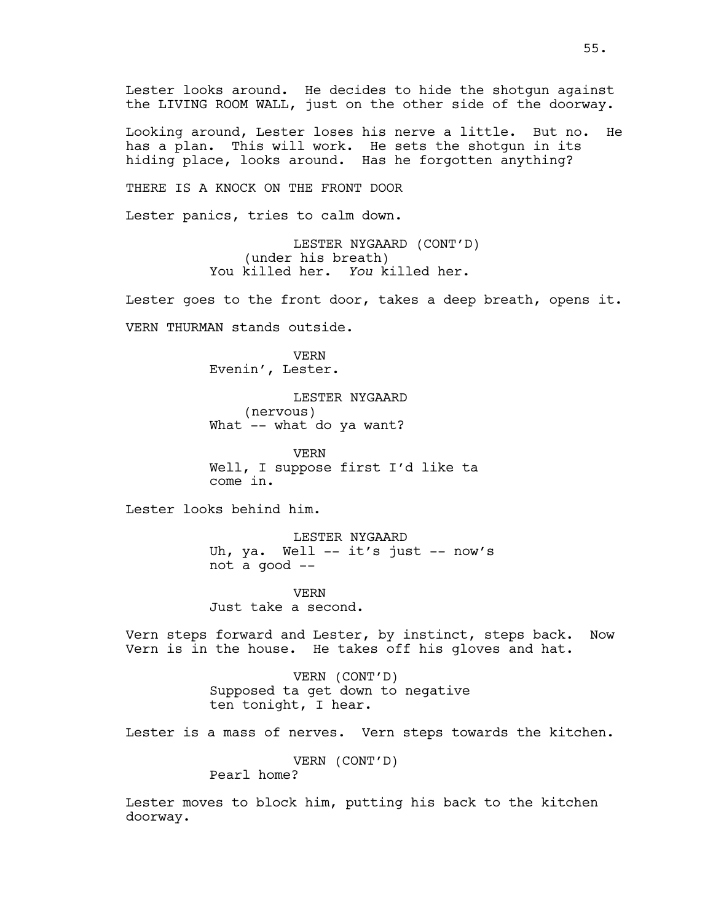Lester looks around. He decides to hide the shotgun against the LIVING ROOM WALL, just on the other side of the doorway.

Looking around, Lester loses his nerve a little. But no. He has a plan. This will work. He sets the shotgun in its hiding place, looks around. Has he forgotten anything?

THERE IS A KNOCK ON THE FRONT DOOR

Lester panics, tries to calm down.

LESTER NYGAARD (CONT'D)
(under his breath)
You killed her. *You* killed her.

Lester goes to the front door, takes a deep breath, opens it.

VERN THURMAN stands outside.

VERN
Evenin', Lester.

LESTER NYGAARD
(nervous)
What -- what do ya want?

VERN
Well, I suppose first I'd like ta come in.

Lester looks behind him.

LESTER NYGAARD
Uh, ya. Well -- it's just -- now's not a good --

VERN
Just take a second.

Vern steps forward and Lester, by instinct, steps back. Now Vern is in the house. He takes off his gloves and hat.

VERN (CONT'D)
Supposed ta get down to negative ten tonight, I hear.

Lester is a mass of nerves. Vern steps towards the kitchen.

VERN (CONT'D)
Pearl home?

Lester moves to block him, putting his back to the kitchen doorway.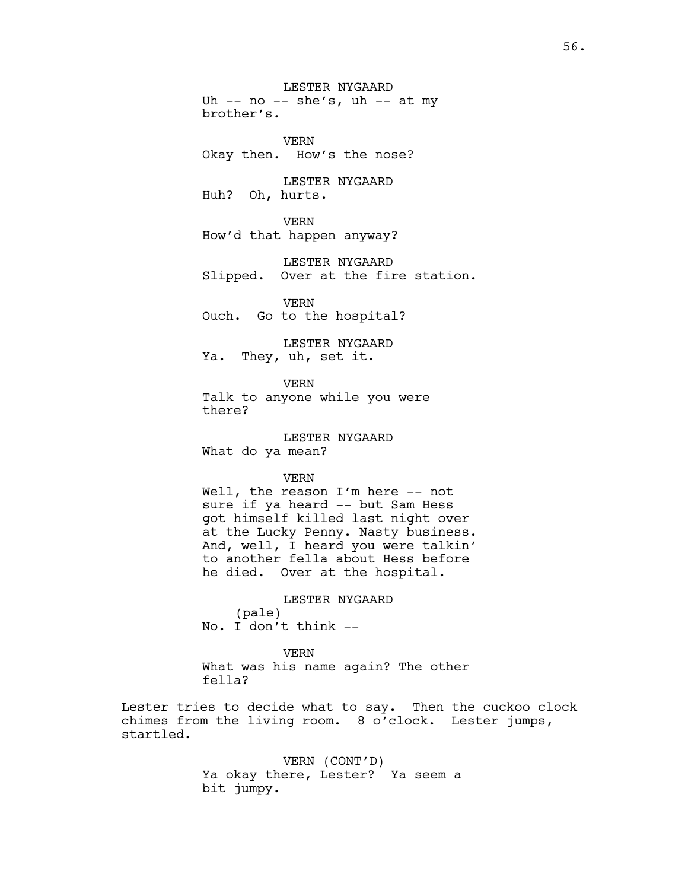LESTER NYGAARD
Uh -- no -- she's, uh -- at my brother's.

VERN
Okay then.  How's the nose?

LESTER NYGAARD
Huh?  Oh, hurts.

VERN
How'd that happen anyway?

LESTER NYGAARD
Slipped.  Over at the fire station.

VERN
Ouch.  Go to the hospital?

LESTER NYGAARD
Ya.  They, uh, set it.

VERN
Talk to anyone while you were there?

LESTER NYGAARD
What do ya mean?

VERN
Well, the reason I'm here -- not sure if ya heard -- but Sam Hess got himself killed last night over at the Lucky Penny. Nasty business. And, well, I heard you were talkin' to another fella about Hess before he died.  Over at the hospital.

LESTER NYGAARD
(pale)
No. I don't think --

VERN
What was his name again? The other fella?

Lester tries to decide what to say.  Then the cuckoo clock chimes from the living room.  8 o'clock.  Lester jumps, startled.

VERN (CONT'D)
Ya okay there, Lester?  Ya seem a bit jumpy.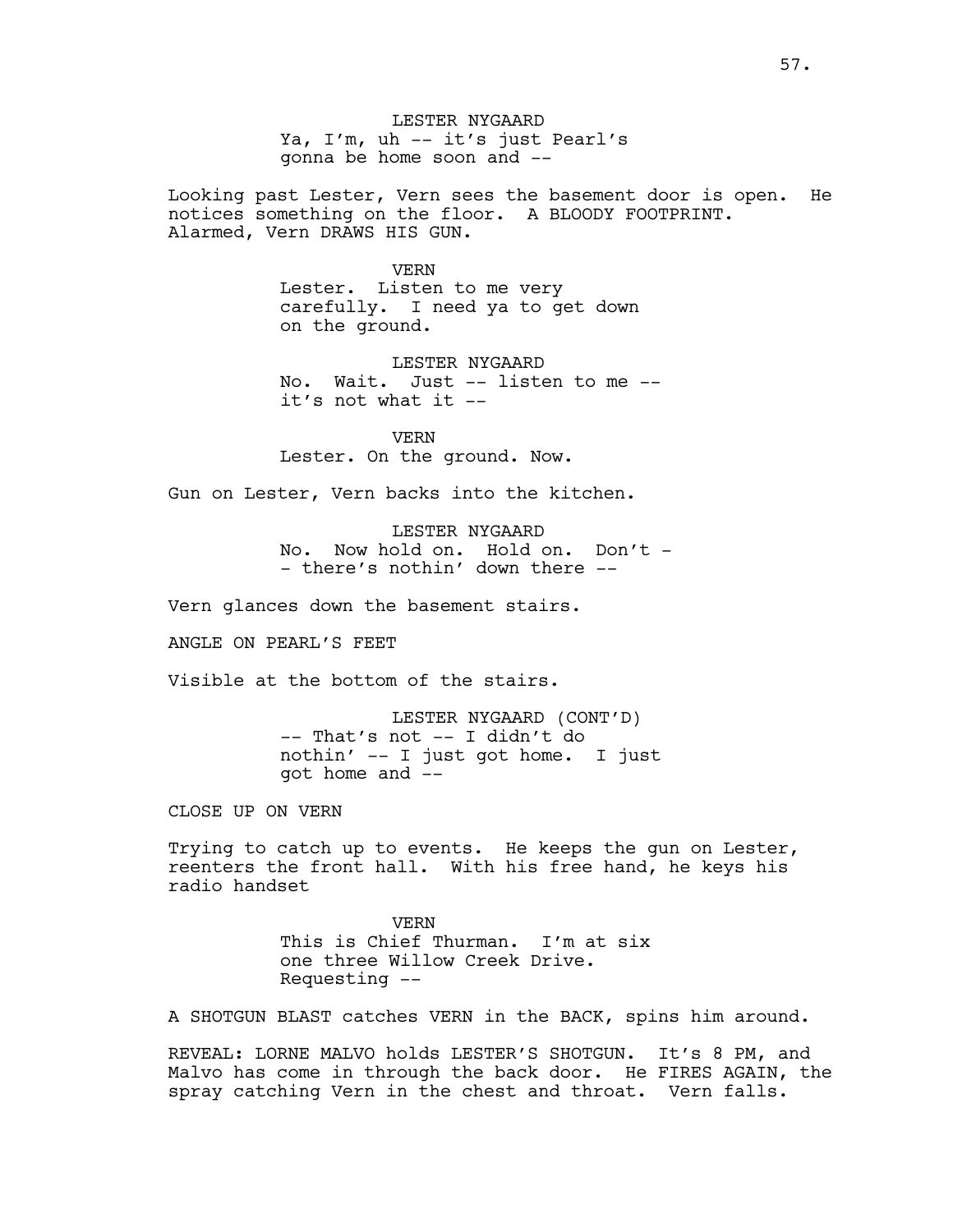LESTER NYGAARD

Ya, I'm, uh -- it's just Pearl's gonna be home soon and --

Looking past Lester, Vern sees the basement door is open. He notices something on the floor. A BLOODY FOOTPRINT. Alarmed, Vern DRAWS HIS GUN.

VERN

Lester. Listen to me very carefully. I need ya to get down on the ground.

LESTER NYGAARD

No. Wait. Just -- listen to me -- it's not what it --

VERN

Lester. On the ground. Now.

Gun on Lester, Vern backs into the kitchen.

LESTER NYGAARD

No. Now hold on. Hold on. Don't - - there's nothin' down there --

Vern glances down the basement stairs.

ANGLE ON PEARL'S FEET

Visible at the bottom of the stairs.

LESTER NYGAARD (CONT'D)

-- That's not -- I didn't do nothin' -- I just got home. I just got home and --

CLOSE UP ON VERN

Trying to catch up to events. He keeps the gun on Lester, reenters the front hall. With his free hand, he keys his radio handset

VERN

This is Chief Thurman. I'm at six one three Willow Creek Drive. Requesting --

A SHOTGUN BLAST catches VERN in the BACK, spins him around.

REVEAL: LORNE MALVO holds LESTER'S SHOTGUN. It's 8 PM, and Malvo has come in through the back door. He FIRES AGAIN, the spray catching Vern in the chest and throat. Vern falls.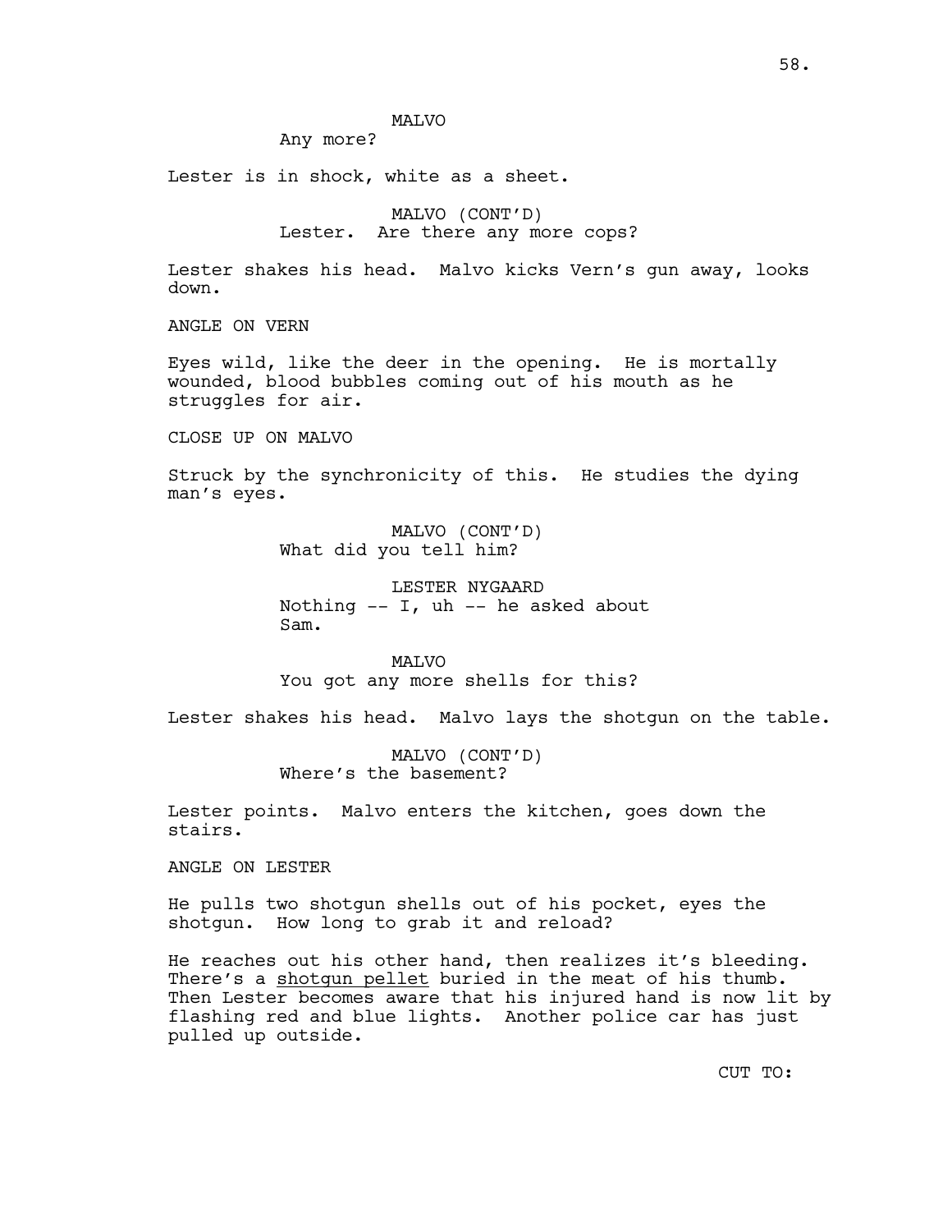MALVO
Any more?

Lester is in shock, white as a sheet.

MALVO (CONT'D)
Lester. Are there any more cops?

Lester shakes his head. Malvo kicks Vern's gun away, looks down.

ANGLE ON VERN

Eyes wild, like the deer in the opening. He is mortally wounded, blood bubbles coming out of his mouth as he struggles for air.

CLOSE UP ON MALVO

Struck by the synchronicity of this. He studies the dying man's eyes.

MALVO (CONT'D)
What did you tell him?

LESTER NYGAARD
Nothing -- I, uh -- he asked about Sam.

MALVO
You got any more shells for this?

Lester shakes his head. Malvo lays the shotgun on the table.

MALVO (CONT'D)
Where's the basement?

Lester points. Malvo enters the kitchen, goes down the stairs.

ANGLE ON LESTER

He pulls two shotgun shells out of his pocket, eyes the shotgun. How long to grab it and reload?

He reaches out his other hand, then realizes it's bleeding. There's a <u>shotgun pellet</u> buried in the meat of his thumb. Then Lester becomes aware that his injured hand is now lit by flashing red and blue lights. Another police car has just pulled up outside.

CUT TO: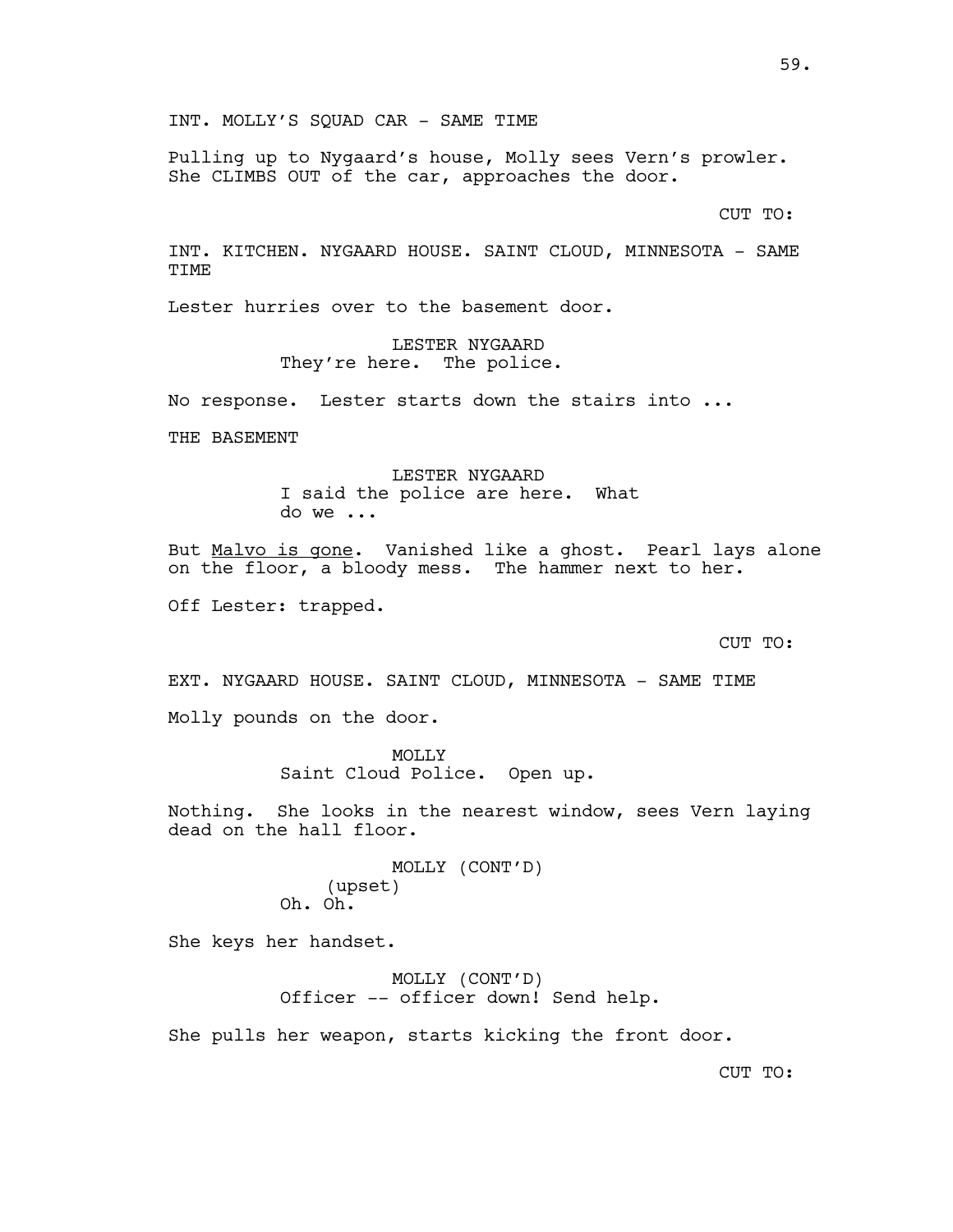INT. MOLLY'S SQUAD CAR - SAME TIME

Pulling up to Nygaard's house, Molly sees Vern's prowler. She CLIMBS OUT of the car, approaches the door.

CUT TO:

INT. KITCHEN. NYGAARD HOUSE. SAINT CLOUD, MINNESOTA - SAME TIME

Lester hurries over to the basement door.

LESTER NYGAARD
They're here. The police.

No response. Lester starts down the stairs into ...

THE BASEMENT

LESTER NYGAARD
I said the police are here. What do we ...

But Malvo is gone. Vanished like a ghost. Pearl lays alone on the floor, a bloody mess. The hammer next to her.

Off Lester: trapped.

CUT TO:

EXT. NYGAARD HOUSE. SAINT CLOUD, MINNESOTA - SAME TIME

Molly pounds on the door.

MOLLY
Saint Cloud Police. Open up.

Nothing. She looks in the nearest window, sees Vern laying dead on the hall floor.

MOLLY (CONT'D)
(upset)
Oh. Oh.

She keys her handset.

MOLLY (CONT'D)
Officer -- officer down! Send help.

She pulls her weapon, starts kicking the front door.

CUT TO: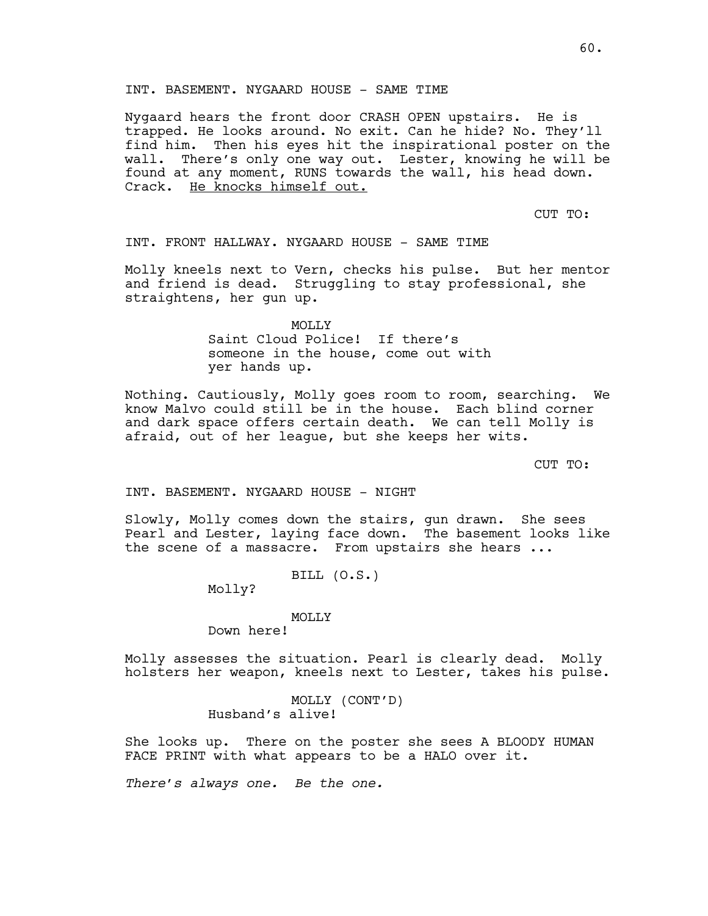INT. BASEMENT. NYGAARD HOUSE - SAME TIME

Nygaard hears the front door CRASH OPEN upstairs. He is trapped. He looks around. No exit. Can he hide? No. They'll find him. Then his eyes hit the inspirational poster on the wall. There's only one way out. Lester, knowing he will be found at any moment, RUNS towards the wall, his head down. Crack. <u>He knocks himself out.</u>

CUT TO:

INT. FRONT HALLWAY. NYGAARD HOUSE - SAME TIME

Molly kneels next to Vern, checks his pulse. But her mentor and friend is dead. Struggling to stay professional, she straightens, her gun up.

MOLLY
Saint Cloud Police! If there's someone in the house, come out with yer hands up.

Nothing. Cautiously, Molly goes room to room, searching. We know Malvo could still be in the house. Each blind corner and dark space offers certain death. We can tell Molly is afraid, out of her league, but she keeps her wits.

CUT TO:

INT. BASEMENT. NYGAARD HOUSE - NIGHT

Slowly, Molly comes down the stairs, gun drawn. She sees Pearl and Lester, laying face down. The basement looks like the scene of a massacre. From upstairs she hears ...

BILL (O.S.)
Molly?

MOLLY
Down here!

Molly assesses the situation. Pearl is clearly dead. Molly holsters her weapon, kneels next to Lester, takes his pulse.

MOLLY (CONT'D)
Husband's alive!

She looks up. There on the poster she sees A BLOODY HUMAN FACE PRINT with what appears to be a HALO over it.

*There's always one. Be the one.*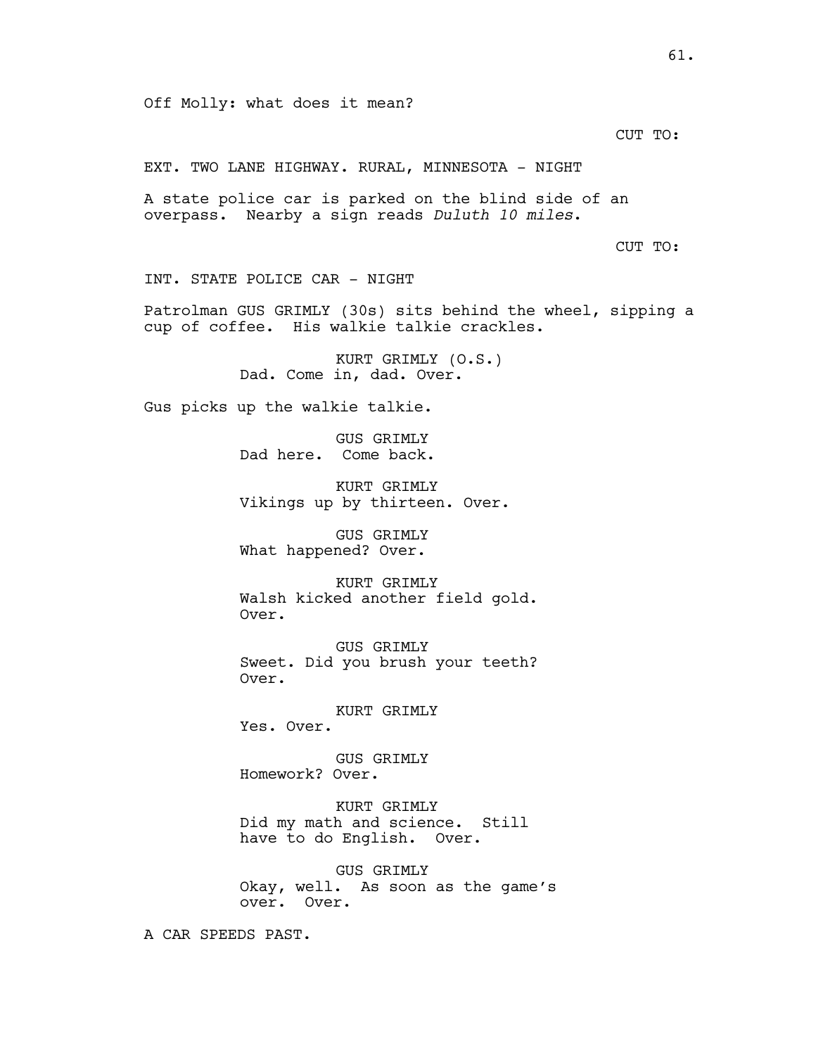Off Molly: what does it mean?

CUT TO:

EXT. TWO LANE HIGHWAY. RURAL, MINNESOTA - NIGHT

A state police car is parked on the blind side of an overpass. Nearby a sign reads *Duluth 10 miles*.

CUT TO:

INT. STATE POLICE CAR - NIGHT

Patrolman GUS GRIMLY (30s) sits behind the wheel, sipping a cup of coffee. His walkie talkie crackles.

KURT GRIMLY (O.S.)
Dad. Come in, dad. Over.

Gus picks up the walkie talkie.

GUS GRIMLY
Dad here. Come back.

KURT GRIMLY
Vikings up by thirteen. Over.

GUS GRIMLY
What happened? Over.

KURT GRIMLY
Walsh kicked another field gold. Over.

GUS GRIMLY
Sweet. Did you brush your teeth? Over.

KURT GRIMLY
Yes. Over.

GUS GRIMLY
Homework? Over.

KURT GRIMLY
Did my math and science. Still have to do English. Over.

GUS GRIMLY
Okay, well. As soon as the game's over. Over.

A CAR SPEEDS PAST.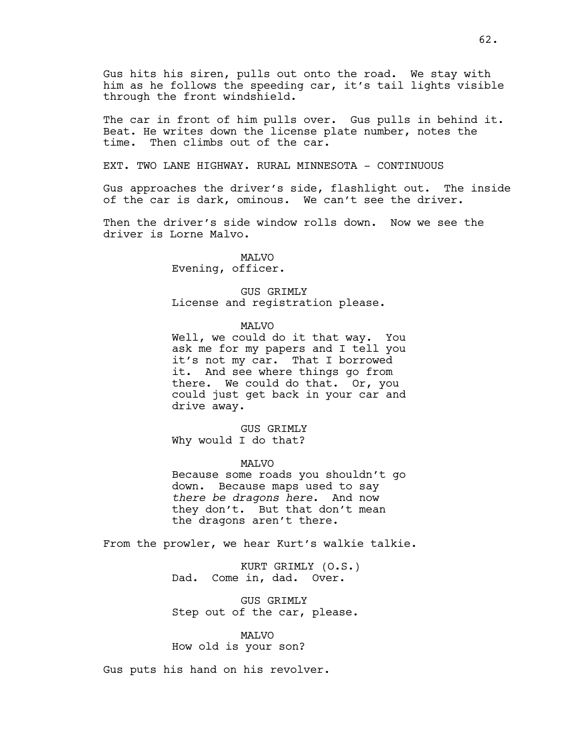Gus hits his siren, pulls out onto the road. We stay with him as he follows the speeding car, it's tail lights visible through the front windshield.

The car in front of him pulls over. Gus pulls in behind it. Beat. He writes down the license plate number, notes the time. Then climbs out of the car.

EXT. TWO LANE HIGHWAY. RURAL MINNESOTA - CONTINUOUS

Gus approaches the driver's side, flashlight out. The inside of the car is dark, ominous. We can't see the driver.

Then the driver's side window rolls down. Now we see the driver is Lorne Malvo.

MALVO
Evening, officer.

GUS GRIMLY
License and registration please.

MALVO
Well, we could do it that way. You ask me for my papers and I tell you it's not my car. That I borrowed it. And see where things go from there. We could do that. Or, you could just get back in your car and drive away.

GUS GRIMLY
Why would I do that?

MALVO
Because some roads you shouldn't go down. Because maps used to say *there be dragons here*. And now they don't. But that don't mean the dragons aren't there.

From the prowler, we hear Kurt's walkie talkie.

KURT GRIMLY (O.S.)
Dad. Come in, dad. Over.

GUS GRIMLY
Step out of the car, please.

MALVO
How old is your son?

Gus puts his hand on his revolver.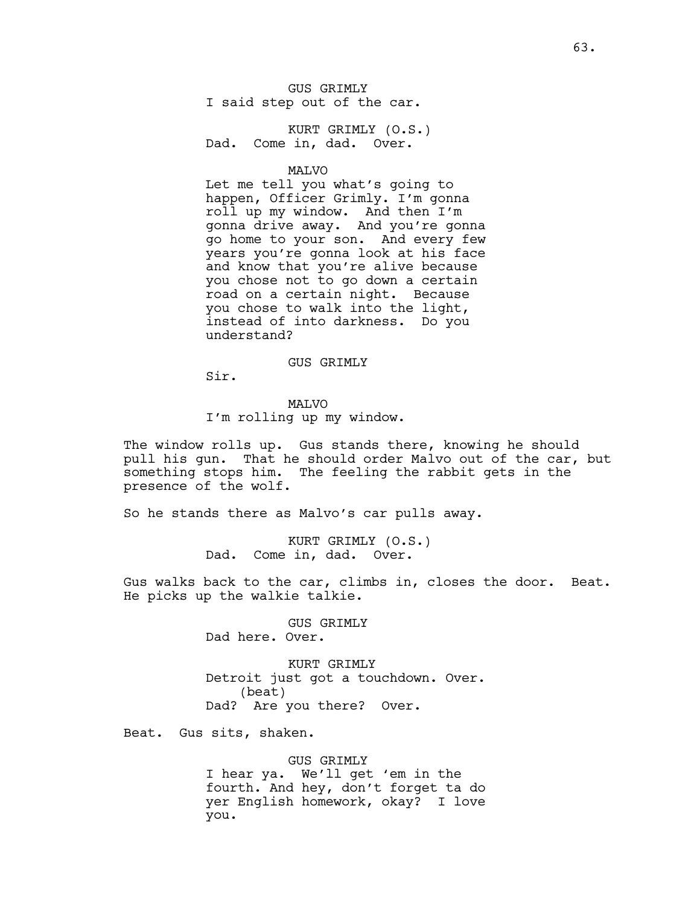GUS GRIMLY
I said step out of the car.

KURT GRIMLY (O.S.)
Dad. Come in, dad. Over.

MALVO
Let me tell you what's going to happen, Officer Grimly. I'm gonna roll up my window. And then I'm gonna drive away. And you're gonna go home to your son. And every few years you're gonna look at his face and know that you're alive because you chose not to go down a certain road on a certain night. Because you chose to walk into the light, instead of into darkness. Do you understand?

GUS GRIMLY
Sir.

MALVO
I'm rolling up my window.

The window rolls up. Gus stands there, knowing he should pull his gun. That he should order Malvo out of the car, but something stops him. The feeling the rabbit gets in the presence of the wolf.

So he stands there as Malvo's car pulls away.

KURT GRIMLY (O.S.)
Dad. Come in, dad. Over.

Gus walks back to the car, climbs in, closes the door. Beat. He picks up the walkie talkie.

GUS GRIMLY
Dad here. Over.

KURT GRIMLY
Detroit just got a touchdown. Over.
(beat)
Dad? Are you there? Over.

Beat. Gus sits, shaken.

GUS GRIMLY
I hear ya. We'll get 'em in the fourth. And hey, don't forget ta do yer English homework, okay? I love you.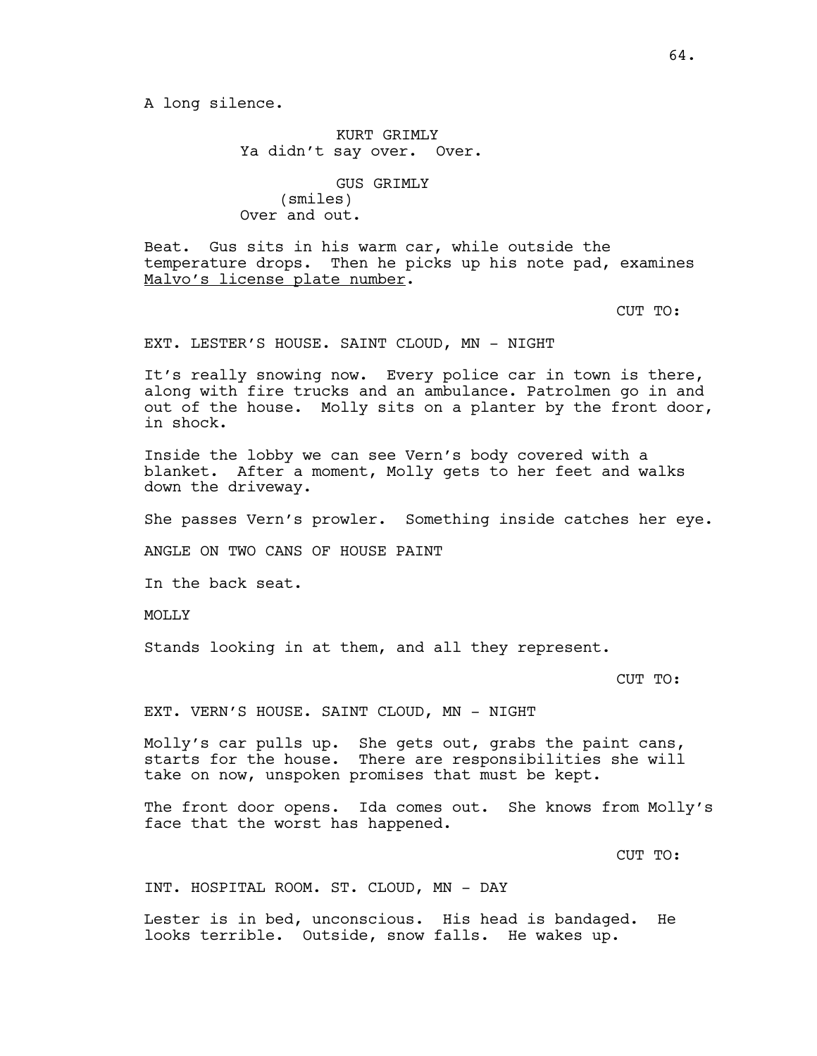A long silence.

KURT GRIMLY
Ya didn't say over. Over.

GUS GRIMLY
(smiles)
Over and out.

Beat. Gus sits in his warm car, while outside the temperature drops. Then he picks up his note pad, examines Malvo's license plate number.

CUT TO:

EXT. LESTER'S HOUSE. SAINT CLOUD, MN - NIGHT

It's really snowing now. Every police car in town is there, along with fire trucks and an ambulance. Patrolmen go in and out of the house. Molly sits on a planter by the front door, in shock.

Inside the lobby we can see Vern's body covered with a blanket. After a moment, Molly gets to her feet and walks down the driveway.

She passes Vern's prowler. Something inside catches her eye.

ANGLE ON TWO CANS OF HOUSE PAINT

In the back seat.

MOLLY

Stands looking in at them, and all they represent.

CUT TO:

EXT. VERN'S HOUSE. SAINT CLOUD, MN - NIGHT

Molly's car pulls up. She gets out, grabs the paint cans, starts for the house. There are responsibilities she will take on now, unspoken promises that must be kept.

The front door opens. Ida comes out. She knows from Molly's face that the worst has happened.

CUT TO:

INT. HOSPITAL ROOM. ST. CLOUD, MN - DAY

Lester is in bed, unconscious. His head is bandaged. He looks terrible. Outside, snow falls. He wakes up.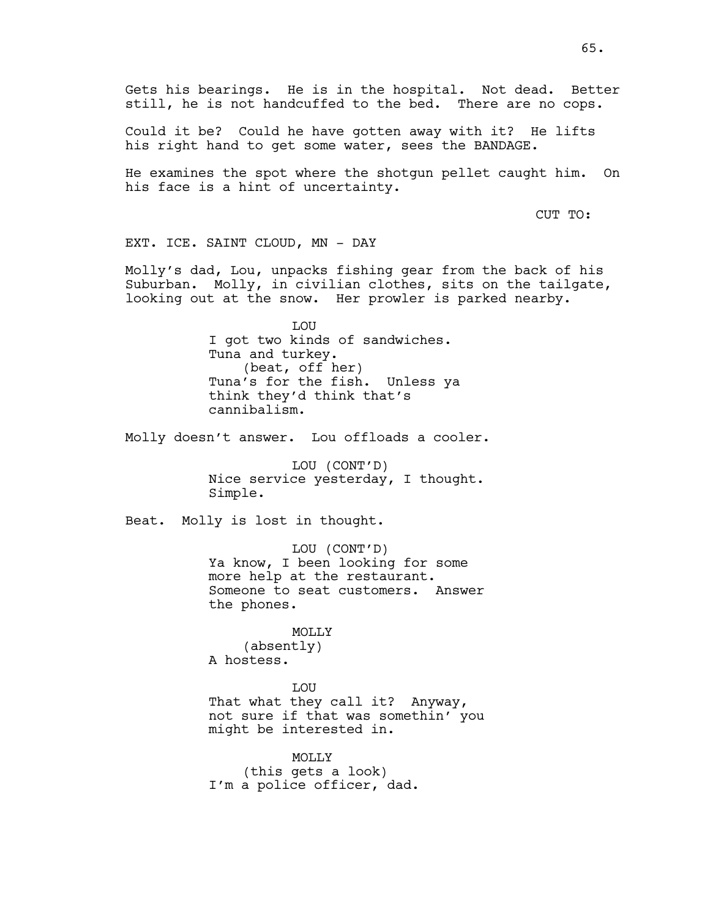Gets his bearings. He is in the hospital. Not dead. Better still, he is not handcuffed to the bed. There are no cops.

Could it be? Could he have gotten away with it? He lifts his right hand to get some water, sees the BANDAGE.

He examines the spot where the shotgun pellet caught him. On his face is a hint of uncertainty.

CUT TO:

EXT. ICE. SAINT CLOUD, MN - DAY

Molly's dad, Lou, unpacks fishing gear from the back of his Suburban. Molly, in civilian clothes, sits on the tailgate, looking out at the snow. Her prowler is parked nearby.

LOU
I got two kinds of sandwiches. Tuna and turkey.
(beat, off her)
Tuna's for the fish. Unless ya think they'd think that's cannibalism.

Molly doesn't answer. Lou offloads a cooler.

LOU (CONT'D)
Nice service yesterday, I thought. Simple.

Beat. Molly is lost in thought.

LOU (CONT'D)
Ya know, I been looking for some more help at the restaurant. Someone to seat customers. Answer the phones.

MOLLY
(absently)
A hostess.

LOU
That what they call it? Anyway, not sure if that was somethin' you might be interested in.

MOLLY
(this gets a look)
I'm a police officer, dad.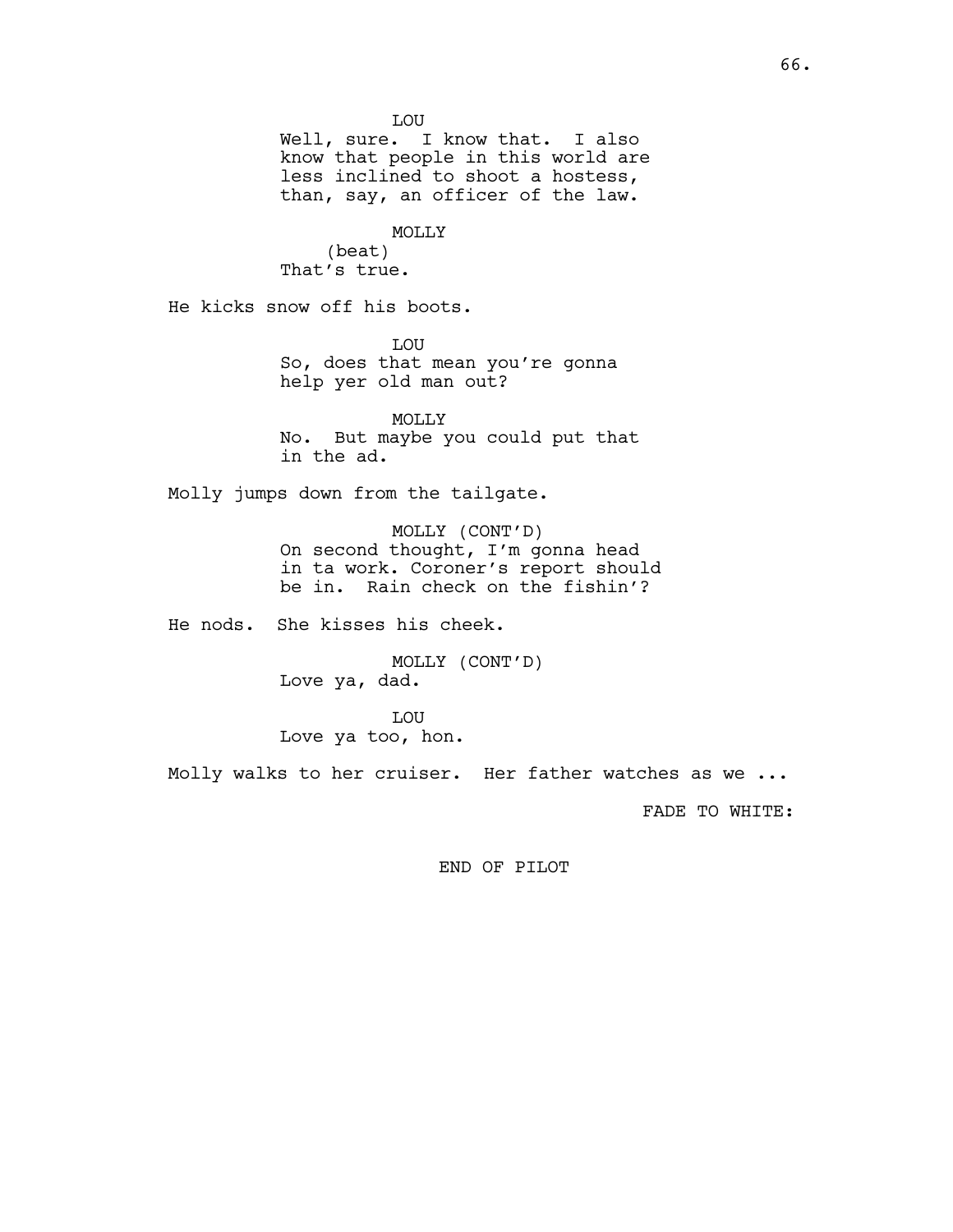LOU
Well, sure. I know that. I also know that people in this world are less inclined to shoot a hostess, than, say, an officer of the law.

MOLLY
(beat)
That's true.

He kicks snow off his boots.

LOU
So, does that mean you're gonna help yer old man out?

MOLLY
No. But maybe you could put that in the ad.

Molly jumps down from the tailgate.

MOLLY (CONT'D)
On second thought, I'm gonna head in ta work. Coroner's report should be in. Rain check on the fishin'?

He nods. She kisses his cheek.

MOLLY (CONT'D)
Love ya, dad.

LOU
Love ya too, hon.

Molly walks to her cruiser. Her father watches as we ...

FADE TO WHITE:

END OF PILOT